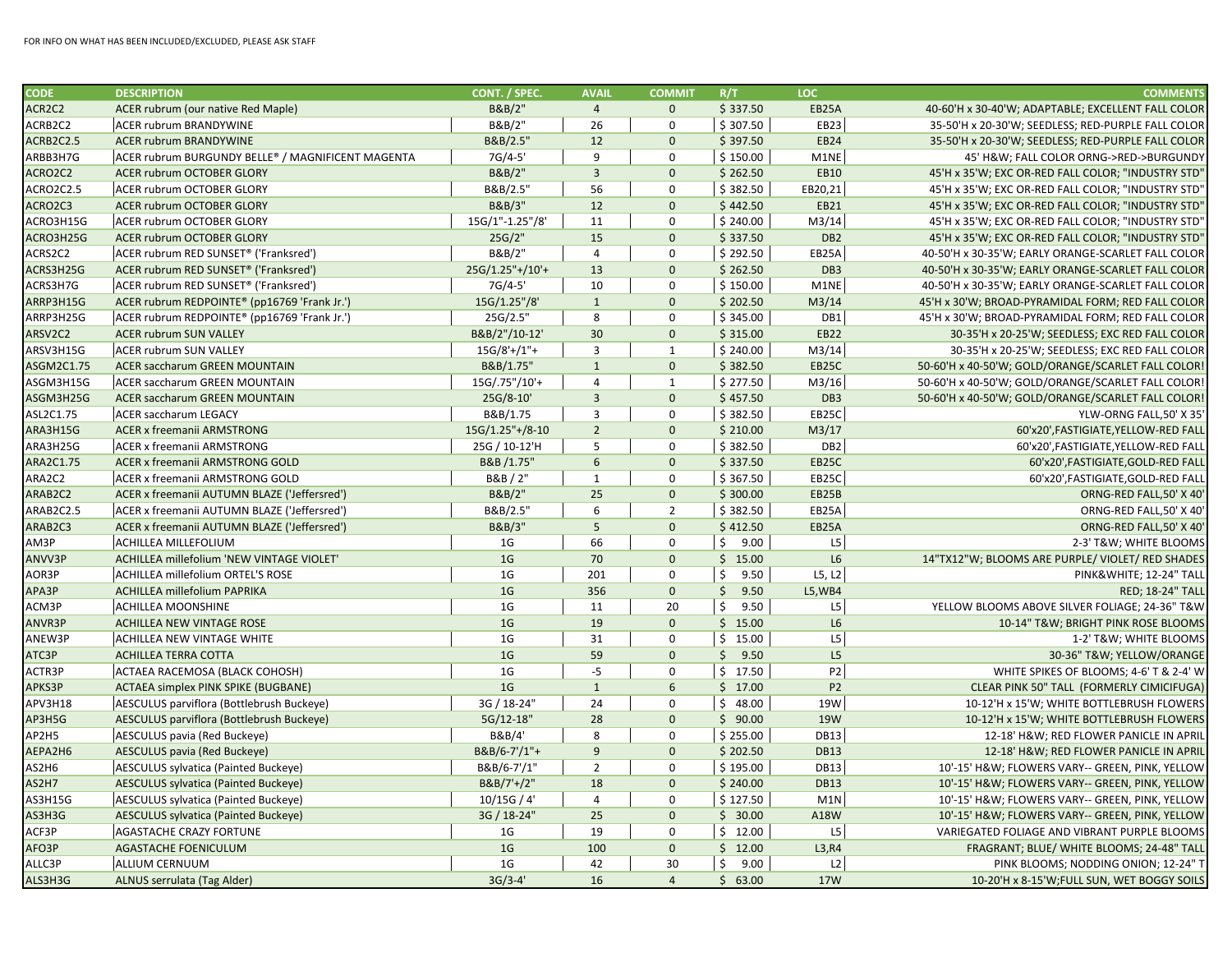FOR INFO ON WHAT HAS BEEN INCLUDED/EXCLUDED, PLEASE ASK STAFF

| CODE | DESCRIPTION | CONT. / SPEC. | AVAIL | COMMIT | R/T | LOC | COMMENTS |
|---|---|---|---|---|---|---|---|
| ACR2C2 | ACER rubrum (our native Red Maple) | B&B/2" | 4 | 0 | $ 337.50 | EB25A | 40-60'H x 30-40'W; ADAPTABLE; EXCELLENT FALL COLOR |
| ACRB2C2 | ACER rubrum BRANDYWINE | B&B/2" | 26 | 0 | $ 307.50 | EB23 | 35-50'H x 20-30'W; SEEDLESS; RED-PURPLE FALL COLOR |
| ACRB2C2.5 | ACER rubrum BRANDYWINE | B&B/2.5" | 12 | 0 | $ 397.50 | EB24 | 35-50'H x 20-30'W; SEEDLESS; RED-PURPLE FALL COLOR |
| ARBB3H7G | ACER rubrum BURGUNDY BELLE® / MAGNIFICENT MAGENTA | 7G/4-5' | 9 | 0 | $ 150.00 | M1NE | 45' H&W; FALL COLOR ORNG->RED->BURGUNDY |
| ACRO2C2 | ACER rubrum OCTOBER GLORY | B&B/2" | 3 | 0 | $ 262.50 | EB10 | 45'H x 35'W; EXC OR-RED FALL COLOR; "INDUSTRY STD" |
| ACRO2C2.5 | ACER rubrum OCTOBER GLORY | B&B/2.5" | 56 | 0 | $ 382.50 | EB20,21 | 45'H x 35'W; EXC OR-RED FALL COLOR; "INDUSTRY STD" |
| ACRO2C3 | ACER rubrum OCTOBER GLORY | B&B/3" | 12 | 0 | $ 442.50 | EB21 | 45'H x 35'W; EXC OR-RED FALL COLOR; "INDUSTRY STD" |
| ACRO3H15G | ACER rubrum OCTOBER GLORY | 15G/1"-1.25"/8' | 11 | 0 | $ 240.00 | M3/14 | 45'H x 35'W; EXC OR-RED FALL COLOR; "INDUSTRY STD" |
| ACRO3H25G | ACER rubrum OCTOBER GLORY | 25G/2" | 15 | 0 | $ 337.50 | DB2 | 45'H x 35'W; EXC OR-RED FALL COLOR; "INDUSTRY STD" |
| ACRS2C2 | ACER rubrum RED SUNSET® ('Franksred') | B&B/2" | 4 | 0 | $ 292.50 | EB25A | 40-50'H x 30-35'W; EARLY ORANGE-SCARLET FALL COLOR |
| ACRS3H25G | ACER rubrum RED SUNSET® ('Franksred') | 25G/1.25"+/10'+ | 13 | 0 | $ 262.50 | DB3 | 40-50'H x 30-35'W; EARLY ORANGE-SCARLET FALL COLOR |
| ACRS3H7G | ACER rubrum RED SUNSET® ('Franksred') | 7G/4-5' | 10 | 0 | $ 150.00 | M1NE | 40-50'H x 30-35'W; EARLY ORANGE-SCARLET FALL COLOR |
| ARRP3H15G | ACER rubrum REDPOINTE® (pp16769 'Frank Jr.') | 15G/1.25"/8' | 1 | 0 | $ 202.50 | M3/14 | 45'H x 30'W; BROAD-PYRAMIDAL FORM; RED FALL COLOR |
| ARRP3H25G | ACER rubrum REDPOINTE® (pp16769 'Frank Jr.') | 25G/2.5" | 8 | 0 | $ 345.00 | DB1 | 45'H x 30'W; BROAD-PYRAMIDAL FORM; RED FALL COLOR |
| ARSV2C2 | ACER rubrum SUN VALLEY | B&B/2"/10-12' | 30 | 0 | $ 315.00 | EB22 | 30-35'H x 20-25'W; SEEDLESS; EXC RED FALL COLOR |
| ARSV3H15G | ACER rubrum SUN VALLEY | 15G/8'+/1"+ | 3 | 1 | $ 240.00 | M3/14 | 30-35'H x 20-25'W; SEEDLESS; EXC RED FALL COLOR |
| ASGM2C1.75 | ACER saccharum GREEN MOUNTAIN | B&B/1.75" | 1 | 0 | $ 382.50 | EB25C | 50-60'H x 40-50'W; GOLD/ORANGE/SCARLET FALL COLOR! |
| ASGM3H15G | ACER saccharum GREEN MOUNTAIN | 15G/.75"/10'+ | 4 | 1 | $ 277.50 | M3/16 | 50-60'H x 40-50'W; GOLD/ORANGE/SCARLET FALL COLOR! |
| ASGM3H25G | ACER saccharum GREEN MOUNTAIN | 25G/8-10' | 3 | 0 | $ 457.50 | DB3 | 50-60'H x 40-50'W; GOLD/ORANGE/SCARLET FALL COLOR! |
| ASL2C1.75 | ACER saccharum LEGACY | B&B/1.75 | 3 | 0 | $ 382.50 | EB25C | YLW-ORNG FALL,50' X 35' |
| ARA3H15G | ACER x freemanii ARMSTRONG | 15G/1.25"+/8-10 | 2 | 0 | $ 210.00 | M3/17 | 60'x20',FASTIGIATE,YELLOW-RED FALL |
| ARA3H25G | ACER x freemanii ARMSTRONG | 25G / 10-12'H | 5 | 0 | $ 382.50 | DB2 | 60'x20',FASTIGIATE,YELLOW-RED FALL |
| ARA2C1.75 | ACER x freemanii ARMSTRONG GOLD | B&B /1.75" | 6 | 0 | $ 337.50 | EB25C | 60'x20',FASTIGIATE,GOLD-RED FALL |
| ARA2C2 | ACER x freemanii ARMSTRONG GOLD | B&B / 2" | 1 | 0 | $ 367.50 | EB25C | 60'x20',FASTIGIATE,GOLD-RED FALL |
| ARAB2C2 | ACER x freemanii AUTUMN BLAZE ('Jeffersred') | B&B/2" | 25 | 0 | $ 300.00 | EB25B | ORNG-RED FALL,50' X 40' |
| ARAB2C2.5 | ACER x freemanii AUTUMN BLAZE ('Jeffersred') | B&B/2.5" | 6 | 2 | $ 382.50 | EB25A | ORNG-RED FALL,50' X 40' |
| ARAB2C3 | ACER x freemanii AUTUMN BLAZE ('Jeffersred') | B&B/3" | 5 | 0 | $ 412.50 | EB25A | ORNG-RED FALL,50' X 40' |
| AM3P | ACHILLEA MILLEFOLIUM | 1G | 66 | 0 | $ 9.00 | L5 | 2-3' T&W; WHITE BLOOMS |
| ANVV3P | ACHILLEA millefolium 'NEW VINTAGE VIOLET' | 1G | 70 | 0 | $ 15.00 | L6 | 14"TX12"W; BLOOMS ARE PURPLE/ VIOLET/ RED SHADES |
| AOR3P | ACHILLEA millefolium ORTEL'S ROSE | 1G | 201 | 0 | $ 9.50 | L5, L2 | PINK&WHITE; 12-24" TALL |
| APA3P | ACHILLEA millefolium PAPRIKA | 1G | 356 | 0 | $ 9.50 | L5,WB4 | RED; 18-24" TALL |
| ACM3P | ACHILLEA MOONSHINE | 1G | 11 | 20 | $ 9.50 | L5 | YELLOW BLOOMS ABOVE SILVER FOLIAGE; 24-36" T&W |
| ANVR3P | ACHILLEA NEW VINTAGE ROSE | 1G | 19 | 0 | $ 15.00 | L6 | 10-14" T&W; BRIGHT PINK ROSE BLOOMS |
| ANEW3P | ACHILLEA NEW VINTAGE WHITE | 1G | 31 | 0 | $ 15.00 | L5 | 1-2' T&W; WHITE BLOOMS |
| ATC3P | ACHILLEA TERRA COTTA | 1G | 59 | 0 | $ 9.50 | L5 | 30-36" T&W; YELLOW/ORANGE |
| ACTR3P | ACTAEA RACEMOSA (BLACK COHOSH) | 1G | -5 | 0 | $ 17.50 | P2 | WHITE SPIKES OF BLOOMS; 4-6' T & 2-4' W |
| APKS3P | ACTAEA simplex PINK SPIKE (BUGBANE) | 1G | 1 | 6 | $ 17.00 | P2 | CLEAR PINK 50" TALL (FORMERLY CIMICIFUGA) |
| APV3H18 | AESCULUS parviflora (Bottlebrush Buckeye) | 3G / 18-24" | 24 | 0 | $ 48.00 | 19W | 10-12'H x 15'W; WHITE BOTTLEBRUSH FLOWERS |
| AP3H5G | AESCULUS parviflora (Bottlebrush Buckeye) | 5G/12-18" | 28 | 0 | $ 90.00 | 19W | 10-12'H x 15'W; WHITE BOTTLEBRUSH FLOWERS |
| AP2H5 | AESCULUS pavia (Red Buckeye) | B&B/4' | 8 | 0 | $ 255.00 | DB13 | 12-18' H&W; RED FLOWER PANICLE IN APRIL |
| AEPA2H6 | AESCULUS pavia (Red Buckeye) | B&B/6-7'/1"+ | 9 | 0 | $ 202.50 | DB13 | 12-18' H&W; RED FLOWER PANICLE IN APRIL |
| AS2H6 | AESCULUS sylvatica (Painted Buckeye) | B&B/6-7'/1" | 2 | 0 | $ 195.00 | DB13 | 10'-15' H&W; FLOWERS VARY-- GREEN, PINK, YELLOW |
| AS2H7 | AESCULUS sylvatica (Painted Buckeye) | B&B/7'+/2" | 18 | 0 | $ 240.00 | DB13 | 10'-15' H&W; FLOWERS VARY-- GREEN, PINK, YELLOW |
| AS3H15G | AESCULUS sylvatica (Painted Buckeye) | 10/15G / 4' | 4 | 0 | $ 127.50 | M1N | 10'-15' H&W; FLOWERS VARY-- GREEN, PINK, YELLOW |
| AS3H3G | AESCULUS sylvatica (Painted Buckeye) | 3G / 18-24" | 25 | 0 | $ 30.00 | A18W | 10'-15' H&W; FLOWERS VARY-- GREEN, PINK, YELLOW |
| ACF3P | AGASTACHE CRAZY FORTUNE | 1G | 19 | 0 | $ 12.00 | L5 | VARIEGATED FOLIAGE AND VIBRANT PURPLE BLOOMS |
| AFO3P | AGASTACHE FOENICULUM | 1G | 100 | 0 | $ 12.00 | L3,R4 | FRAGRANT; BLUE/ WHITE BLOOMS; 24-48" TALL |
| ALLC3P | ALLIUM CERNUUM | 1G | 42 | 30 | $ 9.00 | L2 | PINK BLOOMS; NODDING ONION; 12-24" T |
| ALS3H3G | ALNUS serrulata (Tag Alder) | 3G/3-4' | 16 | 4 | $ 63.00 | 17W | 10-20'H x 8-15'W;FULL SUN, WET BOGGY SOILS |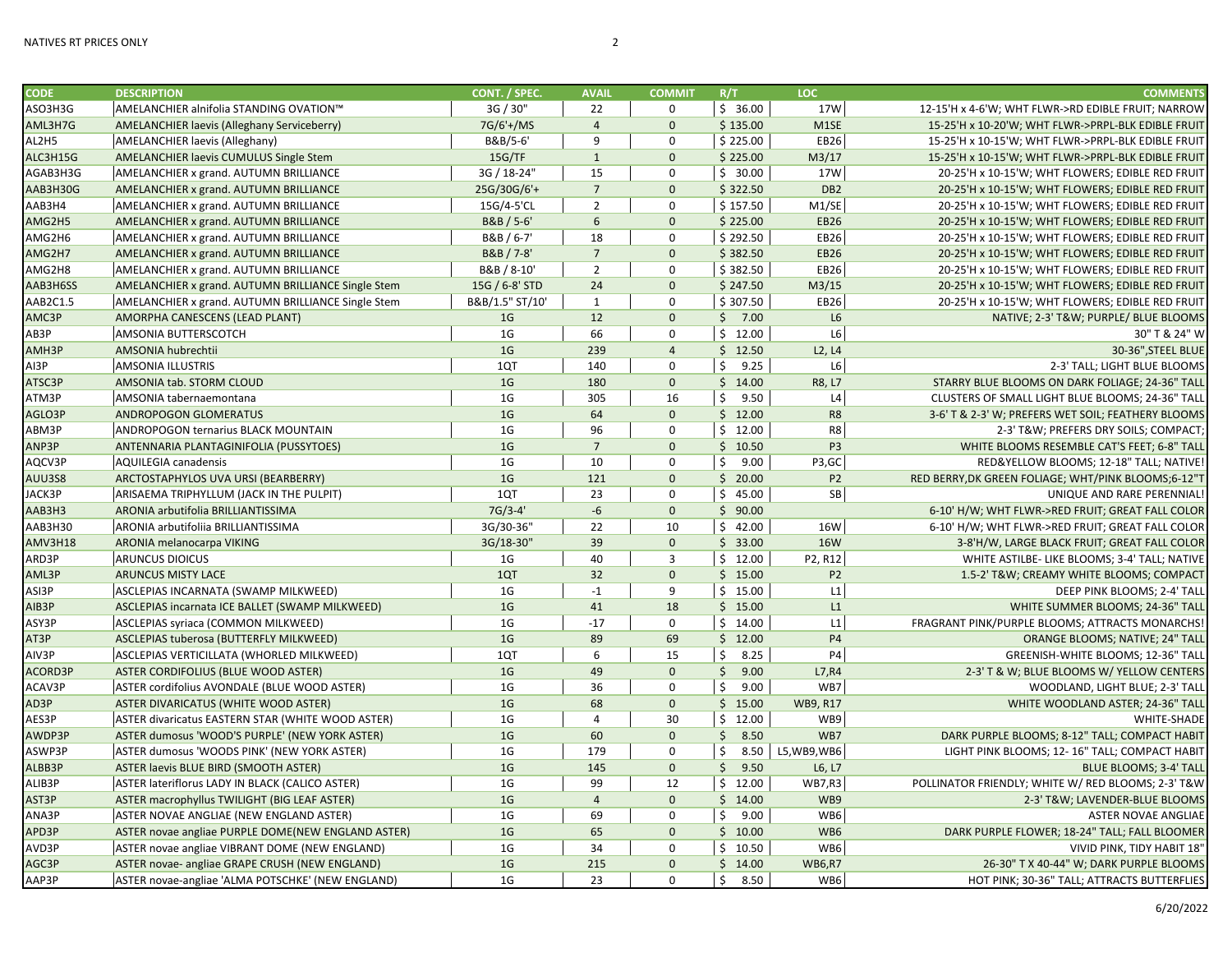| CODE | DESCRIPTION | CONT. / SPEC. | AVAIL | COMMIT | R/T | LOC | COMMENTS |
|---|---|---|---|---|---|---|---|
| ASO3H3G | AMELANCHIER alnifolia STANDING OVATION™ | 3G / 30" | 22 | 0 | $ 36.00 | 17W | 12-15'H x 4-6'W; WHT FLWR->RD EDIBLE FRUIT; NARROW |
| AML3H7G | AMELANCHIER laevis (Alleghany Serviceberry) | 7G/6'+/MS | 4 | 0 | $ 135.00 | M1SE | 15-25'H x 10-20'W; WHT FLWR->PRPL-BLK EDIBLE FRUIT |
| AL2H5 | AMELANCHIER laevis (Alleghany) | B&B/5-6' | 9 | 0 | $ 225.00 | EB26 | 15-25'H x 10-15'W; WHT FLWR->PRPL-BLK EDIBLE FRUIT |
| ALC3H15G | AMELANCHIER laevis CUMULUS Single Stem | 15G/TF | 1 | 0 | $ 225.00 | M3/17 | 15-25'H x 10-15'W; WHT FLWR->PRPL-BLK EDIBLE FRUIT |
| AGAB3H3G | AMELANCHIER x grand. AUTUMN BRILLIANCE | 3G / 18-24" | 15 | 0 | $ 30.00 | 17W | 20-25'H x 10-15'W; WHT FLOWERS; EDIBLE RED FRUIT |
| AAB3H30G | AMELANCHIER x grand. AUTUMN BRILLIANCE | 25G/30G/6'+ | 7 | 0 | $ 322.50 | DB2 | 20-25'H x 10-15'W; WHT FLOWERS; EDIBLE RED FRUIT |
| AAB3H4 | AMELANCHIER x grand. AUTUMN BRILLIANCE | 15G/4-5'CL | 2 | 0 | $ 157.50 | M1/SE | 20-25'H x 10-15'W; WHT FLOWERS; EDIBLE RED FRUIT |
| AMG2H5 | AMELANCHIER x grand. AUTUMN BRILLIANCE | B&B / 5-6' | 6 | 0 | $ 225.00 | EB26 | 20-25'H x 10-15'W; WHT FLOWERS; EDIBLE RED FRUIT |
| AMG2H6 | AMELANCHIER x grand. AUTUMN BRILLIANCE | B&B / 6-7' | 18 | 0 | $ 292.50 | EB26 | 20-25'H x 10-15'W; WHT FLOWERS; EDIBLE RED FRUIT |
| AMG2H7 | AMELANCHIER x grand. AUTUMN BRILLIANCE | B&B / 7-8' | 7 | 0 | $ 382.50 | EB26 | 20-25'H x 10-15'W; WHT FLOWERS; EDIBLE RED FRUIT |
| AMG2H8 | AMELANCHIER x grand. AUTUMN BRILLIANCE | B&B / 8-10' | 2 | 0 | $ 382.50 | EB26 | 20-25'H x 10-15'W; WHT FLOWERS; EDIBLE RED FRUIT |
| AAB3H6SS | AMELANCHIER x grand. AUTUMN BRILLIANCE Single Stem | 15G / 6-8' STD | 24 | 0 | $ 247.50 | M3/15 | 20-25'H x 10-15'W; WHT FLOWERS; EDIBLE RED FRUIT |
| AAB2C1.5 | AMELANCHIER x grand. AUTUMN BRILLIANCE Single Stem | B&B/1.5" ST/10' | 1 | 0 | $ 307.50 | EB26 | 20-25'H x 10-15'W; WHT FLOWERS; EDIBLE RED FRUIT |
| AMC3P | AMORPHA CANESCENS (LEAD PLANT) | 1G | 12 | 0 | $ 7.00 | L6 | NATIVE; 2-3' T&W; PURPLE/ BLUE BLOOMS |
| AB3P | AMSONIA BUTTERSCOTCH | 1G | 66 | 0 | $ 12.00 | L6 | 30" T & 24" W |
| AMH3P | AMSONIA hubrechtii | 1G | 239 | 4 | $ 12.50 | L2, L4 | 30-36",STEEL BLUE |
| AI3P | AMSONIA ILLUSTRIS | 1QT | 140 | 0 | $ 9.25 | L6 | 2-3' TALL; LIGHT BLUE BLOOMS |
| ATSC3P | AMSONIA tab. STORM CLOUD | 1G | 180 | 0 | $ 14.00 | R8, L7 | STARRY BLUE BLOOMS ON DARK FOLIAGE; 24-36" TALL |
| ATM3P | AMSONIA tabernaemontana | 1G | 305 | 16 | $ 9.50 | L4 | CLUSTERS OF SMALL LIGHT BLUE BLOOMS; 24-36" TALL |
| AGLO3P | ANDROPOGON GLOMERATUS | 1G | 64 | 0 | $ 12.00 | R8 | 3-6' T & 2-3' W; PREFERS WET SOIL; FEATHERY BLOOMS |
| ABM3P | ANDROPOGON ternarius BLACK MOUNTAIN | 1G | 96 | 0 | $ 12.00 | R8 | 2-3' T&W; PREFERS DRY SOILS; COMPACT; |
| ANP3P | ANTENNARIA PLANTAGINIFOLIA (PUSSYTOES) | 1G | 7 | 0 | $ 10.50 | P3 | WHITE BLOOMS RESEMBLE CAT'S FEET; 6-8" TALL |
| AQCV3P | AQUILEGIA canadensis | 1G | 10 | 0 | $ 9.00 | P3,GC | RED&YELLOW BLOOMS; 12-18" TALL; NATIVE! |
| AUU3S8 | ARCTOSTAPHYLOS UVA URSI (BEARBERRY) | 1G | 121 | 0 | $ 20.00 | P2 | RED BERRY,DK GREEN FOLIAGE; WHT/PINK BLOOMS;6-12"T |
| JACK3P | ARISAEMA TRIPHYLLUM (JACK IN THE PULPIT) | 1QT | 23 | 0 | $ 45.00 | SB | UNIQUE AND RARE PERENNIAL! |
| AAB3H3 | ARONIA arbutifolia BRILLIANTISSIMA | 7G/3-4' | -6 | 0 | $ 90.00 | | 6-10' H/W; WHT FLWR->RED FRUIT; GREAT FALL COLOR |
| AAB3H30 | ARONIA arbutifoliia BRILLIANTISSIMA | 3G/30-36" | 22 | 10 | $ 42.00 | 16W | 6-10' H/W; WHT FLWR->RED FRUIT; GREAT FALL COLOR |
| AMV3H18 | ARONIA melanocarpa VIKING | 3G/18-30" | 39 | 0 | $ 33.00 | 16W | 3-8'H/W, LARGE BLACK FRUIT; GREAT FALL COLOR |
| ARD3P | ARUNCUS DIOICUS | 1G | 40 | 3 | $ 12.00 | P2, R12 | WHITE ASTILBE- LIKE BLOOMS; 3-4' TALL; NATIVE |
| AML3P | ARUNCUS MISTY LACE | 1QT | 32 | 0 | $ 15.00 | P2 | 1.5-2' T&W; CREAMY WHITE BLOOMS; COMPACT |
| ASI3P | ASCLEPIAS INCARNATA (SWAMP MILKWEED) | 1G | -1 | 9 | $ 15.00 | L1 | DEEP PINK BLOOMS; 2-4' TALL |
| AIB3P | ASCLEPIAS incarnata ICE BALLET (SWAMP MILKWEED) | 1G | 41 | 18 | $ 15.00 | L1 | WHITE SUMMER BLOOMS; 24-36" TALL |
| ASY3P | ASCLEPIAS syriaca (COMMON MILKWEED) | 1G | -17 | 0 | $ 14.00 | L1 | FRAGRANT PINK/PURPLE BLOOMS; ATTRACTS MONARCHS! |
| AT3P | ASCLEPIAS tuberosa (BUTTERFLY MILKWEED) | 1G | 89 | 69 | $ 12.00 | P4 | ORANGE BLOOMS; NATIVE; 24" TALL |
| AIV3P | ASCLEPIAS VERTICILLATA (WHORLED MILKWEED) | 1QT | 6 | 15 | $ 8.25 | P4 | GREENISH-WHITE BLOOMS; 12-36" TALL |
| ACORD3P | ASTER CORDIFOLIUS (BLUE WOOD ASTER) | 1G | 49 | 0 | $ 9.00 | L7,R4 | 2-3' T & W; BLUE BLOOMS W/ YELLOW CENTERS |
| ACAV3P | ASTER cordifolius AVONDALE (BLUE WOOD ASTER) | 1G | 36 | 0 | $ 9.00 | WB7 | WOODLAND, LIGHT BLUE; 2-3' TALL |
| AD3P | ASTER DIVARICATUS (WHITE WOOD ASTER) | 1G | 68 | 0 | $ 15.00 | WB9, R17 | WHITE WOODLAND ASTER; 24-36" TALL |
| AES3P | ASTER divaricatus EASTERN STAR (WHITE WOOD ASTER) | 1G | 4 | 30 | $ 12.00 | WB9 | WHITE-SHADE |
| AWDP3P | ASTER dumosus 'WOOD'S PURPLE' (NEW YORK ASTER) | 1G | 60 | 0 | $ 8.50 | WB7 | DARK PURPLE BLOOMS; 8-12" TALL; COMPACT HABIT |
| ASWP3P | ASTER dumosus 'WOODS PINK' (NEW YORK ASTER) | 1G | 179 | 0 | $ 8.50 | L5,WB9,WB6 | LIGHT PINK BLOOMS; 12- 16" TALL; COMPACT HABIT |
| ALBB3P | ASTER laevis BLUE BIRD (SMOOTH ASTER) | 1G | 145 | 0 | $ 9.50 | L6, L7 | BLUE BLOOMS; 3-4' TALL |
| ALIB3P | ASTER lateriflorus LADY IN BLACK (CALICO ASTER) | 1G | 99 | 12 | $ 12.00 | WB7,R3 | POLLINATOR FRIENDLY; WHITE W/ RED BLOOMS; 2-3' T&W |
| AST3P | ASTER macrophyllus TWILIGHT (BIG LEAF ASTER) | 1G | 4 | 0 | $ 14.00 | WB9 | 2-3' T&W; LAVENDER-BLUE BLOOMS |
| ANA3P | ASTER NOVAE ANGLIAE (NEW ENGLAND ASTER) | 1G | 69 | 0 | $ 9.00 | WB6 | ASTER NOVAE ANGLIAE |
| APD3P | ASTER novae angliae PURPLE DOME(NEW ENGLAND ASTER) | 1G | 65 | 0 | $ 10.00 | WB6 | DARK PURPLE FLOWER; 18-24" TALL; FALL BLOOMER |
| AVD3P | ASTER novae angliae VIBRANT DOME (NEW ENGLAND) | 1G | 34 | 0 | $ 10.50 | WB6 | VIVID PINK, TIDY HABIT 18" |
| AGC3P | ASTER novae- angliae GRAPE CRUSH (NEW ENGLAND) | 1G | 215 | 0 | $ 14.00 | WB6,R7 | 26-30" T X 40-44" W; DARK PURPLE BLOOMS |
| AAP3P | ASTER novae-angliae 'ALMA POTSCHKE' (NEW ENGLAND) | 1G | 23 | 0 | $ 8.50 | WB6 | HOT PINK; 30-36" TALL; ATTRACTS BUTTERFLIES |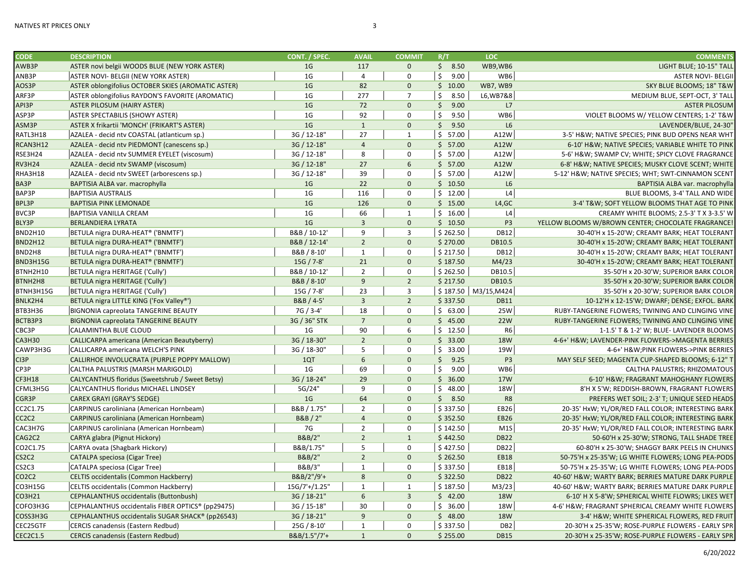| CODE | DESCRIPTION | CONT. / SPEC. | AVAIL | COMMIT | R/T | LOC | COMMENTS |
|---|---|---|---|---|---|---|---|
| AWB3P | ASTER novi belgii WOODS BLUE (NEW YORK ASTER) | 1G | 117 | 0 | $ 8.50 | WB9,WB6 | LIGHT BLUE; 10-15" TALL |
| ANB3P | ASTER NOVI- BELGII (NEW YORK ASTER) | 1G | 4 | 0 | $ 9.00 | WB6 | ASTER NOVI- BELGII |
| AOS3P | ASTER oblongifolius OCTOBER SKIES (AROMATIC ASTER) | 1G | 82 | 0 | $ 10.00 | WB7, WB9 | SKY BLUE BLOOMS; 18" T&W |
| ARF3P | ASTER oblongifolius RAYDON'S FAVORITE (AROMATIC) | 1G | 277 | 7 | $ 8.50 | L6,WB7&8 | MEDIUM BLUE, SEPT-OCT, 3' TALL |
| API3P | ASTER PILOSUM (HAIRY ASTER) | 1G | 72 | 0 | $ 9.00 | L7 | ASTER PILOSUM |
| ASP3P | ASTER SPECTABILIS (SHOWY ASTER) | 1G | 92 | 0 | $ 9.50 | WB6 | VIOLET BLOOMS W/ YELLOW CENTERS; 1-2' T&W |
| ASM3P | ASTER X frikartii 'MONCH' (FRIKART'S ASTER) | 1G | 1 | 0 | $ 9.50 | L6 | LAVENDER/BLUE, 24-30" |
| RATL3H18 | AZALEA - decid ntv COASTAL (atlanticum sp.) | 3G / 12-18" | 27 | 1 | $ 57.00 | A12W | 3-5' H&W; NATIVE SPECIES; PINK BUD OPENS NEAR WHT |
| RCAN3H12 | AZALEA - decid ntv PIEDMONT (canescens sp.) | 3G / 12-18" | 4 | 0 | $ 57.00 | A12W | 6-10' H&W; NATIVE SPECIES; VARIABLE WHITE TO PINK |
| RSE3H24 | AZALEA - decid ntv SUMMER EYELET (viscosum) | 3G / 12-18" | 8 | 0 | $ 57.00 | A12W | 5-6' H&W; SWAMP CV; WHITE; SPICY CLOVE FRAGRANCE |
| RV3H24 | AZALEA - decid ntv SWAMP (viscosum) | 3G / 12-18" | 27 | 6 | $ 57.00 | A12W | 6-8' H&W; NATIVE SPECIES; MUSKY CLOVE SCENT; WHITE |
| RHA3H18 | AZALEA - decid ntv SWEET (arborescens sp.) | 3G / 12-18" | 39 | 0 | $ 57.00 | A12W | 5-12' H&W; NATIVE SPECIES; WHT; SWT-CINNAMON SCENT |
| BA3P | BAPTISIA ALBA var. macrophylla | 1G | 22 | 0 | $ 10.50 | L6 | BAPTISIA ALBA var. macrophylla |
| BAP3P | BAPTISIA AUSTRALIS | 1G | 116 | 0 | $ 12.00 | L4 | BLUE BLOOMS, 3-4' TALL AND WIDE |
| BPL3P | BAPTISIA PINK LEMONADE | 1G | 126 | 0 | $ 15.00 | L4,GC | 3-4' T&W; SOFT YELLOW BLOOMS THAT AGE TO PINK |
| BVC3P | BAPTISIA VANILLA CREAM | 1G | 66 | 1 | $ 16.00 | L4 | CREAMY WHITE BLOOMS; 2.5-3' T X 3-3.5' W |
| BLY3P | BERLANDIERA LYRATA | 1G | 3 | 0 | $ 10.50 | P3 | YELLOW BLOOMS W/BROWN CENTER; CHOCOLATE FRAGRANCE! |
| BND2H10 | BETULA nigra DURA-HEAT® ('BNMTF') | B&B / 10-12' | 9 | 3 | $ 262.50 | DB12 | 30-40'H x 15-20'W; CREAMY BARK; HEAT TOLERANT |
| BND2H12 | BETULA nigra DURA-HEAT® ('BNMTF') | B&B / 12-14' | 2 | 0 | $ 270.00 | DB10.5 | 30-40'H x 15-20'W; CREAMY BARK; HEAT TOLERANT |
| BND2H8 | BETULA nigra DURA-HEAT® ('BNMTF') | B&B / 8-10' | 1 | 0 | $ 217.50 | DB12 | 30-40'H x 15-20'W; CREAMY BARK; HEAT TOLERANT |
| BND3H15G | BETULA nigra DURA-HEAT® ('BNMTF') | 15G / 7-8' | 21 | 0 | $ 187.50 | M4/23 | 30-40'H x 15-20'W; CREAMY BARK; HEAT TOLERANT |
| BTNH2H10 | BETULA nigra HERITAGE ('Cully') | B&B / 10-12' | 2 | 0 | $ 262.50 | DB10.5 | 35-50'H x 20-30'W; SUPERIOR BARK COLOR |
| BTNH2H8 | BETULA nigra HERITAGE ('Cully') | B&B / 8-10' | 9 | 2 | $ 217.50 | DB10.5 | 35-50'H x 20-30'W; SUPERIOR BARK COLOR |
| BTNH3H15G | BETULA nigra HERITAGE ('Cully') | 15G / 7-8' | 23 | 3 | $ 187.50 | M3/15,M424 | 35-50'H x 20-30'W; SUPERIOR BARK COLOR |
| BNLK2H4 | BETULA nigra LITTLE KING ('Fox Valley®') | B&B / 4-5' | 3 | 2 | $ 337.50 | DB11 | 10-12'H x 12-15'W; DWARF; DENSE; EXFOL. BARK |
| BTB3H36 | BIGNONIA capreolata TANGERINE BEAUTY | 7G / 3-4' | 18 | 0 | $ 63.00 | 25W | RUBY-TANGERINE FLOWERS; TWINING AND CLINGING VINE |
| BCTB3P3 | BIGNONIA capreolata TANGERINE BEAUTY | 3G / 36" STK | 7 | 0 | $ 45.00 | 22W | RUBY-TANGERINE FLOWERS; TWINING AND CLINGING VINE |
| CBC3P | CALAMINTHA BLUE CLOUD | 1G | 90 | 6 | $ 12.50 | R6 | 1-1.5' T & 1-2' W; BLUE- LAVENDER BLOOMS |
| CA3H30 | CALLICARPA americana (American Beautyberry) | 3G / 18-30" | 2 | 0 | $ 33.00 | 18W | 4-6+' H&W; LAVENDER-PINK FLOWERS->MAGENTA BERRIES |
| CAWP3H3G | CALLICARPA americana WELCH'S PINK | 3G / 18-30" | 5 | 0 | $ 33.00 | 19W | 4-6+' H&W;PINK FLOWERS->PINK BERRIES |
| CI3P | CALLIRHOE INVOLUCRATA (PURPLE POPPY MALLOW) | 1QT | 6 | 0 | $ 9.25 | P3 | MAY SELF SEED; MAGENTA CUP-SHAPED BLOOMS; 6-12" T |
| CP3P | CALTHA PALUSTRIS (MARSH MARIGOLD) | 1G | 69 | 0 | $ 9.00 | WB6 | CALTHA PALUSTRIS; RHIZOMATOUS |
| CF3H18 | CALYCANTHUS floridus (Sweetshrub / Sweet Betsy) | 3G / 18-24" | 29 | 0 | $ 36.00 | 17W | 6-10' H&W; FRAGRANT MAHOGHANY FLOWERS |
| CFML3H5G | CALYCANTHUS floridus MICHAEL LINDSEY | 5G/24" | 9 | 0 | $ 48.00 | 18W | 8'H X 5'W; REDDISH-BROWN, FRAGRANT FLOWERS |
| CGR3P | CAREX GRAYI (GRAY'S SEDGE) | 1G | 64 | 0 | $ 8.50 | R8 | PREFERS WET SOIL; 2-3' T; UNIQUE SEED HEADS |
| CC2C1.75 | CARPINUS caroliniana (American Hornbeam) | B&B / 1.75" | 2 | 0 | $ 337.50 | EB26 | 20-35' HxW; YL/OR/RED FALL COLOR; INTERESTING BARK |
| CC2C2 | CARPINUS caroliniana (American Hornbeam) | B&B / 2" | 4 | 0 | $ 352.50 | EB26 | 20-35' HxW; YL/OR/RED FALL COLOR; INTERESTING BARK |
| CAC3H7G | CARPINUS caroliniana (American Hornbeam) | 7G | 2 | 0 | $ 142.50 | M1S | 20-35' HxW; YL/OR/RED FALL COLOR; INTERESTING BARK |
| CAG2C2 | CARYA glabra (Pignut Hickory) | B&B/2" | 2 | 1 | $ 442.50 | DB22 | 50-60'H x 25-30'W; STRONG, TALL SHADE TREE |
| CO2C1.75 | CARYA ovata (Shagbark Hickory) | B&B/1.75" | 5 | 0 | $ 427.50 | DB22 | 60-80'H x 25-30'W; SHAGGY BARK PEELS IN CHUNKS |
| CS2C2 | CATALPA speciosa (Cigar Tree) | B&B/2" | 2 | 0 | $ 262.50 | EB18 | 50-75'H x 25-35'W; LG WHITE FLOWERS; LONG PEA-PODS |
| CS2C3 | CATALPA speciosa (Cigar Tree) | B&B/3" | 1 | 0 | $ 337.50 | EB18 | 50-75'H x 25-35'W; LG WHITE FLOWERS; LONG PEA-PODS |
| CO2C2 | CELTIS occidentalis (Common Hackberry) | B&B/2"/9'+ | 8 | 0 | $ 322.50 | DB22 | 40-60' H&W; WARTY BARK; BERRIES MATURE DARK PURPLE |
| CO3H15G | CELTIS occidentalis (Common Hackberry) | 15G/7'+/1.25" | 1 | 1 | $ 187.50 | M3/23 | 40-60' H&W; WARTY BARK; BERRIES MATURE DARK PURPLE |
| CO3H21 | CEPHALANTHUS occidentalis (Buttonbush) | 3G / 18-21" | 6 | 3 | $ 42.00 | 18W | 6-10' H X 5-8'W; SPHERICAL WHITE FLOWRS; LIKES WET |
| COFO3H3G | CEPHALANTHUS occidentalis FIBER OPTICS® (pp29475) | 3G / 15-18" | 30 | 0 | $ 36.00 | 18W | 4-6' H&W; FRAGRANT SPHERICAL CREAMY WHITE FLOWERS |
| COSS3H3G | CEPHALANTHUS occidentalis SUGAR SHACK® (pp26543) | 3G / 18-21" | 9 | 0 | $ 48.00 | 18W | 3-4' H&W; WHITE SPHERICAL FLOWERS, RED FRUIT |
| CEC25GTF | CERCIS canadensis (Eastern Redbud) | 25G / 8-10' | 1 | 0 | $ 337.50 | DB2 | 20-30'H x 25-35'W; ROSE-PURPLE FLOWERS - EARLY SPR |
| CEC2C1.5 | CERCIS canadensis (Eastern Redbud) | B&B/1.5"/7'+ | 1 | 0 | $ 255.00 | DB15 | 20-30'H x 25-35'W; ROSE-PURPLE FLOWERS - EARLY SPR |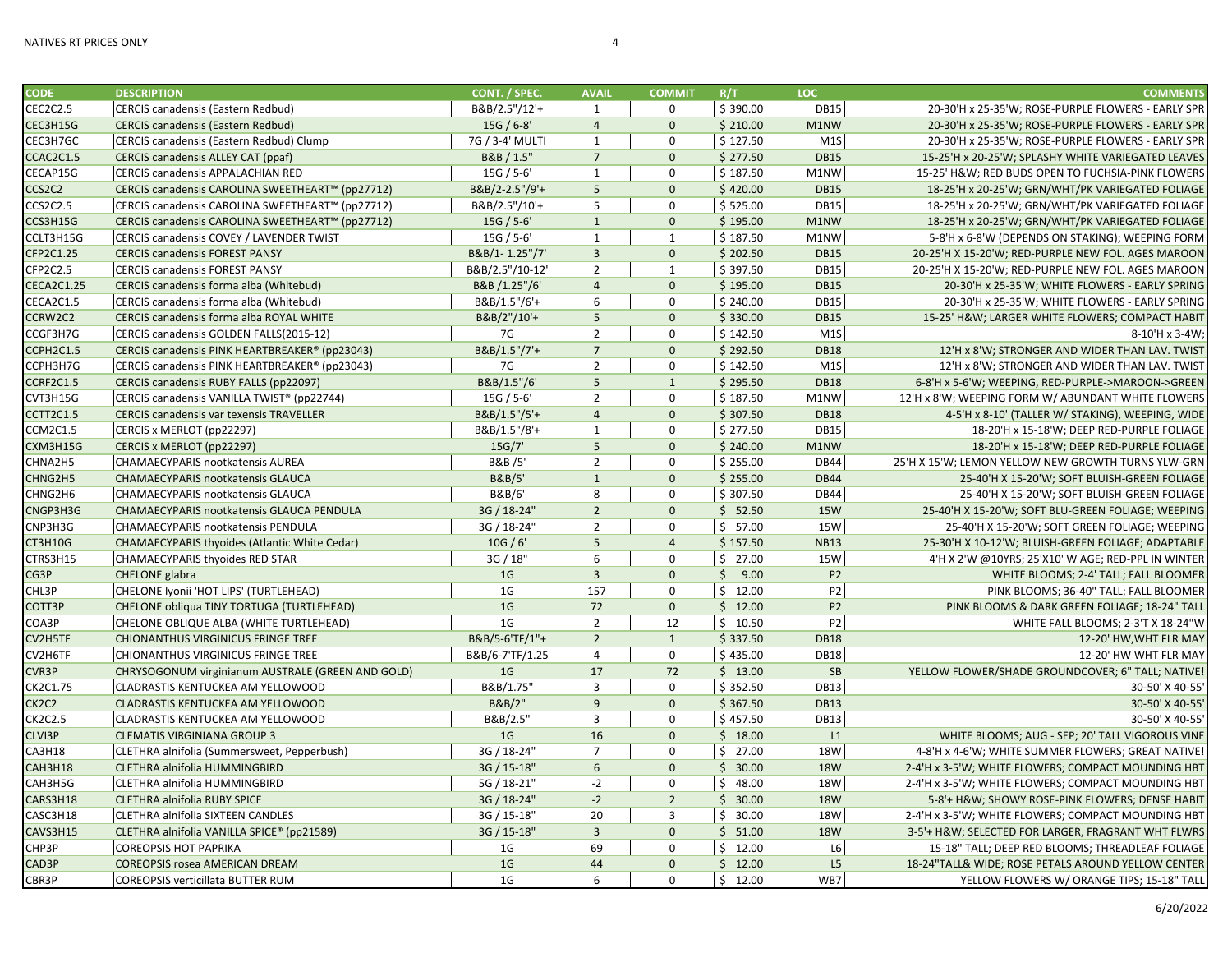| CODE | DESCRIPTION | CONT. / SPEC. | AVAIL | COMMIT | R/T | LOC | COMMENTS |
|---|---|---|---|---|---|---|---|
| CEC2C2.5 | CERCIS canadensis (Eastern Redbud) | B&B/2.5"/12'+ | 1 | 0 | $ 390.00 | DB15 | 20-30'H x 25-35'W; ROSE-PURPLE FLOWERS - EARLY SPR |
| CEC3H15G | CERCIS canadensis (Eastern Redbud) | 15G / 6-8' | 4 | 0 | $ 210.00 | M1NW | 20-30'H x 25-35'W; ROSE-PURPLE FLOWERS - EARLY SPR |
| CEC3H7GC | CERCIS canadensis (Eastern Redbud) Clump | 7G / 3-4' MULTI | 1 | 0 | $ 127.50 | M1S | 20-30'H x 25-35'W; ROSE-PURPLE FLOWERS - EARLY SPR |
| CCAC2C1.5 | CERCIS canadensis ALLEY CAT (ppaf) | B&B / 1.5" | 7 | 0 | $ 277.50 | DB15 | 15-25'H x 20-25'W; SPLASHY WHITE VARIEGATED LEAVES |
| CECAP15G | CERCIS canadensis APPALACHIAN RED | 15G / 5-6' | 1 | 0 | $ 187.50 | M1NW | 15-25' H&W; RED BUDS OPEN TO FUCHSIA-PINK FLOWERS |
| CCS2C2 | CERCIS canadensis CAROLINA SWEETHEART™ (pp27712) | B&B/2-2.5"/9'+ | 5 | 0 | $ 420.00 | DB15 | 18-25'H x 20-25'W; GRN/WHT/PK VARIEGATED FOLIAGE |
| CCS2C2.5 | CERCIS canadensis CAROLINA SWEETHEART™ (pp27712) | B&B/2.5"/10'+ | 5 | 0 | $ 525.00 | DB15 | 18-25'H x 20-25'W; GRN/WHT/PK VARIEGATED FOLIAGE |
| CCS3H15G | CERCIS canadensis CAROLINA SWEETHEART™ (pp27712) | 15G / 5-6' | 1 | 0 | $ 195.00 | M1NW | 18-25'H x 20-25'W; GRN/WHT/PK VARIEGATED FOLIAGE |
| CCLT3H15G | CERCIS canadensis COVEY / LAVENDER TWIST | 15G / 5-6' | 1 | 1 | $ 187.50 | M1NW | 5-8'H x 6-8'W (DEPENDS ON STAKING); WEEPING FORM |
| CFP2C1.25 | CERCIS canadensis FOREST PANSY | B&B/1- 1.25"/7' | 3 | 0 | $ 202.50 | DB15 | 20-25'H X 15-20'W; RED-PURPLE NEW FOL. AGES MAROON |
| CFP2C2.5 | CERCIS canadensis FOREST PANSY | B&B/2.5"/10-12' | 2 | 1 | $ 397.50 | DB15 | 20-25'H X 15-20'W; RED-PURPLE NEW FOL. AGES MAROON |
| CECA2C1.25 | CERCIS canadensis forma alba (Whitebud) | B&B /1.25"/6' | 4 | 0 | $ 195.00 | DB15 | 20-30'H x 25-35'W; WHITE FLOWERS - EARLY SPRING |
| CECA2C1.5 | CERCIS canadensis forma alba (Whitebud) | B&B/1.5"/6'+ | 6 | 0 | $ 240.00 | DB15 | 20-30'H x 25-35'W; WHITE FLOWERS - EARLY SPRING |
| CCRW2C2 | CERCIS canadensis forma alba ROYAL WHITE | B&B/2"/10'+ | 5 | 0 | $ 330.00 | DB15 | 15-25' H&W; LARGER WHITE FLOWERS; COMPACT HABIT |
| CCGF3H7G | CERCIS canadensis GOLDEN FALLS(2015-12) | 7G | 2 | 0 | $ 142.50 | M1S | 8-10'H x 3-4W; |
| CCPH2C1.5 | CERCIS canadensis PINK HEARTBREAKER® (pp23043) | B&B/1.5"/7'+ | 7 | 0 | $ 292.50 | DB18 | 12'H x 8'W; STRONGER AND WIDER THAN LAV. TWIST |
| CCPH3H7G | CERCIS canadensis PINK HEARTBREAKER® (pp23043) | 7G | 2 | 0 | $ 142.50 | M1S | 12'H x 8'W; STRONGER AND WIDER THAN LAV. TWIST |
| CCRF2C1.5 | CERCIS canadensis RUBY FALLS (pp22097) | B&B/1.5"/6' | 5 | 1 | $ 295.50 | DB18 | 6-8'H x 5-6'W; WEEPING, RED-PURPLE->MAROON->GREEN |
| CVT3H15G | CERCIS canadensis VANILLA TWIST® (pp22744) | 15G / 5-6' | 2 | 0 | $ 187.50 | M1NW | 12'H x 8'W; WEEPING FORM W/ ABUNDANT WHITE FLOWERS |
| CCTT2C1.5 | CERCIS canadensis var texensis TRAVELLER | B&B/1.5"/5'+ | 4 | 0 | $ 307.50 | DB18 | 4-5'H x 8-10' (TALLER W/ STAKING), WEEPING, WIDE |
| CCM2C1.5 | CERCIS x MERLOT (pp22297) | B&B/1.5"/8'+ | 1 | 0 | $ 277.50 | DB15 | 18-20'H x 15-18'W; DEEP RED-PURPLE FOLIAGE |
| CXM3H15G | CERCIS x MERLOT (pp22297) | 15G/7' | 5 | 0 | $ 240.00 | M1NW | 18-20'H x 15-18'W; DEEP RED-PURPLE FOLIAGE |
| CHNA2H5 | CHAMAECYPARIS nootkatensis AUREA | B&B /5' | 2 | 0 | $ 255.00 | DB44 | 25'H X 15'W; LEMON YELLOW NEW GROWTH TURNS YLW-GRN |
| CHNG2H5 | CHAMAECYPARIS nootkatensis GLAUCA | B&B/5' | 1 | 0 | $ 255.00 | DB44 | 25-40'H X 15-20'W; SOFT BLUISH-GREEN FOLIAGE |
| CHNG2H6 | CHAMAECYPARIS nootkatensis GLAUCA | B&B/6' | 8 | 0 | $ 307.50 | DB44 | 25-40'H X 15-20'W; SOFT BLUISH-GREEN FOLIAGE |
| CNGP3H3G | CHAMAECYPARIS nootkatensis GLAUCA PENDULA | 3G / 18-24" | 2 | 0 | $ 52.50 | 15W | 25-40'H X 15-20'W; SOFT BLU-GREEN FOLIAGE; WEEPING |
| CNP3H3G | CHAMAECYPARIS nootkatensis PENDULA | 3G / 18-24" | 2 | 0 | $ 57.00 | 15W | 25-40'H X 15-20'W; SOFT GREEN FOLIAGE; WEEPING |
| CT3H10G | CHAMAECYPARIS thyoides (Atlantic White Cedar) | 10G / 6' | 5 | 4 | $ 157.50 | NB13 | 25-30'H X 10-12'W; BLUISH-GREEN FOLIAGE; ADAPTABLE |
| CTRS3H15 | CHAMAECYPARIS thyoides RED STAR | 3G / 18" | 6 | 0 | $ 27.00 | 15W | 4'H X 2'W @10YRS; 25'X10' W AGE; RED-PPL IN WINTER |
| CG3P | CHELONE glabra | 1G | 3 | 0 | $ 9.00 | P2 | WHITE BLOOMS; 2-4' TALL; FALL BLOOMER |
| CHL3P | CHELONE lyonii 'HOT LIPS' (TURTLEHEAD) | 1G | 157 | 0 | $ 12.00 | P2 | PINK BLOOMS; 36-40" TALL; FALL BLOOMER |
| COTT3P | CHELONE obliqua TINY TORTUGA (TURTLEHEAD) | 1G | 72 | 0 | $ 12.00 | P2 | PINK BLOOMS & DARK GREEN FOLIAGE; 18-24" TALL |
| COA3P | CHELONE OBLIQUE ALBA (WHITE TURTLEHEAD) | 1G | 2 | 12 | $ 10.50 | P2 | WHITE FALL BLOOMS; 2-3'T X 18-24"W |
| CV2H5TF | CHIONANTHUS VIRGINICUS FRINGE TREE | B&B/5-6'TF/1"+ | 2 | 1 | $ 337.50 | DB18 | 12-20' HW,WHT FLR MAY |
| CV2H6TF | CHIONANTHUS VIRGINICUS FRINGE TREE | B&B/6-7'TF/1.25 | 4 | 0 | $ 435.00 | DB18 | 12-20' HW WHT FLR MAY |
| CVR3P | CHRYSOGONUM virginianum AUSTRALE (GREEN AND GOLD) | 1G | 17 | 72 | $ 13.00 | SB | YELLOW FLOWER/SHADE GROUNDCOVER; 6" TALL; NATIVE! |
| CK2C1.75 | CLADRASTIS KENTUCKEA AM YELLOWOOD | B&B/1.75" | 3 | 0 | $ 352.50 | DB13 | 30-50' X 40-55' |
| CK2C2 | CLADRASTIS KENTUCKEA AM YELLOWOOD | B&B/2" | 9 | 0 | $ 367.50 | DB13 | 30-50' X 40-55' |
| CK2C2.5 | CLADRASTIS KENTUCKEA AM YELLOWOOD | B&B/2.5" | 3 | 0 | $ 457.50 | DB13 | 30-50' X 40-55' |
| CLVI3P | CLEMATIS VIRGINIANA GROUP 3 | 1G | 16 | 0 | $ 18.00 | L1 | WHITE BLOOMS; AUG - SEP; 20' TALL VIGOROUS VINE |
| CA3H18 | CLETHRA alnifolia (Summersweet, Pepperbush) | 3G / 18-24" | 7 | 0 | $ 27.00 | 18W | 4-8'H x 4-6'W; WHITE SUMMER FLOWERS; GREAT NATIVE! |
| CAH3H18 | CLETHRA alnifolia HUMMINGBIRD | 3G / 15-18" | 6 | 0 | $ 30.00 | 18W | 2-4'H x 3-5'W; WHITE FLOWERS; COMPACT MOUNDING HBT |
| CAH3H5G | CLETHRA alnifolia HUMMINGBIRD | 5G / 18-21" | -2 | 0 | $ 48.00 | 18W | 2-4'H x 3-5'W; WHITE FLOWERS; COMPACT MOUNDING HBT |
| CARS3H18 | CLETHRA alnifolia RUBY SPICE | 3G / 18-24" | -2 | 2 | $ 30.00 | 18W | 5-8'+ H&W; SHOWY ROSE-PINK FLOWERS; DENSE HABIT |
| CASC3H18 | CLETHRA alnifolia SIXTEEN CANDLES | 3G / 15-18" | 20 | 3 | $ 30.00 | 18W | 2-4'H x 3-5'W; WHITE FLOWERS; COMPACT MOUNDING HBT |
| CAVS3H15 | CLETHRA alnifolia VANILLA SPICE® (pp21589) | 3G / 15-18" | 3 | 0 | $ 51.00 | 18W | 3-5'+ H&W; SELECTED FOR LARGER, FRAGRANT WHT FLWRS |
| CHP3P | COREOPSIS HOT PAPRIKA | 1G | 69 | 0 | $ 12.00 | L6 | 15-18" TALL; DEEP RED BLOOMS; THREADLEAF FOLIAGE |
| CAD3P | COREOPSIS rosea AMERICAN DREAM | 1G | 44 | 0 | $ 12.00 | L5 | 18-24"TALL& WIDE; ROSE PETALS AROUND YELLOW CENTER |
| CBR3P | COREOPSIS verticillata BUTTER RUM | 1G | 6 | 0 | $ 12.00 | WB7 | YELLOW FLOWERS W/ ORANGE TIPS; 15-18" TALL |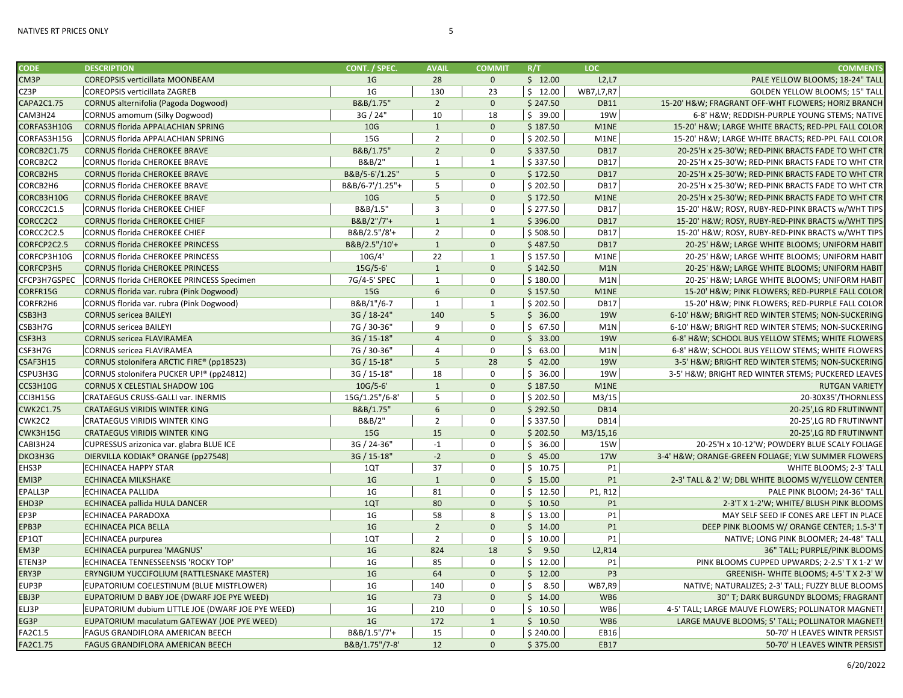| CODE | DESCRIPTION | CONT. / SPEC. | AVAIL | COMMIT | R/T | LOC | COMMENTS |
|---|---|---|---|---|---|---|---|
| CM3P | COREOPSIS verticillata MOONBEAM | 1G | 28 | 0 | $ 12.00 | L2,L7 | PALE YELLOW BLOOMS; 18-24" TALL |
| CZ3P | COREOPSIS verticillata ZAGREB | 1G | 130 | 23 | $ 12.00 | WB7,L7,R7 | GOLDEN YELLOW BLOOMS; 15" TALL |
| CAPA2C1.75 | CORNUS alternifolia (Pagoda Dogwood) | B&B/1.75" | 2 | 0 | $ 247.50 | DB11 | 15-20' H&W; FRAGRANT OFF-WHT FLOWERS; HORIZ BRANCH |
| CAM3H24 | CORNUS amomum (Silky Dogwood) | 3G / 24" | 10 | 18 | $ 39.00 | 19W | 6-8' H&W; REDDISH-PURPLE YOUNG STEMS; NATIVE |
| CORFAS3H10G | CORNUS florida APPALACHIAN SPRING | 10G | 1 | 0 | $ 187.50 | M1NE | 15-20' H&W; LARGE WHITE BRACTS; RED-PPL FALL COLOR |
| CORFAS3H15G | CORNUS florida APPALACHIAN SPRING | 15G | 2 | 0 | $ 202.50 | M1NE | 15-20' H&W; LARGE WHITE BRACTS; RED-PPL FALL COLOR |
| CORCB2C1.75 | CORNUS florida CHEROKEE BRAVE | B&B/1.75" | 2 | 0 | $ 337.50 | DB17 | 20-25'H x 25-30'W; RED-PINK BRACTS FADE TO WHT CTR |
| CORCB2C2 | CORNUS florida CHEROKEE BRAVE | B&B/2" | 1 | 1 | $ 337.50 | DB17 | 20-25'H x 25-30'W; RED-PINK BRACTS FADE TO WHT CTR |
| CORCB2H5 | CORNUS florida CHEROKEE BRAVE | B&B/5-6'/1.25" | 5 | 0 | $ 172.50 | DB17 | 20-25'H x 25-30'W; RED-PINK BRACTS FADE TO WHT CTR |
| CORCB2H6 | CORNUS florida CHEROKEE BRAVE | B&B/6-7'/1.25"+ | 5 | 0 | $ 202.50 | DB17 | 20-25'H x 25-30'W; RED-PINK BRACTS FADE TO WHT CTR |
| CORCB3H10G | CORNUS florida CHEROKEE BRAVE | 10G | 5 | 0 | $ 172.50 | M1NE | 20-25'H x 25-30'W; RED-PINK BRACTS FADE TO WHT CTR |
| CORCC2C1.5 | CORNUS florida CHEROKEE CHIEF | B&B/1.5" | 3 | 0 | $ 277.50 | DB17 | 15-20' H&W; ROSY, RUBY-RED-PINK BRACTS w/WHT TIPS |
| CORCC2C2 | CORNUS florida CHEROKEE CHIEF | B&B/2"/7'+ | 1 | 1 | $ 396.00 | DB17 | 15-20' H&W; ROSY, RUBY-RED-PINK BRACTS w/WHT TIPS |
| CORCC2C2.5 | CORNUS florida CHEROKEE CHIEF | B&B/2.5"/8'+ | 2 | 0 | $ 508.50 | DB17 | 15-20' H&W; ROSY, RUBY-RED-PINK BRACTS w/WHT TIPS |
| CORFCP2C2.5 | CORNUS florida CHEROKEE PRINCESS | B&B/2.5"/10'+ | 1 | 0 | $ 487.50 | DB17 | 20-25' H&W; LARGE WHITE BLOOMS; UNIFORM HABIT |
| CORFCP3H10G | CORNUS florida CHEROKEE PRINCESS | 10G/4' | 22 | 1 | $ 157.50 | M1NE | 20-25' H&W; LARGE WHITE BLOOMS; UNIFORM HABIT |
| CORFCP3H5 | CORNUS florida CHEROKEE PRINCESS | 15G/5-6' | 1 | 0 | $ 142.50 | M1N | 20-25' H&W; LARGE WHITE BLOOMS; UNIFORM HABIT |
| CFCP3H7GSPEC | CORNUS florida CHEROKEE PRINCESS Specimen | 7G/4-5' SPEC | 1 | 0 | $ 180.00 | M1N | 20-25' H&W; LARGE WHITE BLOOMS; UNIFORM HABIT |
| CORFR15G | CORNUS florida var. rubra (Pink Dogwood) | 15G | 6 | 0 | $ 157.50 | M1NE | 15-20' H&W; PINK FLOWERS; RED-PURPLE FALL COLOR |
| CORFR2H6 | CORNUS florida var. rubra (Pink Dogwood) | B&B/1"/6-7 | 1 | 1 | $ 202.50 | DB17 | 15-20' H&W; PINK FLOWERS; RED-PURPLE FALL COLOR |
| CSB3H3 | CORNUS sericea BAILEYI | 3G / 18-24" | 140 | 5 | $ 36.00 | 19W | 6-10' H&W; BRIGHT RED WINTER STEMS; NON-SUCKERING |
| CSB3H7G | CORNUS sericea BAILEYI | 7G / 30-36" | 9 | 0 | $ 67.50 | M1N | 6-10' H&W; BRIGHT RED WINTER STEMS; NON-SUCKERING |
| CSF3H3 | CORNUS sericea FLAVIRAMEA | 3G / 15-18" | 4 | 0 | $ 33.00 | 19W | 6-8' H&W; SCHOOL BUS YELLOW STEMS; WHITE FLOWERS |
| CSF3H7G | CORNUS sericea FLAVIRAMEA | 7G / 30-36" | 4 | 0 | $ 63.00 | M1N | 6-8' H&W; SCHOOL BUS YELLOW STEMS; WHITE FLOWERS |
| CSAF3H15 | CORNUS stolonifera ARCTIC FIRE® (pp18523) | 3G / 15-18" | 5 | 28 | $ 42.00 | 19W | 3-5' H&W; BRIGHT RED WINTER STEMS; NON-SUCKERING |
| CSPU3H3G | CORNUS stolonifera PUCKER UP!® (pp24812) | 3G / 15-18" | 18 | 0 | $ 36.00 | 19W | 3-5' H&W; BRIGHT RED WINTER STEMS; PUCKERED LEAVES |
| CCS3H10G | CORNUS X CELESTIAL SHADOW 10G | 10G/5-6' | 1 | 0 | $ 187.50 | M1NE | RUTGAN VARIETY |
| CCI3H15G | CRATAEGUS CRUSS-GALLI var. INERMIS | 15G/1.25"/6-8' | 5 | 0 | $ 202.50 | M3/15 | 20-30X35'/THORNLESS |
| CWK2C1.75 | CRATAEGUS VIRIDIS WINTER KING | B&B/1.75" | 6 | 0 | $ 292.50 | DB14 | 20-25',LG RD FRUTINWNT |
| CWK2C2 | CRATAEGUS VIRIDIS WINTER KING | B&B/2" | 2 | 0 | $ 337.50 | DB14 | 20-25',LG RD FRUTINWNT |
| CWK3H15G | CRATAEGUS VIRIDIS WINTER KING | 15G | 15 | 0 | $ 202.50 | M3/15,16 | 20-25',LG RD FRUTINWNT |
| CABI3H24 | CUPRESSUS arizonica var. glabra BLUE ICE | 3G / 24-36" | -1 | 0 | $ 36.00 | 15W | 20-25'H x 10-12'W; POWDERY BLUE SCALY FOLIAGE |
| DKO3H3G | DIERVILLA KODIAK® ORANGE (pp27548) | 3G / 15-18" | -2 | 0 | $ 45.00 | 17W | 3-4' H&W; ORANGE-GREEN FOLIAGE; YLW SUMMER FLOWERS |
| EHS3P | ECHINACEA HAPPY STAR | 1QT | 37 | 0 | $ 10.75 | P1 | WHITE BLOOMS; 2-3' TALL |
| EMI3P | ECHINACEA MILKSHAKE | 1G | 1 | 0 | $ 15.00 | P1 | 2-3' TALL & 2' W; DBL WHITE BLOOMS W/YELLOW CENTER |
| EPALL3P | ECHINACEA PALLIDA | 1G | 81 | 0 | $ 12.50 | P1, R12 | PALE PINK BLOOM; 24-36" TALL |
| EHD3P | ECHINACEA pallida HULA DANCER | 1QT | 80 | 0 | $ 10.50 | P1 | 2-3'T X 1-2'W; WHITE/ BLUSH PINK BLOOMS |
| EP3P | ECHINACEA PARADOXA | 1G | 58 | 8 | $ 13.00 | P1 | MAY SELF SEED IF CONES ARE LEFT IN PLACE |
| EPB3P | ECHINACEA PICA BELLA | 1G | 2 | 0 | $ 14.00 | P1 | DEEP PINK BLOOMS W/ ORANGE CENTER; 1.5-3' T |
| EP1QT | ECHINACEA purpurea | 1QT | 2 | 0 | $ 10.00 | P1 | NATIVE; LONG PINK BLOOMER; 24-48" TALL |
| EM3P | ECHINACEA purpurea 'MAGNUS' | 1G | 824 | 18 | $ 9.50 | L2,R14 | 36" TALL; PURPLE/PINK BLOOMS |
| ETEN3P | ECHINACEA TENNESSEENSIS 'ROCKY TOP' | 1G | 85 | 0 | $ 12.00 | P1 | PINK BLOOMS CUPPED UPWARDS; 2-2.5' T X 1-2' W |
| ERY3P | ERYNGIUM YUCCIFOLIUM (RATTLESNAKE MASTER) | 1G | 64 | 0 | $ 12.00 | P3 | GREENISH- WHITE BLOOMS; 4-5' T X 2-3' W |
| EUP3P | EUPATORIUM COELESTINUM (BLUE MISTFLOWER) | 1G | 140 | 0 | $ 8.50 | WB7,R9 | NATIVE; NATURALIZES; 2-3' TALL; FUZZY BLUE BLOOMS |
| EBJ3P | EUPATORIUM D BABY JOE (DWARF JOE PYE WEED) | 1G | 73 | 0 | $ 14.00 | WB6 | 30" T; DARK BURGUNDY BLOOMS; FRAGRANT |
| ELJ3P | EUPATORIUM dubium LITTLE JOE (DWARF JOE PYE WEED) | 1G | 210 | 0 | $ 10.50 | WB6 | 4-5' TALL; LARGE MAUVE FLOWERS; POLLINATOR MAGNET! |
| EG3P | EUPATORIUM maculatum GATEWAY (JOE PYE WEED) | 1G | 172 | 1 | $ 10.50 | WB6 | LARGE MAUVE BLOOMS; 5' TALL; POLLINATOR MAGNET! |
| FA2C1.5 | FAGUS GRANDIFLORA AMERICAN BEECH | B&B/1.5"/7'+ | 15 | 0 | $ 240.00 | EB16 | 50-70' H LEAVES WINTR PERSIST |
| FA2C1.75 | FAGUS GRANDIFLORA AMERICAN BEECH | B&B/1.75"/7-8' | 12 | 0 | $ 375.00 | EB17 | 50-70' H LEAVES WINTR PERSIST |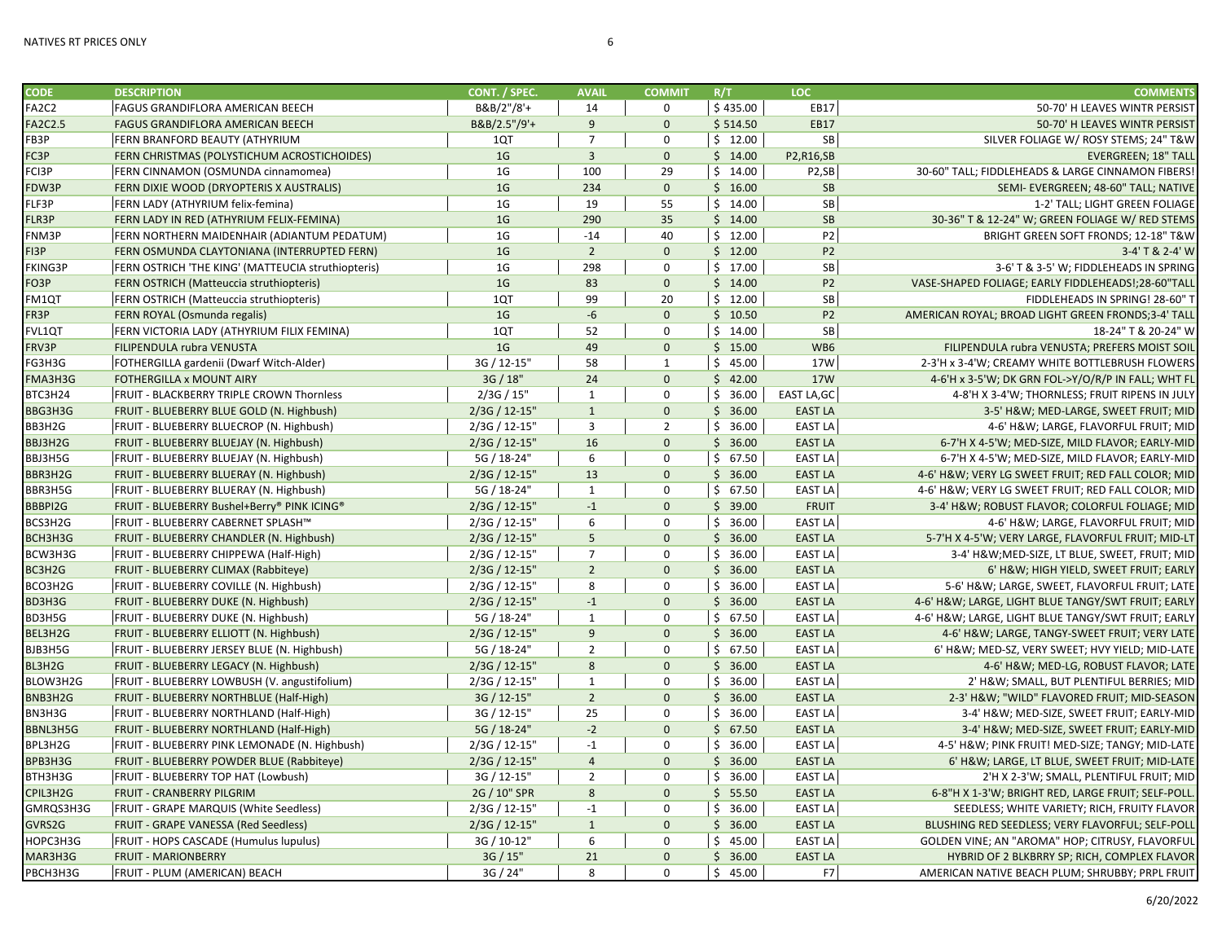| CODE | DESCRIPTION | CONT. / SPEC. | AVAIL | COMMIT | R/T | LOC | COMMENTS |
|---|---|---|---|---|---|---|---|
| FA2C2 | FAGUS GRANDIFLORA AMERICAN BEECH | B&B/2"/8'+ | 14 | 0 | $ 435.00 | EB17 | 50-70' H LEAVES WINTR PERSIST |
| FA2C2.5 | FAGUS GRANDIFLORA AMERICAN BEECH | B&B/2.5"/9'+ | 9 | 0 | $ 514.50 | EB17 | 50-70' H LEAVES WINTR PERSIST |
| FB3P | FERN BRANFORD BEAUTY (ATHYRIUM | 1QT | 7 | 0 | $ 12.00 | SB | SILVER FOLIAGE W/ ROSY STEMS; 24" T&W |
| FC3P | FERN CHRISTMAS (POLYSTICHUM ACROSTICHOIDES) | 1G | 3 | 0 | $ 14.00 | P2,R16,SB | EVERGREEN; 18" TALL |
| FCI3P | FERN CINNAMON (OSMUNDA cinnamomea) | 1G | 100 | 29 | $ 14.00 | P2,SB | 30-60" TALL; FIDDLEHEADS & LARGE CINNAMON FIBERS! |
| FDW3P | FERN DIXIE WOOD (DRYOPTERIS X AUSTRALIS) | 1G | 234 | 0 | $ 16.00 | SB | SEMI- EVERGREEN; 48-60" TALL; NATIVE |
| FLF3P | FERN LADY (ATHYRIUM felix-femina) | 1G | 19 | 55 | $ 14.00 | SB | 1-2' TALL; LIGHT GREEN FOLIAGE |
| FLR3P | FERN LADY IN RED (ATHYRIUM FELIX-FEMINA) | 1G | 290 | 35 | $ 14.00 | SB | 30-36" T & 12-24" W; GREEN FOLIAGE W/ RED STEMS |
| FNM3P | FERN NORTHERN MAIDENHAIR (ADIANTUM PEDATUM) | 1G | -14 | 40 | $ 12.00 | P2 | BRIGHT GREEN SOFT FRONDS; 12-18" T&W |
| FI3P | FERN OSMUNDA CLAYTONIANA (INTERRUPTED FERN) | 1G | 2 | 0 | $ 12.00 | P2 | 3-4' T & 2-4' W |
| FKING3P | FERN OSTRICH 'THE KING' (MATTEUCIA struthiopteris) | 1G | 298 | 0 | $ 17.00 | SB | 3-6' T & 3-5' W; FIDDLEHEADS IN SPRING |
| FO3P | FERN OSTRICH (Matteuccia struthiopteris) | 1G | 83 | 0 | $ 14.00 | P2 | VASE-SHAPED FOLIAGE; EARLY FIDDLEHEADS!;28-60"TALL |
| FM1QT | FERN OSTRICH (Matteuccia struthiopteris) | 1QT | 99 | 20 | $ 12.00 | SB | FIDDLEHEADS IN SPRING! 28-60" T |
| FR3P | FERN ROYAL (Osmunda regalis) | 1G | -6 | 0 | $ 10.50 | P2 | AMERICAN ROYAL; BROAD LIGHT GREEN FRONDS;3-4' TALL |
| FVL1QT | FERN VICTORIA LADY (ATHYRIUM FILIX FEMINA) | 1QT | 52 | 0 | $ 14.00 | SB | 18-24" T & 20-24" W |
| FRV3P | FILIPENDULA rubra VENUSTA | 1G | 49 | 0 | $ 15.00 | WB6 | FILIPENDULA rubra VENUSTA; PREFERS MOIST SOIL |
| FG3H3G | FOTHERGILLA gardenii (Dwarf Witch-Alder) | 3G / 12-15" | 58 | 1 | $ 45.00 | 17W | 2-3'H x 3-4'W; CREAMY WHITE BOTTLEBRUSH FLOWERS |
| FMA3H3G | FOTHERGILLA x MOUNT AIRY | 3G / 18" | 24 | 0 | $ 42.00 | 17W | 4-6'H x 3-5'W; DK GRN FOL->Y/O/R/P IN FALL; WHT FL |
| BTC3H24 | FRUIT - BLACKBERRY TRIPLE CROWN Thornless | 2/3G / 15" | 1 | 0 | $ 36.00 | EAST LA,GC | 4-8'H X 3-4'W; THORNLESS; FRUIT RIPENS IN JULY |
| BBG3H3G | FRUIT - BLUEBERRY BLUE GOLD (N. Highbush) | 2/3G / 12-15" | 1 | 0 | $ 36.00 | EAST LA | 3-5' H&W; MED-LARGE, SWEET FRUIT; MID |
| BB3H2G | FRUIT - BLUEBERRY BLUECROP (N. Highbush) | 2/3G / 12-15" | 3 | 2 | $ 36.00 | EAST LA | 4-6' H&W; LARGE, FLAVORFUL FRUIT; MID |
| BBJ3H2G | FRUIT - BLUEBERRY BLUEJAY (N. Highbush) | 2/3G / 12-15" | 16 | 0 | $ 36.00 | EAST LA | 6-7'H X 4-5'W; MED-SIZE, MILD FLAVOR; EARLY-MID |
| BBJ3H5G | FRUIT - BLUEBERRY BLUEJAY (N. Highbush) | 5G / 18-24" | 6 | 0 | $ 67.50 | EAST LA | 6-7'H X 4-5'W; MED-SIZE, MILD FLAVOR; EARLY-MID |
| BBR3H2G | FRUIT - BLUEBERRY BLUERAY (N. Highbush) | 2/3G / 12-15" | 13 | 0 | $ 36.00 | EAST LA | 4-6' H&W; VERY LG SWEET FRUIT; RED FALL COLOR; MID |
| BBR3H5G | FRUIT - BLUEBERRY BLUERAY (N. Highbush) | 5G / 18-24" | 1 | 0 | $ 67.50 | EAST LA | 4-6' H&W; VERY LG SWEET FRUIT; RED FALL COLOR; MID |
| BBBPI2G | FRUIT - BLUEBERRY Bushel+Berry® PINK ICING® | 2/3G / 12-15" | -1 | 0 | $ 39.00 | FRUIT | 3-4' H&W; ROBUST FLAVOR; COLORFUL FOLIAGE; MID |
| BCS3H2G | FRUIT - BLUEBERRY CABERNET SPLASH™ | 2/3G / 12-15" | 6 | 0 | $ 36.00 | EAST LA | 4-6' H&W; LARGE, FLAVORFUL FRUIT; MID |
| BCH3H3G | FRUIT - BLUEBERRY CHANDLER (N. Highbush) | 2/3G / 12-15" | 5 | 0 | $ 36.00 | EAST LA | 5-7'H X 4-5'W; VERY LARGE, FLAVORFUL FRUIT; MID-LT |
| BCW3H3G | FRUIT - BLUEBERRY CHIPPEWA (Half-High) | 2/3G / 12-15" | 7 | 0 | $ 36.00 | EAST LA | 3-4' H&W;MED-SIZE, LT BLUE, SWEET, FRUIT; MID |
| BC3H2G | FRUIT - BLUEBERRY CLIMAX (Rabbiteye) | 2/3G / 12-15" | 2 | 0 | $ 36.00 | EAST LA | 6' H&W; HIGH YIELD, SWEET FRUIT; EARLY |
| BCO3H2G | FRUIT - BLUEBERRY COVILLE (N. Highbush) | 2/3G / 12-15" | 8 | 0 | $ 36.00 | EAST LA | 5-6' H&W; LARGE, SWEET, FLAVORFUL FRUIT; LATE |
| BD3H3G | FRUIT - BLUEBERRY DUKE (N. Highbush) | 2/3G / 12-15" | -1 | 0 | $ 36.00 | EAST LA | 4-6' H&W; LARGE, LIGHT BLUE TANGY/SWT FRUIT; EARLY |
| BD3H5G | FRUIT - BLUEBERRY DUKE (N. Highbush) | 5G / 18-24" | 1 | 0 | $ 67.50 | EAST LA | 4-6' H&W; LARGE, LIGHT BLUE TANGY/SWT FRUIT; EARLY |
| BEL3H2G | FRUIT - BLUEBERRY ELLIOTT (N. Highbush) | 2/3G / 12-15" | 9 | 0 | $ 36.00 | EAST LA | 4-6' H&W; LARGE, TANGY-SWEET FRUIT; VERY LATE |
| BJB3H5G | FRUIT - BLUEBERRY JERSEY BLUE (N. Highbush) | 5G / 18-24" | 2 | 0 | $ 67.50 | EAST LA | 6' H&W; MED-SZ, VERY SWEET; HVY YIELD; MID-LATE |
| BL3H2G | FRUIT - BLUEBERRY LEGACY (N. Highbush) | 2/3G / 12-15" | 8 | 0 | $ 36.00 | EAST LA | 4-6' H&W; MED-LG, ROBUST FLAVOR; LATE |
| BLOW3H2G | FRUIT - BLUEBERRY LOWBUSH (V. angustifolium) | 2/3G / 12-15" | 1 | 0 | $ 36.00 | EAST LA | 2' H&W; SMALL, BUT PLENTIFUL BERRIES; MID |
| BNB3H2G | FRUIT - BLUEBERRY NORTHBLUE (Half-High) | 3G / 12-15" | 2 | 0 | $ 36.00 | EAST LA | 2-3' H&W; "WILD" FLAVORED FRUIT; MID-SEASON |
| BN3H3G | FRUIT - BLUEBERRY NORTHLAND (Half-High) | 3G / 12-15" | 25 | 0 | $ 36.00 | EAST LA | 3-4' H&W; MED-SIZE, SWEET FRUIT; EARLY-MID |
| BBNL3H5G | FRUIT - BLUEBERRY NORTHLAND (Half-High) | 5G / 18-24" | -2 | 0 | $ 67.50 | EAST LA | 3-4' H&W; MED-SIZE, SWEET FRUIT; EARLY-MID |
| BPL3H2G | FRUIT - BLUEBERRY PINK LEMONADE (N. Highbush) | 2/3G / 12-15" | -1 | 0 | $ 36.00 | EAST LA | 4-5' H&W; PINK FRUIT! MED-SIZE; TANGY; MID-LATE |
| BPB3H3G | FRUIT - BLUEBERRY POWDER BLUE (Rabbiteye) | 2/3G / 12-15" | 4 | 0 | $ 36.00 | EAST LA | 6' H&W; LARGE, LT BLUE, SWEET FRUIT; MID-LATE |
| BTH3H3G | FRUIT - BLUEBERRY TOP HAT (Lowbush) | 3G / 12-15" | 2 | 0 | $ 36.00 | EAST LA | 2'H X 2-3'W; SMALL, PLENTIFUL FRUIT; MID |
| CPIL3H2G | FRUIT - CRANBERRY PILGRIM | 2G / 10" SPR | 8 | 0 | $ 55.50 | EAST LA | 6-8"H X 1-3'W; BRIGHT RED, LARGE FRUIT; SELF-POLL. |
| GMRQS3H3G | FRUIT - GRAPE MARQUIS (White Seedless) | 2/3G / 12-15" | -1 | 0 | $ 36.00 | EAST LA | SEEDLESS; WHITE VARIETY; RICH, FRUITY FLAVOR |
| GVRS2G | FRUIT - GRAPE VANESSA (Red Seedless) | 2/3G / 12-15" | 1 | 0 | $ 36.00 | EAST LA | BLUSHING RED SEEDLESS; VERY FLAVORFUL; SELF-POLL |
| HOPC3H3G | FRUIT - HOPS CASCADE (Humulus lupulus) | 3G / 10-12" | 6 | 0 | $ 45.00 | EAST LA | GOLDEN VINE; AN "AROMA" HOP; CITRUSY, FLAVORFUL |
| MAR3H3G | FRUIT - MARIONBERRY | 3G / 15" | 21 | 0 | $ 36.00 | EAST LA | HYBRID OF 2 BLKBRRY SP; RICH, COMPLEX FLAVOR |
| PBCH3H3G | FRUIT - PLUM (AMERICAN) BEACH | 3G / 24" | 8 | 0 | $ 45.00 | F7 | AMERICAN NATIVE BEACH PLUM; SHRUBBY; PRPL FRUIT |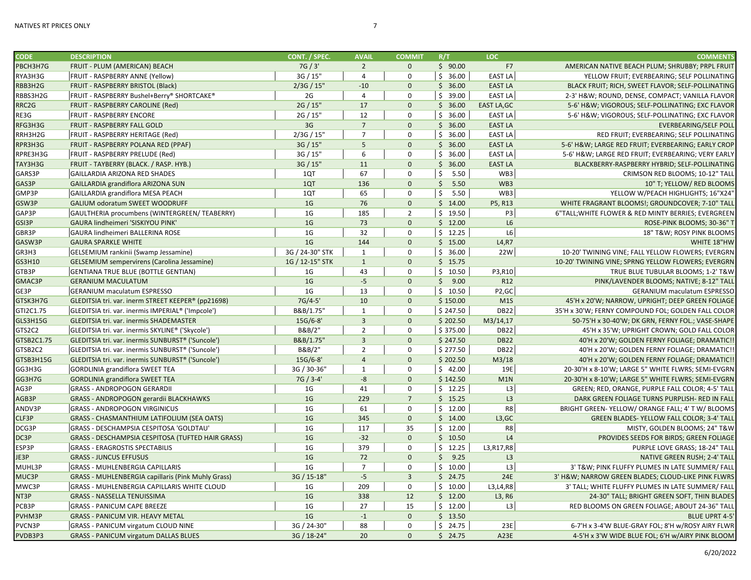| CODE | DESCRIPTION | CONT. / SPEC. | AVAIL | COMMIT | R/T | LOC | COMMENTS |
|---|---|---|---|---|---|---|---|
| PBCH3H7G | FRUIT - PLUM (AMERICAN) BEACH | 7G / 3' | 2 | 0 | $ 90.00 | F7 | AMERICAN NATIVE BEACH PLUM; SHRUBBY; PRPL FRUIT |
| RYA3H3G | FRUIT - RASPBERRY ANNE (Yellow) | 3G / 15" | 4 | 0 | $ 36.00 | EAST LA | YELLOW FRUIT; EVERBEARING; SELF POLLINATING |
| RBB3H2G | FRUIT - RASPBERRY BRISTOL (Black) | 2/3G / 15" | -10 | 0 | $ 36.00 | EAST LA | BLACK FRUIT; RICH, SWEET FLAVOR; SELF-POLLINATING |
| RBBS3H2G | FRUIT - RASPBERRY Bushel+Berry® SHORTCAKE® | 2G | 4 | 0 | $ 39.00 | EAST LA | 2-3' H&W; ROUND, DENSE, COMPACT; VANILLA FLAVOR |
| RRC2G | FRUIT - RASPBERRY CAROLINE (Red) | 2G / 15" | 17 | 0 | $ 36.00 | EAST LA,GC | 5-6' H&W; VIGOROUS; SELF-POLLINATING; EXC FLAVOR |
| RE3G | FRUIT - RASPBERRY ENCORE | 2G / 15" | 12 | 0 | $ 36.00 | EAST LA | 5-6' H&W; VIGOROUS; SELF-POLLINATING; EXC FLAVOR |
| RFG3H3G | FRUIT - RASPBERRY FALL GOLD | 3G | 7 | 0 | $ 36.00 | EAST LA | EVERBEARING/SELF POLL |
| RRH3H2G | FRUIT - RASPBERRY HERITAGE (Red) | 2/3G / 15" | 7 | 0 | $ 36.00 | EAST LA | RED FRUIT; EVERBEARING; SELF POLLINATING |
| RPR3H3G | FRUIT - RASPBERRY POLANA RED (PPAF) | 3G / 15" | 5 | 0 | $ 36.00 | EAST LA | 5-6' H&W; LARGE RED FRUIT; EVERBEARING; EARLY CROP |
| RPRE3H3G | FRUIT - RASPBERRY PRELUDE (Red) | 3G / 15" | 6 | 0 | $ 36.00 | EAST LA | 5-6' H&W; LARGE RED FRUIT; EVERBEARING; VERY EARLY |
| TAY3H3G | FRUIT - TAYBERRY (BLACK. / RASP. HYB.) | 3G / 15" | 11 | 0 | $ 36.00 | EAST LA | BLACKBERRY-RASPBERRY HYBRID; SELF-POLLINATING |
| GARS3P | GAILLARDIA ARIZONA RED SHADES | 1QT | 67 | 0 | $ 5.50 | WB3 | CRIMSON RED BLOOMS; 10-12" TALL |
| GAS3P | GAILLARDIA grandiflora ARIZONA SUN | 1QT | 136 | 0 | $ 5.50 | WB3 | 10" T; YELLOW/ RED BLOOMS |
| GMP3P | GAILLARDIA grandiflora MESA PEACH | 1QT | 65 | 0 | $ 5.50 | WB3 | YELLOW W/PEACH HIGHLIGHTS; 16"X24" |
| GSW3P | GALIUM odoratum SWEET WOODRUFF | 1G | 76 | 0 | $ 14.00 | P5, R13 | WHITE FRAGRANT BLOOMS!; GROUNDCOVER; 7-10" TALL |
| GAP3P | GAULTHERIA procumbens (WINTERGREEN/ TEABERRY) | 1G | 185 | 2 | $ 19.50 | P3 | 6"TALL;WHITE FLOWER & RED MINTY BERRIES; EVERGREEN |
| GSI3P | GAURA lindheimeri 'SISKIYOU PINK' | 1G | 73 | 0 | $ 12.00 | L6 | ROSE-PINK BLOOMS; 30-36" T |
| GBR3P | GAURA lindheimeri BALLERINA ROSE | 1G | 32 | 0 | $ 12.25 | L6 | 18" T&W; ROSY PINK BLOOMS |
| GASW3P | GAURA SPARKLE WHITE | 1G | 144 | 0 | $ 15.00 | L4,R7 | WHITE 18"HW |
| GR3H3 | GELSEMIUM rankinii (Swamp Jessamine) | 3G / 24-30" STK | 1 | 0 | $ 36.00 | 22W | 10-20' TWINING VINE; FALL YELLOW FLOWERS; EVERGRN |
| GS3H10 | GELSEMIUM sempervirens (Carolina Jessamine) | 1G / 12-15" STK | 1 | 0 | $ 15.75 | | 10-20' TWINING VINE; SPRNG YELLOW FLOWERS; EVERGRN |
| GTB3P | GENTIANA TRUE BLUE (BOTTLE GENTIAN) | 1G | 43 | 0 | $ 10.50 | P3,R10 | TRUE BLUE TUBULAR BLOOMS; 1-2' T&W |
| GMAC3P | GERANIUM MACULATUM | 1G | -5 | 0 | $ 9.00 | R12 | PINK/LAVENDER BLOOMS; NATIVE; 8-12" TALL |
| GE3P | GERANIUM maculatum ESPRESSO | 1G | 13 | 0 | $ 10.50 | P2,GC | GERANIUM maculatum ESPRESSO |
| GTSK3H7G | GLEDITSIA tri. var. inerm STREET KEEPER® (pp21698) | 7G/4-5' | 10 | 0 | $ 150.00 | M1S | 45'H x 20'W; NARROW, UPRIGHT; DEEP GREEN FOLIAGE |
| GTI2C1.75 | GLEDITSIA tri. var. inermis IMPERIAL® ('Impcole') | B&B/1.75" | 1 | 0 | $ 247.50 | DB22 | 35'H x 30'W; FERNY COMPOUND FOL; GOLDEN FALL COLOR |
| GLS3H15G | GLEDITSIA tri. var. inermis SHADEMASTER | 15G/6-8' | 3 | 0 | $ 202.50 | M3/14,17 | 50-75'H x 30-40'W; DK GRN, FERNY FOL.; VASE-SHAPE |
| GTS2C2 | GLEDITSIA tri. var. inermis SKYLINE® ('Skycole') | B&B/2" | 2 | 0 | $ 375.00 | DB22 | 45'H x 35'W; UPRIGHT CROWN; GOLD FALL COLOR |
| GTSB2C1.75 | GLEDITSIA tri. var. inermis SUNBURST® ('Suncole') | B&B/1.75" | 3 | 0 | $ 247.50 | DB22 | 40'H x 20'W; GOLDEN FERNY FOLIAGE; DRAMATIC!! |
| GTSB2C2 | GLEDITSIA tri. var. inermis SUNBURST® ('Suncole') | B&B/2" | 2 | 0 | $ 277.50 | DB22 | 40'H x 20'W; GOLDEN FERNY FOLIAGE; DRAMATIC!! |
| GTSB3H15G | GLEDITSIA tri. var. inermis SUNBURST® ('Suncole') | 15G/6-8' | 4 | 0 | $ 202.50 | M3/18 | 40'H x 20'W; GOLDEN FERNY FOLIAGE; DRAMATIC!! |
| GG3H3G | GORDLINIA grandiflora SWEET TEA | 3G / 30-36" | 1 | 0 | $ 42.00 | 19E | 20-30'H x 8-10'W; LARGE 5" WHITE FLWRS; SEMI-EVGRN |
| GG3H7G | GORDLINIA grandiflora SWEET TEA | 7G / 3-4' | -8 | 0 | $ 142.50 | M1N | 20-30'H x 8-10'W; LARGE 5" WHITE FLWRS; SEMI-EVGRN |
| AG3P | GRASS - ANDROPOGON GERARDII | 1G | 41 | 0 | $ 12.25 | L3 | GREEN; RED, ORANGE, PURPLE FALL COLOR; 4-5' TALL |
| AGB3P | GRASS - ANDROPOGON gerardii BLACKHAWKS | 1G | 229 | 7 | $ 15.25 | L3 | DARK GREEN FOLIAGE TURNS PURPLISH- RED IN FALL |
| ANDV3P | GRASS - ANDROPOGON VIRGINICUS | 1G | 61 | 0 | $ 12.00 | R8 | BRIGHT GREEN- YELLOW/ ORANGE FALL; 4' T W/ BLOOMS |
| CLF3P | GRASS - CHASMANTHIUM LATIFOLIUM (SEA OATS) | 1G | 345 | 0 | $ 14.00 | L3,GC | GREEN BLADES- YELLOW FALL COLOR; 3-4' TALL |
| DCG3P | GRASS - DESCHAMPSIA CESPITOSA 'GOLDTAU' | 1G | 117 | 35 | $ 12.00 | R8 | MISTY, GOLDEN BLOOMS; 24" T&W |
| DC3P | GRASS - DESCHAMPSIA CESPITOSA (TUFTED HAIR GRASS) | 1G | -32 | 0 | $ 10.50 | L4 | PROVIDES SEEDS FOR BIRDS; GREEN FOLIAGE |
| ESP3P | GRASS - ERAGROSTIS SPECTABILIS | 1G | 379 | 0 | $ 12.25 | L3,R17,R8 | PURPLE LOVE GRASS; 18-24" TALL |
| JE3P | GRASS - JUNCUS EFFUSUS | 1G | 72 | 0 | $ 9.25 | L3 | NATIVE GREEN RUSH; 2-4' TALL |
| MUHL3P | GRASS - MUHLENBERGIA CAPILLARIS | 1G | 7 | 0 | $ 10.00 | L3 | 3' T&W; PINK FLUFFY PLUMES IN LATE SUMMER/ FALL |
| MUC3P | GRASS - MUHLENBERGIA capillaris (Pink Muhly Grass) | 3G / 15-18" | -5 | 3 | $ 24.75 | 24E | 3' H&W; NARROW GREEN BLADES; CLOUD-LIKE PINK FLWRS |
| MWC3P | GRASS - MUHLENBERGIA CAPILLARIS WHITE CLOUD | 1G | 209 | 0 | $ 10.00 | L3,L4,R8 | 3' TALL; WHITE FLUFFY PLUMES IN LATE SUMMER/ FALL |
| NT3P | GRASS - NASSELLA TENUISSIMA | 1G | 338 | 12 | $ 12.00 | L3, R6 | 24-30" TALL; BRIGHT GREEN SOFT, THIN BLADES |
| PCB3P | GRASS - PANICUM CAPE BREEZE | 1G | 27 | 15 | $ 12.00 | L3 | RED BLOOMS ON GREEN FOLIAGE; ABOUT 24-36" TALL |
| PVHM3P | GRASS - PANICUM VIR. HEAVY METAL | 1G | -1 | 0 | $ 13.50 | | BLUE UPRT 4-5' |
| PVCN3P | GRASS - PANICUM virgatum CLOUD NINE | 3G / 24-30" | 88 | 0 | $ 24.75 | 23E | 6-7'H x 3-4'W BLUE-GRAY FOL; 8'H w/ROSY AIRY FLWR |
| PVDB3P3 | GRASS - PANICUM virgatum DALLAS BLUES | 3G / 18-24" | 20 | 0 | $ 24.75 | A23E | 4-5'H x 3'W WIDE BLUE FOL; 6'H w/AIRY PINK BLOOM |

6/20/2022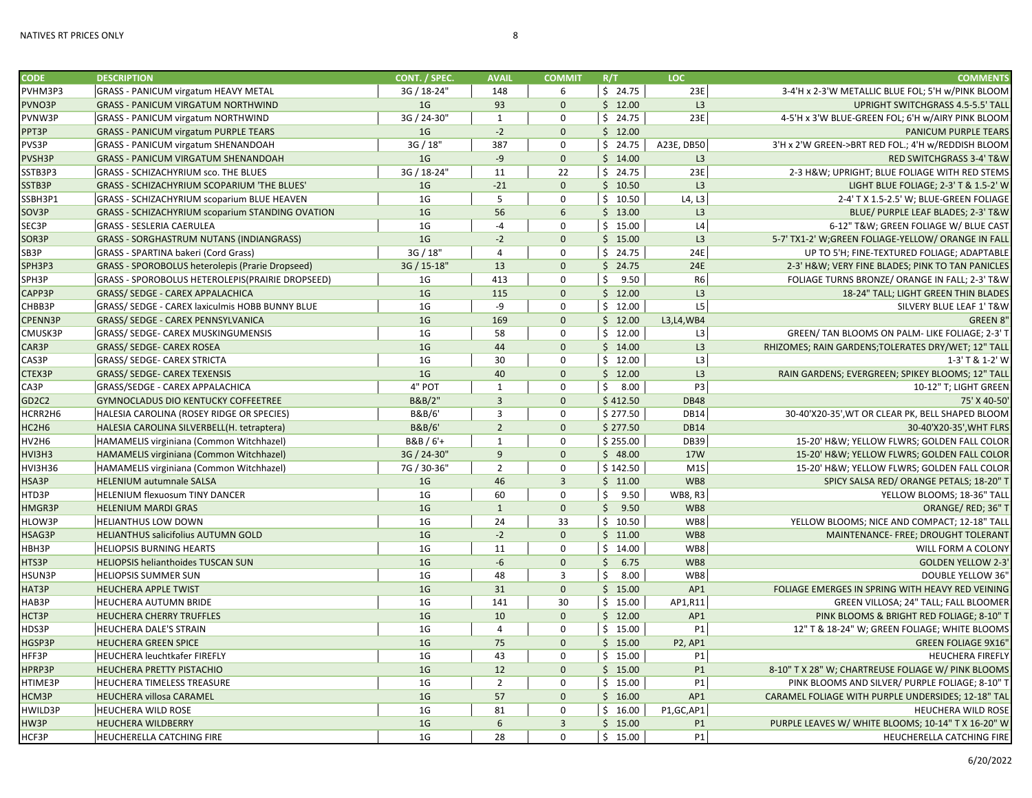| CODE | DESCRIPTION | CONT. / SPEC. | AVAIL | COMMIT | R/T | LOC | COMMENTS |
|---|---|---|---|---|---|---|---|
| PVHM3P3 | GRASS - PANICUM virgatum HEAVY METAL | 3G / 18-24" | 148 | 6 | $ 24.75 | 23E | 3-4'H x 2-3'W METALLIC BLUE FOL; 5'H w/PINK BLOOM |
| PVNO3P | GRASS - PANICUM VIRGATUM NORTHWIND | 1G | 93 | 0 | $ 12.00 | L3 | UPRIGHT SWITCHGRASS 4.5-5.5' TALL |
| PVNW3P | GRASS - PANICUM virgatum NORTHWIND | 3G / 24-30" | 1 | 0 | $ 24.75 | 23E | 4-5'H x 3'W BLUE-GREEN FOL; 6'H w/AIRY PINK BLOOM |
| PPT3P | GRASS - PANICUM virgatum PURPLE TEARS | 1G | -2 | 0 | $ 12.00 | | PANICUM PURPLE TEARS |
| PVS3P | GRASS - PANICUM virgatum SHENANDOAH | 3G / 18" | 387 | 0 | $ 24.75 | A23E, DB50 | 3'H x 2'W GREEN->BRT RED FOL.; 4'H w/REDDISH BLOOM |
| PVSH3P | GRASS - PANICUM VIRGATUM SHENANDOAH | 1G | -9 | 0 | $ 14.00 | L3 | RED SWITCHGRASS 3-4' T&W |
| SSTB3P3 | GRASS - SCHIZACHYRIUM sco. THE BLUES | 3G / 18-24" | 11 | 22 | $ 24.75 | 23E | 2-3 H&W; UPRIGHT; BLUE FOLIAGE WITH RED STEMS |
| SSTB3P | GRASS - SCHIZACHYRIUM SCOPARIUM 'THE BLUES' | 1G | -21 | 0 | $ 10.50 | L3 | LIGHT BLUE FOLIAGE; 2-3' T & 1.5-2' W |
| SSBH3P1 | GRASS - SCHIZACHYRIUM scoparium BLUE HEAVEN | 1G | 5 | 0 | $ 10.50 | L4, L3 | 2-4' T X 1.5-2.5' W; BLUE-GREEN FOLIAGE |
| SOV3P | GRASS - SCHIZACHYRIUM scoparium STANDING OVATION | 1G | 56 | 6 | $ 13.00 | L3 | BLUE/ PURPLE LEAF BLADES; 2-3' T&W |
| SEC3P | GRASS - SESLERIA CAERULEA | 1G | -4 | 0 | $ 15.00 | L4 | 6-12" T&W; GREEN FOLIAGE W/ BLUE CAST |
| SOR3P | GRASS - SORGHASTRUM NUTANS (INDIANGRASS) | 1G | -2 | 0 | $ 15.00 | L3 | 5-7' TX1-2' W;GREEN FOLIAGE-YELLOW/ ORANGE IN FALL |
| SB3P | GRASS - SPARTINA bakeri (Cord Grass) | 3G / 18" | 4 | 0 | $ 24.75 | 24E | UP TO 5'H; FINE-TEXTURED FOLIAGE; ADAPTABLE |
| SPH3P3 | GRASS - SPOROBOLUS heterolepis (Prarie Dropseed) | 3G / 15-18" | 13 | 0 | $ 24.75 | 24E | 2-3' H&W; VERY FINE BLADES; PINK TO TAN PANICLES |
| SPH3P | GRASS - SPOROBOLUS HETEROLEPIS(PRAIRIE DROPSEED) | 1G | 413 | 0 | $ 9.50 | R6 | FOLIAGE TURNS BRONZE/ ORANGE IN FALL; 2-3' T&W |
| CAPP3P | GRASS/ SEDGE - CAREX APPALACHICA | 1G | 115 | 0 | $ 12.00 | L3 | 18-24" TALL; LIGHT GREEN THIN BLADES |
| CHBB3P | GRASS/ SEDGE - CAREX laxiculmis HOBB BUNNY BLUE | 1G | -9 | 0 | $ 12.00 | L5 | SILVERY BLUE LEAF 1' T&W |
| CPENN3P | GRASS/ SEDGE - CAREX PENNSYLVANICA | 1G | 169 | 0 | $ 12.00 | L3,L4,WB4 | GREEN 8" |
| CMUSK3P | GRASS/ SEDGE- CAREX MUSKINGUMENSIS | 1G | 58 | 0 | $ 12.00 | L3 | GREEN/ TAN BLOOMS ON PALM- LIKE FOLIAGE; 2-3' T |
| CAR3P | GRASS/ SEDGE- CAREX ROSEA | 1G | 44 | 0 | $ 14.00 | L3 | RHIZOMES; RAIN GARDENS;TOLERATES DRY/WET; 12" TALL |
| CAS3P | GRASS/ SEDGE- CAREX STRICTA | 1G | 30 | 0 | $ 12.00 | L3 | 1-3' T & 1-2' W |
| CTEX3P | GRASS/ SEDGE- CAREX TEXENSIS | 1G | 40 | 0 | $ 12.00 | L3 | RAIN GARDENS; EVERGREEN; SPIKEY BLOOMS; 12" TALL |
| CA3P | GRASS/SEDGE - CAREX APPALACHICA | 4" POT | 1 | 0 | $ 8.00 | P3 | 10-12" T; LIGHT GREEN |
| GD2C2 | GYMNOCLADUS DIO KENTUCKY COFFEETREE | B&B/2" | 3 | 0 | $ 412.50 | DB48 | 75' X 40-50' |
| HCRR2H6 | HALESIA CAROLINA (ROSEY RIDGE OR SPECIES) | B&B/6' | 3 | 0 | $ 277.50 | DB14 | 30-40'X20-35',WT OR CLEAR PK, BELL SHAPED BLOOM |
| HC2H6 | HALESIA CAROLINA SILVERBELL(H. tetraptera) | B&B/6' | 2 | 0 | $ 277.50 | DB14 | 30-40'X20-35',WHT FLRS |
| HV2H6 | HAMAMELIS virginiana (Common Witchhazel) | B&B / 6'+ | 1 | 0 | $ 255.00 | DB39 | 15-20' H&W; YELLOW FLWRS; GOLDEN FALL COLOR |
| HVI3H3 | HAMAMELIS virginiana (Common Witchhazel) | 3G / 24-30" | 9 | 0 | $ 48.00 | 17W | 15-20' H&W; YELLOW FLWRS; GOLDEN FALL COLOR |
| HVI3H36 | HAMAMELIS virginiana (Common Witchhazel) | 7G / 30-36" | 2 | 0 | $ 142.50 | M1S | 15-20' H&W; YELLOW FLWRS; GOLDEN FALL COLOR |
| HSA3P | HELENIUM autumnale SALSA | 1G | 46 | 3 | $ 11.00 | WB8 | SPICY SALSA RED/ ORANGE PETALS; 18-20" T |
| HTD3P | HELENIUM flexuosum TINY DANCER | 1G | 60 | 0 | $ 9.50 | WB8, R3 | YELLOW BLOOMS; 18-36" TALL |
| HMGR3P | HELENIUM MARDI GRAS | 1G | 1 | 0 | $ 9.50 | WB8 | ORANGE/ RED; 36" T |
| HLOW3P | HELIANTHUS LOW DOWN | 1G | 24 | 33 | $ 10.50 | WB8 | YELLOW BLOOMS; NICE AND COMPACT; 12-18" TALL |
| HSAG3P | HELIANTHUS salicifolius AUTUMN GOLD | 1G | -2 | 0 | $ 11.00 | WB8 | MAINTENANCE- FREE; DROUGHT TOLERANT |
| HBH3P | HELIOPSIS BURNING HEARTS | 1G | 11 | 0 | $ 14.00 | WB8 | WILL FORM A COLONY |
| HTS3P | HELIOPSIS helianthoides TUSCAN SUN | 1G | -6 | 0 | $ 6.75 | WB8 | GOLDEN YELLOW 2-3' |
| HSUN3P | HELIOPSIS SUMMER SUN | 1G | 48 | 3 | $ 8.00 | WB8 | DOUBLE YELLOW 36" |
| HAT3P | HEUCHERA APPLE TWIST | 1G | 31 | 0 | $ 15.00 | AP1 | FOLIAGE EMERGES IN SPRING WITH HEAVY RED VEINING |
| HAB3P | HEUCHERA AUTUMN BRIDE | 1G | 141 | 30 | $ 15.00 | AP1,R11 | GREEN VILLOSA; 24" TALL; FALL BLOOMER |
| HCT3P | HEUCHERA CHERRY TRUFFLES | 1G | 10 | 0 | $ 12.00 | AP1 | PINK BLOOMS & BRIGHT RED FOLIAGE; 8-10" T |
| HDS3P | HEUCHERA DALE'S STRAIN | 1G | 4 | 0 | $ 15.00 | P1 | 12" T & 18-24" W; GREEN FOLIAGE; WHITE BLOOMS |
| HGSP3P | HEUCHERA GREEN SPICE | 1G | 75 | 0 | $ 15.00 | P2, AP1 | GREEN FOLIAGE 9X16" |
| HFF3P | HEUCHERA leuchtkafer FIREFLY | 1G | 43 | 0 | $ 15.00 | P1 | HEUCHERA FIREFLY |
| HPRP3P | HEUCHERA PRETTY PISTACHIO | 1G | 12 | 0 | $ 15.00 | P1 | 8-10" T X 28" W; CHARTREUSE FOLIAGE W/ PINK BLOOMS |
| HTIME3P | HEUCHERA TIMELESS TREASURE | 1G | 2 | 0 | $ 15.00 | P1 | PINK BLOOMS AND SILVER/ PURPLE FOLIAGE; 8-10" T |
| HCM3P | HEUCHERA villosa CARAMEL | 1G | 57 | 0 | $ 16.00 | AP1 | CARAMEL FOLIAGE WITH PURPLE UNDERSIDES; 12-18" TAL |
| HWILD3P | HEUCHERA WILD ROSE | 1G | 81 | 0 | $ 16.00 | P1,GC,AP1 | HEUCHERA WILD ROSE |
| HW3P | HEUCHERA WILDBERRY | 1G | 6 | 3 | $ 15.00 | P1 | PURPLE LEAVES W/ WHITE BLOOMS; 10-14" T X 16-20" W |
| HCF3P | HEUCHERELLA CATCHING FIRE | 1G | 28 | 0 | $ 15.00 | P1 | HEUCHERELLA CATCHING FIRE |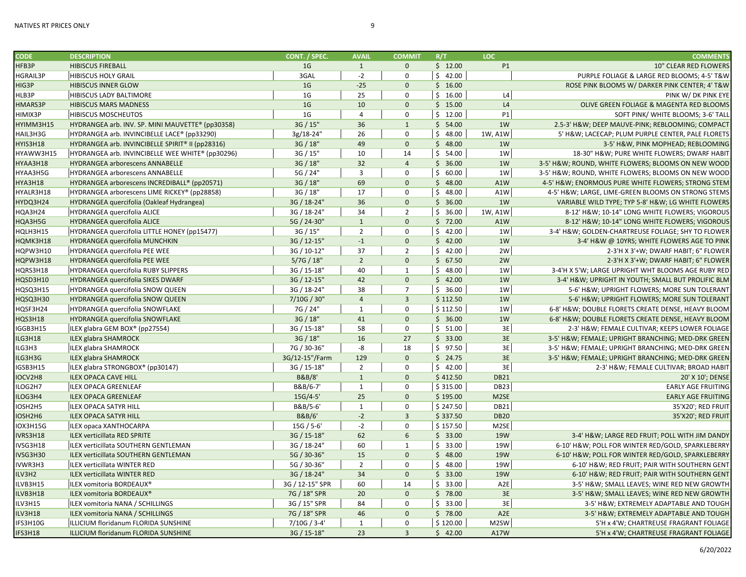| CODE | DESCRIPTION | CONT. / SPEC. | AVAIL | COMMIT | R/T | LOC | COMMENTS |
|---|---|---|---|---|---|---|---|
| HFB3P | HIBISCUS FIREBALL | 1G | 1 | 0 | $ 12.00 | P1 | 10" CLEAR RED FLOWERS |
| HGRAIL3P | HIBISCUS HOLY GRAIL | 3GAL | -2 | 0 | $ 42.00 | | PURPLE FOLIAGE & LARGE RED BLOOMS; 4-5' T&W |
| HIG3P | HIBISCUS INNER GLOW | 1G | -25 | 0 | $ 16.00 | | ROSE PINK BLOOMS W/ DARKER PINK CENTER; 4' T&W |
| HLB3P | HIBISCUS LADY BALTIMORE | 1G | 25 | 0 | $ 16.00 | L4 | PINK W/ DK PINK EYE |
| HMARS3P | HIBISCUS MARS MADNESS | 1G | 10 | 0 | $ 15.00 | L4 | OLIVE GREEN FOLIAGE & MAGENTA RED BLOOMS |
| HIMIX3P | HIBISCUS MOSCHEUTOS | 1G | 4 | 0 | $ 12.00 | P1 | SOFT PINK/ WHITE BLOOMS; 3-6' TALL |
| HYIMM3H15 | HYDRANGEA arb. INV. SP. MINI MAUVETTE® (pp30358) | 3G / 15" | 36 | 1 | $ 54.00 | 1W | 2.5-3' H&W; DEEP MAUVE-PINK; REBLOOMING; COMPACT |
| HAIL3H3G | HYDRANGEA arb. INVINCIBELLE LACE® (pp33290) | 3g/18-24" | 26 | 0 | $ 48.00 | 1W, A1W | 5' H&W; LACECAP; PLUM PURPLE CENTER, PALE FLORETS |
| HYIS3H18 | HYDRANGEA arb. INVINCIBELLE SPIRIT® II (pp28316) | 3G / 18" | 49 | 0 | $ 48.00 | 1W | 3-5' H&W, PINK MOPHEAD; REBLOOMING |
| HYAWW3H15 | HYDRANGEA arb. INVINCIBELLE WEE WHITE® (pp30296) | 3G / 15" | 10 | 14 | $ 54.00 | 1W | 18-30" H&W; PURE WHITE FLOWERS; DWARF HABIT |
| HYAA3H18 | HYDRANGEA arborescens ANNABELLE | 3G / 18" | 32 | 4 | $ 36.00 | 1W | 3-5' H&W; ROUND, WHITE FLOWERS; BLOOMS ON NEW WOOD |
| HYAA3H5G | HYDRANGEA arborescens ANNABELLE | 5G / 24" | 3 | 0 | $ 60.00 | 1W | 3-5' H&W; ROUND, WHITE FLOWERS; BLOOMS ON NEW WOOD |
| HYA3H18 | HYDRANGEA arborescens INCREDIBALL® (pp20571) | 3G / 18" | 69 | 0 | $ 48.00 | A1W | 4-5' H&W; ENORMOUS PURE WHITE FLOWERS; STRONG STEM |
| HYALR3H18 | HYDRANGEA arborescens LIME RICKEY® (pp28858) | 3G / 18" | 17 | 0 | $ 48.00 | A1W | 4-5' H&W; LARGE, LIME-GREEN BLOOMS ON STRONG STEMS |
| HYDQ3H24 | HYDRANGEA quercifolia (Oakleaf Hydrangea) | 3G / 18-24" | 36 | 0 | $ 36.00 | 1W | VARIABLE WILD TYPE; TYP 5-8' H&W; LG WHITE FLOWERS |
| HQA3H24 | HYDRANGEA quercifolia ALICE | 3G / 18-24" | 34 | 2 | $ 36.00 | 1W, A1W | 8-12' H&W; 10-14" LONG WHITE FLOWERS; VIGOROUS |
| HQA3H5G | HYDRANGEA quercifolia ALICE | 5G / 24-30" | 1 | 0 | $ 72.00 | A1W | 8-12' H&W; 10-14" LONG WHITE FLOWERS; VIGOROUS |
| HQLH3H15 | HYDRANGEA quercifolia LITTLE HONEY (pp15477) | 3G / 15" | 2 | 0 | $ 42.00 | 1W | 3-4' H&W; GOLDEN-CHARTREUSE FOLIAGE; SHY TO FLOWER |
| HQMK3H18 | HYDRANGEA quercifolia MUNCHKIN | 3G / 12-15" | -1 | 0 | $ 42.00 | 1W | 3-4' H&W @ 10YRS; WHITE FLOWERS AGE TO PINK |
| HQPW3H10 | HYDRANGEA quercifolia PEE WEE | 3G / 10-12" | 37 | 2 | $ 42.00 | 2W | 2-3'H X 3'+W; DWARF HABIT; 6" FLOWER |
| HQPW3H18 | HYDRANGEA quercifolia PEE WEE | 5/7G / 18" | 2 | 0 | $ 67.50 | 2W | 2-3'H X 3'+W; DWARF HABIT; 6" FLOWER |
| HQRS3H18 | HYDRANGEA quercifolia RUBY SLIPPERS | 3G / 15-18" | 40 | 1 | $ 48.00 | 1W | 3-4'H X 5'W; LARGE UPRIGHT WHT BLOOMS AGE RUBY RED |
| HQSD3H10 | HYDRANGEA quercifolia SIKES DWARF | 3G / 12-15" | 42 | 0 | $ 42.00 | 1W | 3-4' H&W; UPRIGHT IN YOUTH; SMALL BUT PROLIFIC BLM |
| HQSQ3H15 | HYDRANGEA quercifolia SNOW QUEEN | 3G / 18-24" | 38 | 7 | $ 36.00 | 1W | 5-6' H&W; UPRIGHT FLOWERS; MORE SUN TOLERANT |
| HQSQ3H30 | HYDRANGEA quercifolia SNOW QUEEN | 7/10G / 30" | 4 | 3 | $ 112.50 | 1W | 5-6' H&W; UPRIGHT FLOWERS; MORE SUN TOLERANT |
| HQSF3H24 | HYDRANGEA quercifolia SNOWFLAKE | 7G / 24" | 1 | 0 | $ 112.50 | 1W | 6-8' H&W; DOUBLE FLORETS CREATE DENSE, HEAVY BLOOM |
| HQS3H18 | HYDRANGEA quercifolia SNOWFLAKE | 3G / 18" | 41 | 0 | $ 36.00 | 1W | 6-8' H&W; DOUBLE FLORETS CREATE DENSE, HEAVY BLOOM |
| IGGB3H15 | ILEX glabra GEM BOX® (pp27554) | 3G / 15-18" | 58 | 0 | $ 51.00 | 3E | 2-3' H&W; FEMALE CULTIVAR; KEEPS LOWER FOLIAGE |
| ILG3H18 | ILEX glabra SHAMROCK | 3G / 18" | 16 | 27 | $ 33.00 | 3E | 3-5' H&W; FEMALE; UPRIGHT BRANCHING; MED-DRK GREEN |
| ILG3H3 | ILEX glabra SHAMROCK | 7G / 30-36" | -8 | 18 | $ 97.50 | 3E | 3-5' H&W; FEMALE; UPRIGHT BRANCHING; MED-DRK GREEN |
| ILG3H3G | ILEX glabra SHAMROCK | 3G/12-15"/Farm | 129 | 0 | $ 24.75 | 3E | 3-5' H&W; FEMALE; UPRIGHT BRANCHING; MED-DRK GREEN |
| IGSB3H15 | ILEX glabra STRONGBOX® (pp30147) | 3G / 15-18" | 2 | 0 | $ 42.00 | 3E | 2-3' H&W; FEMALE CULTIVAR; BROAD HABIT |
| IOCV2H8 | ILEX OPACA CAVE HILL | B&B/8' | 1 | 0 | $ 412.50 | DB21 | 20' X 10'; DENSE |
| ILOG2H7 | ILEX OPACA GREENLEAF | B&B/6-7' | 1 | 0 | $ 315.00 | DB23 | EARLY AGE FRUITING |
| ILOG3H4 | ILEX OPACA GREENLEAF | 15G/4-5' | 25 | 0 | $ 195.00 | M2SE | EARLY AGE FRUITING |
| IOSH2H5 | ILEX OPACA SATYR HILL | B&B/5-6' | 1 | 0 | $ 247.50 | DB21 | 35'X20'; RED FRUIT |
| IOSH2H6 | ILEX OPACA SATYR HILL | B&B/6' | -2 | 3 | $ 337.50 | DB20 | 35'X20'; RED FRUIT |
| IOX3H15G | ILEX opaca XANTHOCARPA | 15G / 5-6' | -2 | 0 | $ 157.50 | M2SE | |
| IVRS3H18 | ILEX verticillata RED SPRITE | 3G / 15-18" | 62 | 6 | $ 33.00 | 19W | 3-4' H&W; LARGE RED FRUIT; POLL WITH JIM DANDY |
| IVSG3H18 | ILEX verticillata SOUTHERN GENTLEMAN | 3G / 18-24" | 60 | 1 | $ 33.00 | 19W | 6-10' H&W; POLL FOR WINTER RED/GOLD, SPARKLEBERRY |
| IVSG3H30 | ILEX verticillata SOUTHERN GENTLEMAN | 5G / 30-36" | 15 | 0 | $ 48.00 | 19W | 6-10' H&W; POLL FOR WINTER RED/GOLD, SPARKLEBERRY |
| IVWR3H3 | ILEX verticillata WINTER RED | 5G / 30-36" | 2 | 0 | $ 48.00 | 19W | 6-10' H&W; RED FRUIT; PAIR WITH SOUTHERN GENT |
| ILV3H2 | ILEX verticillata WINTER RED | 3G / 18-24" | 34 | 0 | $ 33.00 | 19W | 6-10' H&W; RED FRUIT; PAIR WITH SOUTHERN GENT |
| ILVB3H15 | ILEX vomitoria BORDEAUX® | 3G / 12-15" SPR | 60 | 14 | $ 33.00 | A2E | 3-5' H&W; SMALL LEAVES; WINE RED NEW GROWTH |
| ILVB3H18 | ILEX vomitoria BORDEAUX® | 7G / 18" SPR | 20 | 0 | $ 78.00 | 3E | 3-5' H&W; SMALL LEAVES; WINE RED NEW GROWTH |
| ILV3H15 | ILEX vomitoria NANA / SCHILLINGS | 3G / 15" SPR | 84 | 0 | $ 33.00 | 3E | 3-5' H&W; EXTREMELY ADAPTABLE AND TOUGH |
| ILV3H18 | ILEX vomitoria NANA / SCHILLINGS | 7G / 18" SPR | 46 | 0 | $ 78.00 | A2E | 3-5' H&W; EXTREMELY ADAPTABLE AND TOUGH |
| IFS3H10G | ILLICIUM floridanum FLORIDA SUNSHINE | 7/10G / 3-4' | 1 | 0 | $ 120.00 | M2SW | 5'H x 4'W; CHARTREUSE FRAGRANT FOLIAGE |
| IFS3H18 | ILLICIUM floridanum FLORIDA SUNSHINE | 3G / 15-18" | 23 | 3 | $ 42.00 | A17W | 5'H x 4'W; CHARTREUSE FRAGRANT FOLIAGE |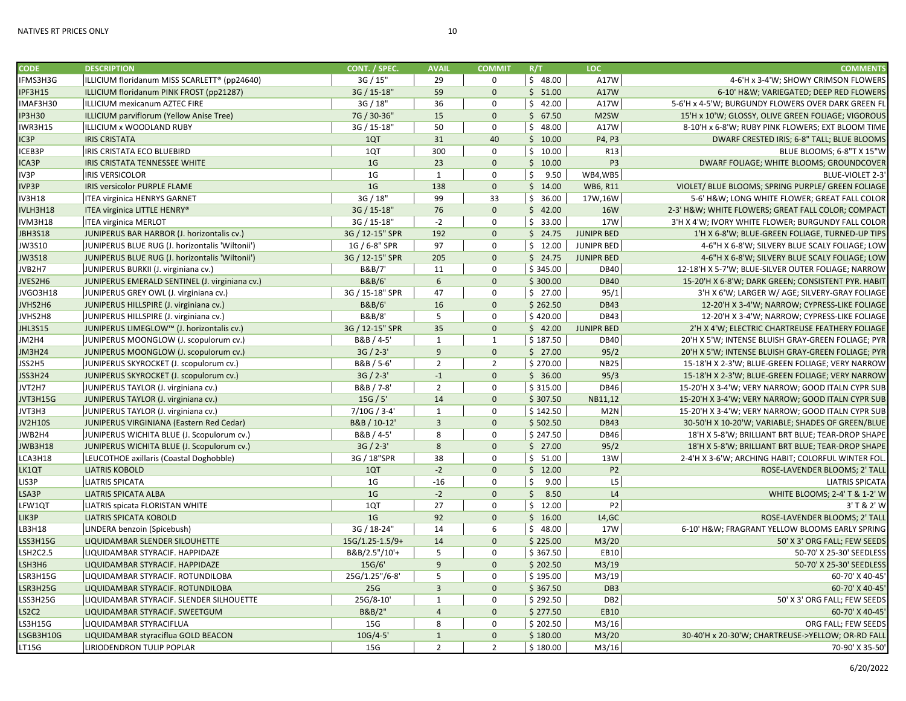| CODE | DESCRIPTION | CONT. / SPEC. | AVAIL | COMMIT | R/T | LOC | COMMENTS |
|---|---|---|---|---|---|---|---|
| IFMS3H3G | ILLICIUM floridanum MISS SCARLETT® (pp24640) | 3G / 15" | 29 | 0 | $ 48.00 | A17W | 4-6'H x 3-4'W; SHOWY CRIMSON FLOWERS |
| IPF3H15 | ILLICIUM floridanum PINK FROST (pp21287) | 3G / 15-18" | 59 | 0 | $ 51.00 | A17W | 6-10' H&W; VARIEGATED; DEEP RED FLOWERS |
| IMAF3H30 | ILLICIUM mexicanum AZTEC FIRE | 3G / 18" | 36 | 0 | $ 42.00 | A17W | 5-6'H x 4-5'W; BURGUNDY FLOWERS OVER DARK GREEN FL |
| IP3H30 | ILLICIUM parviflorum (Yellow Anise Tree) | 7G / 30-36" | 15 | 0 | $ 67.50 | M2SW | 15'H x 10'W; GLOSSY, OLIVE GREEN FOLIAGE; VIGOROUS |
| IWR3H15 | ILLICIUM x WOODLAND RUBY | 3G / 15-18" | 50 | 0 | $ 48.00 | A17W | 8-10'H x 6-8'W; RUBY PINK FLOWERS; EXT BLOOM TIME |
| IC3P | IRIS CRISTATA | 1QT | 31 | 40 | $ 10.00 | P4, P3 | DWARF CRESTED IRIS; 6-8" TALL; BLUE BLOOMS |
| ICEB3P | IRIS CRISTATA ECO BLUEBIRD | 1QT | 300 | 0 | $ 10.00 | R13 | BLUE BLOOMS; 6-8"T X 15"W |
| ICA3P | IRIS CRISTATA TENNESSEE WHITE | 1G | 23 | 0 | $ 10.00 | P3 | DWARF FOLIAGE; WHITE BLOOMS; GROUNDCOVER |
| IV3P | IRIS VERSICOLOR | 1G | 1 | 0 | $ 9.50 | WB4,WB5 | BLUE-VIOLET 2-3' |
| IVP3P | IRIS versicolor PURPLE FLAME | 1G | 138 | 0 | $ 14.00 | WB6, R11 | VIOLET/ BLUE BLOOMS; SPRING PURPLE/ GREEN FOLIAGE |
| IV3H18 | ITEA virginica HENRYS GARNET | 3G / 18" | 99 | 33 | $ 36.00 | 17W,16W | 5-6' H&W; LONG WHITE FLOWER; GREAT FALL COLOR |
| IVLH3H18 | ITEA virginica LITTLE HENRY® | 3G / 15-18" | 76 | 0 | $ 42.00 | 16W | 2-3' H&W; WHITE FLOWERS; GREAT FALL COLOR; COMPACT |
| IVM3H18 | ITEA virginica MERLOT | 3G / 15-18" | -2 | 0 | $ 33.00 | 17W | 3'H X 4'W; IVORY WHITE FLOWER; BURGUNDY FALL COLOR |
| JBH3S18 | JUNIPERUS BAR HARBOR (J. horizontalis cv.) | 3G / 12-15" SPR | 192 | 0 | $ 24.75 | JUNIPR BED | 1'H X 6-8'W; BLUE-GREEN FOLIAGE, TURNED-UP TIPS |
| JW3S10 | JUNIPERUS BLUE RUG (J. horizontalis 'Wiltonii') | 1G / 6-8" SPR | 97 | 0 | $ 12.00 | JUNIPR BED | 4-6"H X 6-8'W; SILVERY BLUE SCALY FOLIAGE; LOW |
| JW3S18 | JUNIPERUS BLUE RUG (J. horizontalis 'Wiltonii') | 3G / 12-15" SPR | 205 | 0 | $ 24.75 | JUNIPR BED | 4-6"H X 6-8'W; SILVERY BLUE SCALY FOLIAGE; LOW |
| JVB2H7 | JUNIPERUS BURKII (J. virginiana cv.) | B&B/7' | 11 | 0 | $ 345.00 | DB40 | 12-18'H X 5-7'W; BLUE-SILVER OUTER FOLIAGE; NARROW |
| JVES2H6 | JUNIPERUS EMERALD SENTINEL (J. virginiana cv.) | B&B/6' | 6 | 0 | $ 300.00 | DB40 | 15-20'H X 6-8'W; DARK GREEN; CONSISTENT PYR. HABIT |
| JVGO3H18 | JUNIPERUS GREY OWL (J. virginiana cv.) | 3G / 15-18" SPR | 47 | 0 | $ 27.00 | 95/1 | 3'H X 6'W; LARGER W/ AGE; SILVERY-GRAY FOLIAGE |
| JVHS2H6 | JUNIPERUS HILLSPIRE (J. virginiana cv.) | B&B/6' | 16 | 0 | $ 262.50 | DB43 | 12-20'H X 3-4'W; NARROW; CYPRESS-LIKE FOLIAGE |
| JVHS2H8 | JUNIPERUS HILLSPIRE (J. virginiana cv.) | B&B/8' | 5 | 0 | $ 420.00 | DB43 | 12-20'H X 3-4'W; NARROW; CYPRESS-LIKE FOLIAGE |
| JHL3S15 | JUNIPERUS LIMEGLOW™ (J. horizontalis cv.) | 3G / 12-15" SPR | 35 | 0 | $ 42.00 | JUNIPR BED | 2'H X 4'W; ELECTRIC CHARTREUSE FEATHERY FOLIAGE |
| JM2H4 | JUNIPERUS MOONGLOW (J. scopulorum cv.) | B&B / 4-5' | 1 | 1 | $ 187.50 | DB40 | 20'H X 5'W; INTENSE BLUISH GRAY-GREEN FOLIAGE; PYR |
| JM3H24 | JUNIPERUS MOONGLOW (J. scopulorum cv.) | 3G / 2-3' | 9 | 0 | $ 27.00 | 95/2 | 20'H X 5'W; INTENSE BLUISH GRAY-GREEN FOLIAGE; PYR |
| JSS2H5 | JUNIPERUS SKYROCKET (J. scopulorum cv.) | B&B / 5-6' | 2 | 2 | $ 270.00 | NB25 | 15-18'H X 2-3'W; BLUE-GREEN FOLIAGE; VERY NARROW |
| JSS3H24 | JUNIPERUS SKYROCKET (J. scopulorum cv.) | 3G / 2-3' | -1 | 0 | $ 36.00 | 95/3 | 15-18'H X 2-3'W; BLUE-GREEN FOLIAGE; VERY NARROW |
| JVT2H7 | JUNIPERUS TAYLOR (J. virginiana cv.) | B&B / 7-8' | 2 | 0 | $ 315.00 | DB46 | 15-20'H X 3-4'W; VERY NARROW; GOOD ITALN CYPR SUB |
| JVT3H15G | JUNIPERUS TAYLOR (J. virginiana cv.) | 15G / 5' | 14 | 0 | $ 307.50 | NB11,12 | 15-20'H X 3-4'W; VERY NARROW; GOOD ITALN CYPR SUB |
| JVT3H3 | JUNIPERUS TAYLOR (J. virginiana cv.) | 7/10G / 3-4' | 1 | 0 | $ 142.50 | M2N | 15-20'H X 3-4'W; VERY NARROW; GOOD ITALN CYPR SUB |
| JV2H10S | JUNIPERUS VIRGINIANA (Eastern Red Cedar) | B&B / 10-12' | 3 | 0 | $ 502.50 | DB43 | 30-50'H X 10-20'W; VARIABLE; SHADES OF GREEN/BLUE |
| JWB2H4 | JUNIPERUS WICHITA BLUE (J. Scopulorum cv.) | B&B / 4-5' | 8 | 0 | $ 247.50 | DB46 | 18'H X 5-8'W; BRILLIANT BRT BLUE; TEAR-DROP SHAPE |
| JWB3H18 | JUNIPERUS WICHITA BLUE (J. Scopulorum cv.) | 3G / 2-3' | 8 | 0 | $ 27.00 | 95/2 | 18'H X 5-8'W; BRILLIANT BRT BLUE; TEAR-DROP SHAPE |
| LCA3H18 | LEUCOTHOE axillaris (Coastal Doghobble) | 3G / 18"SPR | 38 | 0 | $ 51.00 | 13W | 2-4'H X 3-6'W; ARCHING HABIT; COLORFUL WINTER FOL. |
| LK1QT | LIATRIS KOBOLD | 1QT | -2 | 0 | $ 12.00 | P2 | ROSE-LAVENDER BLOOMS; 2' TALL |
| LIS3P | LIATRIS SPICATA | 1G | -16 | 0 | $ 9.00 | L5 | LIATRIS SPICATA |
| LSA3P | LIATRIS SPICATA ALBA | 1G | -2 | 0 | $ 8.50 | L4 | WHITE BLOOMS; 2-4' T & 1-2' W |
| LFW1QT | LIATRIS spicata FLORISTAN WHITE | 1QT | 27 | 0 | $ 12.00 | P2 | 3' T & 2' W |
| LIK3P | LIATRIS SPICATA KOBOLD | 1G | 92 | 0 | $ 16.00 | L4,GC | ROSE-LAVENDER BLOOMS; 2' TALL |
| LB3H18 | LINDERA benzoin (Spicebush) | 3G / 18-24" | 14 | 6 | $ 48.00 | 17W | 6-10' H&W; FRAGRANT YELLOW BLOOMS EARLY SPRING |
| LSS3H15G | LIQUIDAMBAR SLENDER SILOUHETTE | 15G/1.25-1.5/9+ | 14 | 0 | $ 225.00 | M3/20 | 50' X 3' ORG FALL; FEW SEEDS |
| LSH2C2.5 | LIQUIDAMBAR STYRACIF. HAPPIDAZE | B&B/2.5"/10'+ | 5 | 0 | $ 367.50 | EB10 | 50-70' X 25-30' SEEDLESS |
| LSH3H6 | LIQUIDAMBAR STYRACIF. HAPPIDAZE | 15G/6' | 9 | 0 | $ 202.50 | M3/19 | 50-70' X 25-30' SEEDLESS |
| LSR3H15G | LIQUIDAMBAR STYRACIF. ROTUNDILOBA | 25G/1.25"/6-8' | 5 | 0 | $ 195.00 | M3/19 | 60-70' X 40-45' |
| LSR3H25G | LIQUIDAMBAR STYRACIF. ROTUNDILOBA | 25G | 3 | 0 | $ 367.50 | DB3 | 60-70' X 40-45' |
| LSS3H25G | LIQUIDAMBAR STYRACIF. SLENDER SILHOUETTE | 25G/8-10' | 1 | 0 | $ 292.50 | DB2 | 50' X 3' ORG FALL; FEW SEEDS |
| LS2C2 | LIQUIDAMBAR STYRACIF. SWEETGUM | B&B/2" | 4 | 0 | $ 277.50 | EB10 | 60-70' X 40-45' |
| LS3H15G | LIQUIDAMBAR STYRACIFLUA | 15G | 8 | 0 | $ 202.50 | M3/16 | ORG FALL; FEW SEEDS |
| LSGB3H10G | LIQUIDAMBAR styraciflua GOLD BEACON | 10G/4-5' | 1 | 0 | $ 180.00 | M3/20 | 30-40'H x 20-30'W; CHARTREUSE->YELLOW; OR-RD FALL |
| LT15G | LIRIODENDRON TULIP POPLAR | 15G | 2 | 2 | $ 180.00 | M3/16 | 70-90' X 35-50' |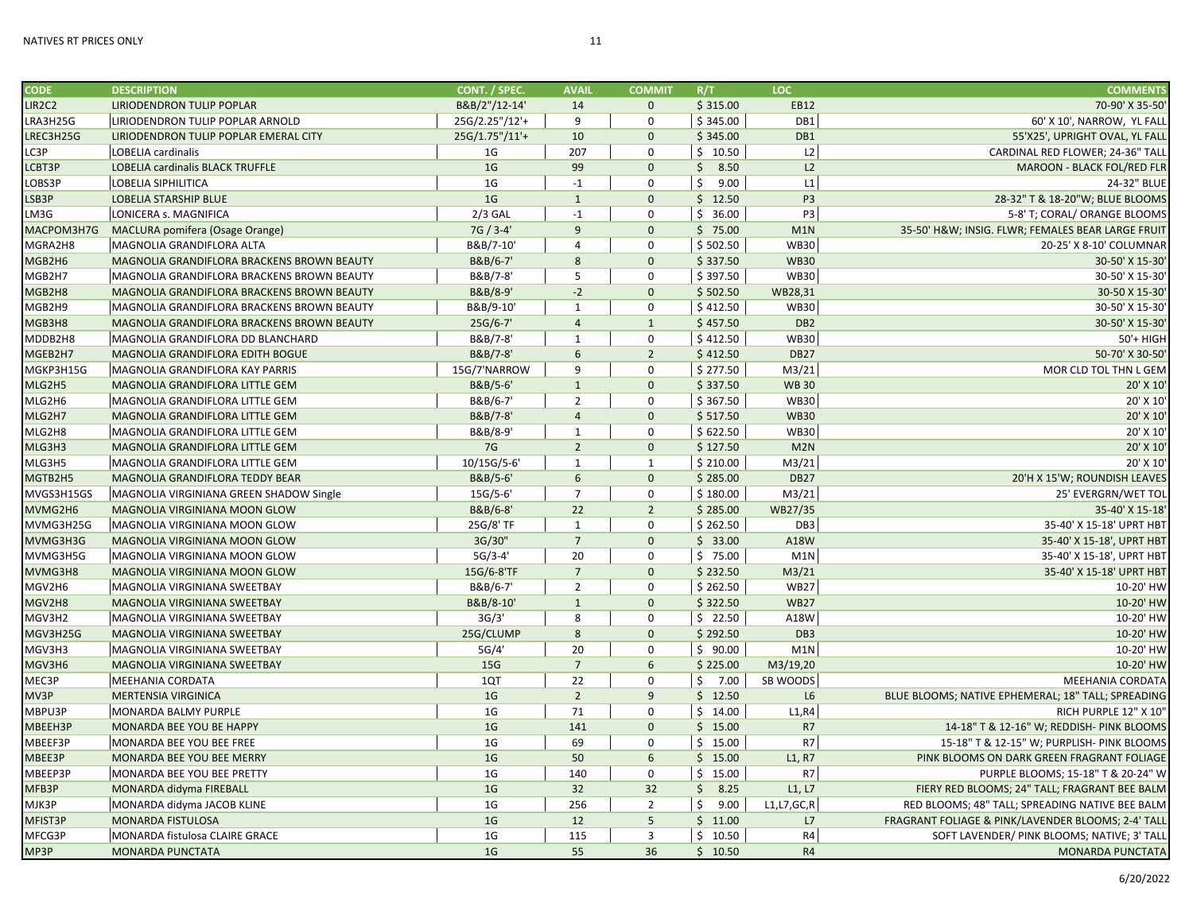| CODE | DESCRIPTION | CONT. / SPEC. | AVAIL | COMMIT | R/T | LOC | COMMENTS |
|---|---|---|---|---|---|---|---|
| LIR2C2 | LIRIODENDRON TULIP POPLAR | B&B/2"/12-14' | 14 | 0 | $ 315.00 | EB12 | 70-90' X 35-50' |
| LRA3H25G | LIRIODENDRON TULIP POPLAR ARNOLD | 25G/2.25"/12'+ | 9 | 0 | $ 345.00 | DB1 | 60' X 10', NARROW, YL FALL |
| LREC3H25G | LIRIODENDRON TULIP POPLAR EMERAL CITY | 25G/1.75"/11'+ | 10 | 0 | $ 345.00 | DB1 | 55'X25', UPRIGHT OVAL, YL FALL |
| LC3P | LOBELIA cardinalis | 1G | 207 | 0 | $ 10.50 | L2 | CARDINAL RED FLOWER; 24-36" TALL |
| LCBT3P | LOBELIA cardinalis BLACK TRUFFLE | 1G | 99 | 0 | $ 8.50 | L2 | MAROON - BLACK FOL/RED FLR |
| LOBS3P | LOBELIA SIPHILITICA | 1G | -1 | 0 | $ 9.00 | L1 | 24-32" BLUE |
| LSB3P | LOBELIA STARSHIP BLUE | 1G | 1 | 0 | $ 12.50 | P3 | 28-32" T & 18-20"W; BLUE BLOOMS |
| LM3G | LONICERA s. MAGNIFICA | 2/3 GAL | -1 | 0 | $ 36.00 | P3 | 5-8' T; CORAL/ ORANGE BLOOMS |
| MACPOM3H7G | MACLURA pomifera (Osage Orange) | 7G / 3-4' | 9 | 0 | $ 75.00 | M1N | 35-50' H&W; INSIG. FLWR; FEMALES BEAR LARGE FRUIT |
| MGRA2H8 | MAGNOLIA GRANDIFLORA ALTA | B&B/7-10' | 4 | 0 | $ 502.50 | WB30 | 20-25' X 8-10' COLUMNAR |
| MGB2H6 | MAGNOLIA GRANDIFLORA BRACKENS BROWN BEAUTY | B&B/6-7' | 8 | 0 | $ 337.50 | WB30 | 30-50' X 15-30' |
| MGB2H7 | MAGNOLIA GRANDIFLORA BRACKENS BROWN BEAUTY | B&B/7-8' | 5 | 0 | $ 397.50 | WB30 | 30-50' X 15-30' |
| MGB2H8 | MAGNOLIA GRANDIFLORA BRACKENS BROWN BEAUTY | B&B/8-9' | -2 | 0 | $ 502.50 | WB28,31 | 30-50 X 15-30' |
| MGB2H9 | MAGNOLIA GRANDIFLORA BRACKENS BROWN BEAUTY | B&B/9-10' | 1 | 0 | $ 412.50 | WB30 | 30-50' X 15-30' |
| MGB3H8 | MAGNOLIA GRANDIFLORA BRACKENS BROWN BEAUTY | 25G/6-7' | 4 | 1 | $ 457.50 | DB2 | 30-50' X 15-30' |
| MDDB2H8 | MAGNOLIA GRANDIFLORA DD BLANCHARD | B&B/7-8' | 1 | 0 | $ 412.50 | WB30 | 50'+ HIGH |
| MGEB2H7 | MAGNOLIA GRANDIFLORA EDITH BOGUE | B&B/7-8' | 6 | 2 | $ 412.50 | DB27 | 50-70' X 30-50' |
| MGKP3H15G | MAGNOLIA GRANDIFLORA KAY PARRIS | 15G/7'NARROW | 9 | 0 | $ 277.50 | M3/21 | MOR CLD TOL THN L GEM |
| MLG2H5 | MAGNOLIA GRANDIFLORA LITTLE GEM | B&B/5-6' | 1 | 0 | $ 337.50 | WB 30 | 20' X 10' |
| MLG2H6 | MAGNOLIA GRANDIFLORA LITTLE GEM | B&B/6-7' | 2 | 0 | $ 367.50 | WB30 | 20' X 10' |
| MLG2H7 | MAGNOLIA GRANDIFLORA LITTLE GEM | B&B/7-8' | 4 | 0 | $ 517.50 | WB30 | 20' X 10' |
| MLG2H8 | MAGNOLIA GRANDIFLORA LITTLE GEM | B&B/8-9' | 1 | 0 | $ 622.50 | WB30 | 20' X 10' |
| MLG3H3 | MAGNOLIA GRANDIFLORA LITTLE GEM | 7G | 2 | 0 | $ 127.50 | M2N | 20' X 10' |
| MLG3H5 | MAGNOLIA GRANDIFLORA LITTLE GEM | 10/15G/5-6' | 1 | 1 | $ 210.00 | M3/21 | 20' X 10' |
| MGTB2H5 | MAGNOLIA GRANDIFLORA TEDDY BEAR | B&B/5-6' | 6 | 0 | $ 285.00 | DB27 | 20'H X 15'W; ROUNDISH LEAVES |
| MVGS3H15GS | MAGNOLIA VIRGINIANA GREEN SHADOW Single | 15G/5-6' | 7 | 0 | $ 180.00 | M3/21 | 25' EVERGRN/WET TOL |
| MVMG2H6 | MAGNOLIA VIRGINIANA MOON GLOW | B&B/6-8' | 22 | 2 | $ 285.00 | WB27/35 | 35-40' X 15-18' |
| MVMG3H25G | MAGNOLIA VIRGINIANA MOON GLOW | 25G/8' TF | 1 | 0 | $ 262.50 | DB3 | 35-40' X 15-18' UPRT HBT |
| MVMG3H3G | MAGNOLIA VIRGINIANA MOON GLOW | 3G/30" | 7 | 0 | $ 33.00 | A18W | 35-40' X 15-18', UPRT HBT |
| MVMG3H5G | MAGNOLIA VIRGINIANA MOON GLOW | 5G/3-4' | 20 | 0 | $ 75.00 | M1N | 35-40' X 15-18', UPRT HBT |
| MVMG3H8 | MAGNOLIA VIRGINIANA MOON GLOW | 15G/6-8'TF | 7 | 0 | $ 232.50 | M3/21 | 35-40' X 15-18' UPRT HBT |
| MGV2H6 | MAGNOLIA VIRGINIANA SWEETBAY | B&B/6-7' | 2 | 0 | $ 262.50 | WB27 | 10-20' HW |
| MGV2H8 | MAGNOLIA VIRGINIANA SWEETBAY | B&B/8-10' | 1 | 0 | $ 322.50 | WB27 | 10-20' HW |
| MGV3H2 | MAGNOLIA VIRGINIANA SWEETBAY | 3G/3' | 8 | 0 | $ 22.50 | A18W | 10-20' HW |
| MGV3H25G | MAGNOLIA VIRGINIANA SWEETBAY | 25G/CLUMP | 8 | 0 | $ 292.50 | DB3 | 10-20' HW |
| MGV3H3 | MAGNOLIA VIRGINIANA SWEETBAY | 5G/4' | 20 | 0 | $ 90.00 | M1N | 10-20' HW |
| MGV3H6 | MAGNOLIA VIRGINIANA SWEETBAY | 15G | 7 | 6 | $ 225.00 | M3/19,20 | 10-20' HW |
| MEC3P | MEEHANIA CORDATA | 1QT | 22 | 0 | $ 7.00 | SB WOODS | MEEHANIA CORDATA |
| MV3P | MERTENSIA VIRGINICA | 1G | 2 | 9 | $ 12.50 | L6 | BLUE BLOOMS; NATIVE EPHEMERAL; 18" TALL; SPREADING |
| MBPU3P | MONARDA BALMY PURPLE | 1G | 71 | 0 | $ 14.00 | L1,R4 | RICH PURPLE 12" X 10" |
| MBEEH3P | MONARDA BEE YOU BE HAPPY | 1G | 141 | 0 | $ 15.00 | R7 | 14-18" T & 12-16" W; REDDISH- PINK BLOOMS |
| MBEEF3P | MONARDA BEE YOU BEE FREE | 1G | 69 | 0 | $ 15.00 | R7 | 15-18" T & 12-15" W; PURPLISH- PINK BLOOMS |
| MBEE3P | MONARDA BEE YOU BEE MERRY | 1G | 50 | 6 | $ 15.00 | L1, R7 | PINK BLOOMS ON DARK GREEN FRAGRANT FOLIAGE |
| MBEEP3P | MONARDA BEE YOU BEE PRETTY | 1G | 140 | 0 | $ 15.00 | R7 | PURPLE BLOOMS; 15-18" T & 20-24" W |
| MFB3P | MONARDA didyma FIREBALL | 1G | 32 | 32 | $ 8.25 | L1, L7 | FIERY RED BLOOMS; 24" TALL; FRAGRANT BEE BALM |
| MJK3P | MONARDA didyma JACOB KLINE | 1G | 256 | 2 | $ 9.00 | L1,L7,GC,R | RED BLOOMS; 48" TALL; SPREADING NATIVE BEE BALM |
| MFIST3P | MONARDA FISTULOSA | 1G | 12 | 5 | $ 11.00 | L7 | FRAGRANT FOLIAGE & PINK/LAVENDER BLOOMS; 2-4' TALL |
| MFCG3P | MONARDA fistulosa CLAIRE GRACE | 1G | 115 | 3 | $ 10.50 | R4 | SOFT LAVENDER/ PINK BLOOMS; NATIVE; 3' TALL |
| MP3P | MONARDA PUNCTATA | 1G | 55 | 36 | $ 10.50 | R4 | MONARDA PUNCTATA |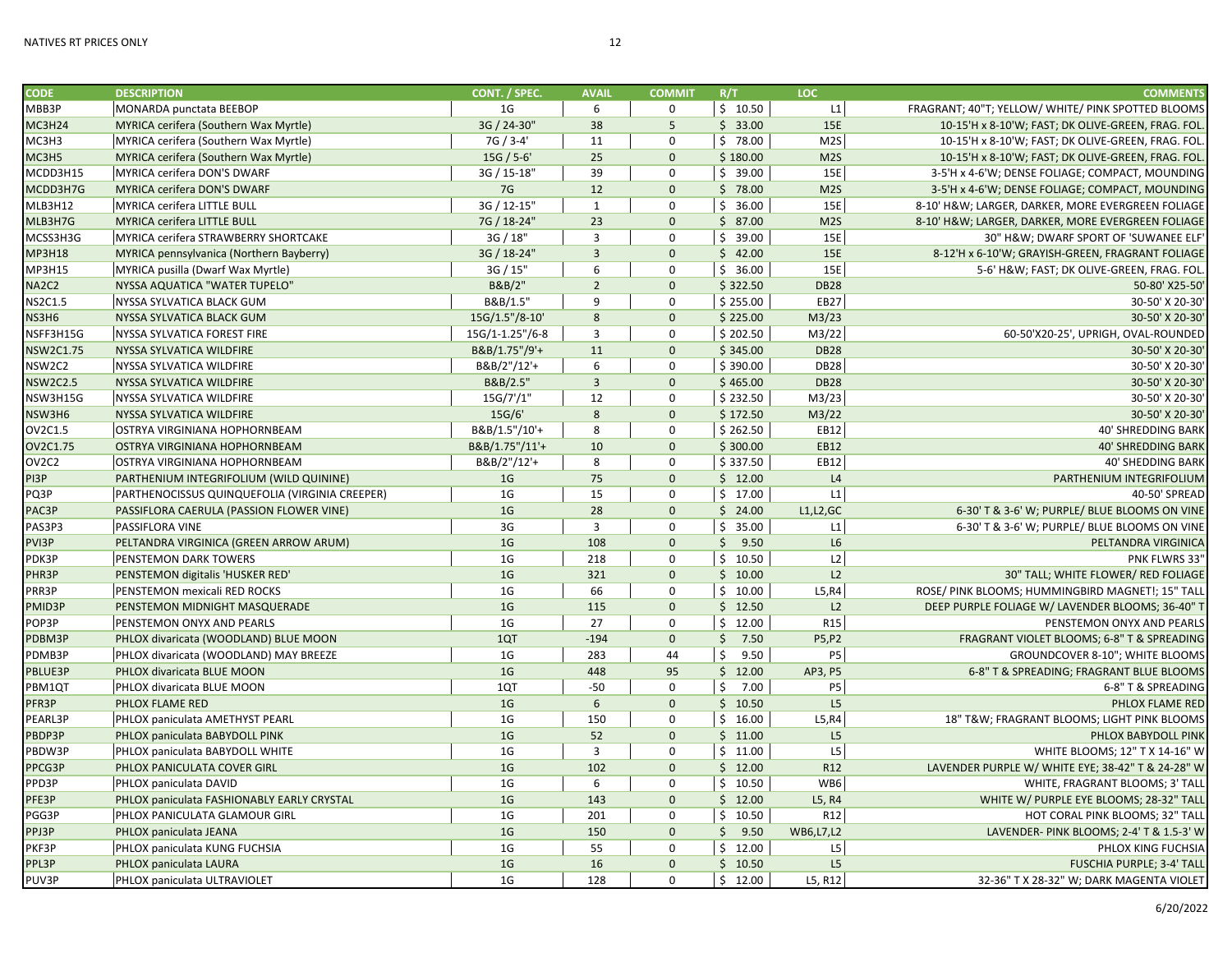| CODE | DESCRIPTION | CONT. / SPEC. | AVAIL | COMMIT | R/T | LOC | COMMENTS |
|---|---|---|---|---|---|---|---|
| MBB3P | MONARDA punctata BEEBOP | 1G | 6 | 0 | $ 10.50 | L1 | FRAGRANT; 40"T; YELLOW/ WHITE/ PINK SPOTTED BLOOMS |
| MC3H24 | MYRICA cerifera (Southern Wax Myrtle) | 3G / 24-30" | 38 | 5 | $ 33.00 | 15E | 10-15'H x 8-10'W; FAST; DK OLIVE-GREEN, FRAG. FOL. |
| MC3H3 | MYRICA cerifera (Southern Wax Myrtle) | 7G / 3-4' | 11 | 0 | $ 78.00 | M2S | 10-15'H x 8-10'W; FAST; DK OLIVE-GREEN, FRAG. FOL. |
| MC3H5 | MYRICA cerifera (Southern Wax Myrtle) | 15G / 5-6' | 25 | 0 | $ 180.00 | M2S | 10-15'H x 8-10'W; FAST; DK OLIVE-GREEN, FRAG. FOL. |
| MCDD3H15 | MYRICA cerifera DON'S DWARF | 3G / 15-18" | 39 | 0 | $ 39.00 | 15E | 3-5'H x 4-6'W; DENSE FOLIAGE; COMPACT, MOUNDING |
| MCDD3H7G | MYRICA cerifera DON'S DWARF | 7G | 12 | 0 | $ 78.00 | M2S | 3-5'H x 4-6'W; DENSE FOLIAGE; COMPACT, MOUNDING |
| MLB3H12 | MYRICA cerifera LITTLE BULL | 3G / 12-15" | 1 | 0 | $ 36.00 | 15E | 8-10' H&W; LARGER, DARKER, MORE EVERGREEN FOLIAGE |
| MLB3H7G | MYRICA cerifera LITTLE BULL | 7G / 18-24" | 23 | 0 | $ 87.00 | M2S | 8-10' H&W; LARGER, DARKER, MORE EVERGREEN FOLIAGE |
| MCSS3H3G | MYRICA cerifera STRAWBERRY SHORTCAKE | 3G / 18" | 3 | 0 | $ 39.00 | 15E | 30" H&W; DWARF SPORT OF 'SUWANEE ELF' |
| MP3H18 | MYRICA pennsylvanica (Northern Bayberry) | 3G / 18-24" | 3 | 0 | $ 42.00 | 15E | 8-12'H x 6-10'W; GRAYISH-GREEN, FRAGRANT FOLIAGE |
| MP3H15 | MYRICA pusilla (Dwarf Wax Myrtle) | 3G / 15" | 6 | 0 | $ 36.00 | 15E | 5-6' H&W; FAST; DK OLIVE-GREEN, FRAG. FOL. |
| NA2C2 | NYSSA AQUATICA "WATER TUPELO" | B&B/2" | 2 | 0 | $ 322.50 | DB28 | 50-80' X25-50' |
| NS2C1.5 | NYSSA SYLVATICA BLACK GUM | B&B/1.5" | 9 | 0 | $ 255.00 | EB27 | 30-50' X 20-30' |
| NS3H6 | NYSSA SYLVATICA BLACK GUM | 15G/1.5"/8-10' | 8 | 0 | $ 225.00 | M3/23 | 30-50' X 20-30' |
| NSFF3H15G | NYSSA SYLVATICA FOREST FIRE | 15G/1-1.25"/6-8 | 3 | 0 | $ 202.50 | M3/22 | 60-50'X20-25', UPRIGH, OVAL-ROUNDED |
| NSW2C1.75 | NYSSA SYLVATICA WILDFIRE | B&B/1.75"/9'+ | 11 | 0 | $ 345.00 | DB28 | 30-50' X 20-30' |
| NSW2C2 | NYSSA SYLVATICA WILDFIRE | B&B/2"/12'+ | 6 | 0 | $ 390.00 | DB28 | 30-50' X 20-30' |
| NSW2C2.5 | NYSSA SYLVATICA WILDFIRE | B&B/2.5" | 3 | 0 | $ 465.00 | DB28 | 30-50' X 20-30' |
| NSW3H15G | NYSSA SYLVATICA WILDFIRE | 15G/7'/1" | 12 | 0 | $ 232.50 | M3/23 | 30-50' X 20-30' |
| NSW3H6 | NYSSA SYLVATICA WILDFIRE | 15G/6' | 8 | 0 | $ 172.50 | M3/22 | 30-50' X 20-30' |
| OV2C1.5 | OSTRYA VIRGINIANA HOPHORNBEAM | B&B/1.5"/10'+ | 8 | 0 | $ 262.50 | EB12 | 40' SHREDDING BARK |
| OV2C1.75 | OSTRYA VIRGINIANA HOPHORNBEAM | B&B/1.75"/11'+ | 10 | 0 | $ 300.00 | EB12 | 40' SHREDDING BARK |
| OV2C2 | OSTRYA VIRGINIANA HOPHORNBEAM | B&B/2"/12'+ | 8 | 0 | $ 337.50 | EB12 | 40' SHEDDING BARK |
| PI3P | PARTHENIUM INTEGRIFOLIUM (WILD QUININE) | 1G | 75 | 0 | $ 12.00 | L4 | PARTHENIUM INTEGRIFOLIUM |
| PQ3P | PARTHENOCISSUS QUINQUEFOLIA (VIRGINIA CREEPER) | 1G | 15 | 0 | $ 17.00 | L1 | 40-50' SPREAD |
| PAC3P | PASSIFLORA CAERULA (PASSION FLOWER VINE) | 1G | 28 | 0 | $ 24.00 | L1,L2,GC | 6-30' T & 3-6' W; PURPLE/ BLUE BLOOMS ON VINE |
| PAS3P3 | PASSIFLORA VINE | 3G | 3 | 0 | $ 35.00 | L1 | 6-30' T & 3-6' W; PURPLE/ BLUE BLOOMS ON VINE |
| PVI3P | PELTANDRA VIRGINICA (GREEN ARROW ARUM) | 1G | 108 | 0 | $ 9.50 | L6 | PELTANDRA VIRGINICA |
| PDK3P | PENSTEMON DARK TOWERS | 1G | 218 | 0 | $ 10.50 | L2 | PNK FLWRS 33" |
| PHR3P | PENSTEMON digitalis 'HUSKER RED' | 1G | 321 | 0 | $ 10.00 | L2 | 30" TALL; WHITE FLOWER/ RED FOLIAGE |
| PRR3P | PENSTEMON mexicali RED ROCKS | 1G | 66 | 0 | $ 10.00 | L5,R4 | ROSE/ PINK BLOOMS; HUMMINGBIRD MAGNET!; 15" TALL |
| PMID3P | PENSTEMON MIDNIGHT MASQUERADE | 1G | 115 | 0 | $ 12.50 | L2 | DEEP PURPLE FOLIAGE W/ LAVENDER BLOOMS; 36-40" T |
| POP3P | PENSTEMON ONYX AND PEARLS | 1G | 27 | 0 | $ 12.00 | R15 | PENSTEMON ONYX AND PEARLS |
| PDBM3P | PHLOX divaricata (WOODLAND) BLUE MOON | 1QT | -194 | 0 | $ 7.50 | P5,P2 | FRAGRANT VIOLET BLOOMS; 6-8" T & SPREADING |
| PDMB3P | PHLOX divaricata (WOODLAND) MAY BREEZE | 1G | 283 | 44 | $ 9.50 | P5 | GROUNDCOVER 8-10"; WHITE BLOOMS |
| PBLUE3P | PHLOX divaricata BLUE MOON | 1G | 448 | 95 | $ 12.00 | AP3, P5 | 6-8" T & SPREADING; FRAGRANT BLUE BLOOMS |
| PBM1QT | PHLOX divaricata BLUE MOON | 1QT | -50 | 0 | $ 7.00 | P5 | 6-8" T & SPREADING |
| PFR3P | PHLOX FLAME RED | 1G | 6 | 0 | $ 10.50 | L5 | PHLOX FLAME RED |
| PEARL3P | PHLOX paniculata AMETHYST PEARL | 1G | 150 | 0 | $ 16.00 | L5,R4 | 18" T&W; FRAGRANT BLOOMS; LIGHT PINK BLOOMS |
| PBDP3P | PHLOX paniculata BABYDOLL PINK | 1G | 52 | 0 | $ 11.00 | L5 | PHLOX BABYDOLL PINK |
| PBDW3P | PHLOX paniculata BABYDOLL WHITE | 1G | 3 | 0 | $ 11.00 | L5 | WHITE BLOOMS; 12" T X 14-16" W |
| PPCG3P | PHLOX PANICULATA COVER GIRL | 1G | 102 | 0 | $ 12.00 | R12 | LAVENDER PURPLE W/ WHITE EYE; 38-42" T & 24-28" W |
| PPD3P | PHLOX paniculata DAVID | 1G | 6 | 0 | $ 10.50 | WB6 | WHITE, FRAGRANT BLOOMS; 3' TALL |
| PFE3P | PHLOX paniculata FASHIONABLY EARLY CRYSTAL | 1G | 143 | 0 | $ 12.00 | L5, R4 | WHITE W/ PURPLE EYE BLOOMS; 28-32" TALL |
| PGG3P | PHLOX PANICULATA GLAMOUR GIRL | 1G | 201 | 0 | $ 10.50 | R12 | HOT CORAL PINK BLOOMS; 32" TALL |
| PPJ3P | PHLOX paniculata JEANA | 1G | 150 | 0 | $ 9.50 | WB6,L7,L2 | LAVENDER- PINK BLOOMS; 2-4' T & 1.5-3' W |
| PKF3P | PHLOX paniculata KUNG FUCHSIA | 1G | 55 | 0 | $ 12.00 | L5 | PHLOX KING FUCHSIA |
| PPL3P | PHLOX paniculata LAURA | 1G | 16 | 0 | $ 10.50 | L5 | FUSCHIA PURPLE; 3-4' TALL |
| PUV3P | PHLOX paniculata ULTRAVIOLET | 1G | 128 | 0 | $ 12.00 | L5, R12 | 32-36" T X 28-32" W; DARK MAGENTA VIOLET |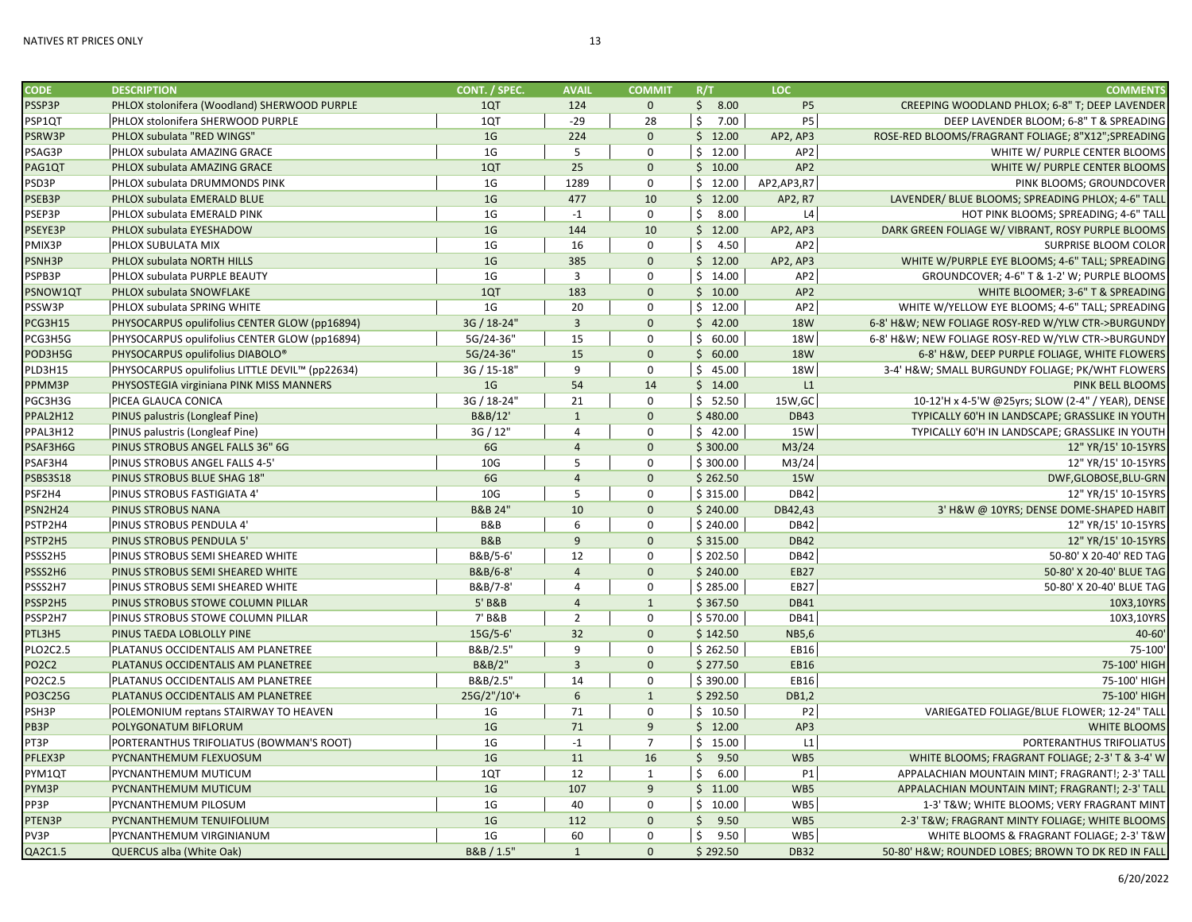| CODE | DESCRIPTION | CONT. / SPEC. | AVAIL | COMMIT | R/T | LOC | COMMENTS |
|---|---|---|---|---|---|---|---|
| PSSP3P | PHLOX stolonifera (Woodland) SHERWOOD PURPLE | 1QT | 124 | 0 | $ 8.00 | P5 | CREEPING WOODLAND PHLOX; 6-8" T; DEEP LAVENDER |
| PSP1QT | PHLOX stolonifera SHERWOOD PURPLE | 1QT | -29 | 28 | $ 7.00 | P5 | DEEP LAVENDER BLOOM; 6-8" T & SPREADING |
| PSRW3P | PHLOX subulata "RED WINGS" | 1G | 224 | 0 | $ 12.00 | AP2, AP3 | ROSE-RED BLOOMS/FRAGRANT FOLIAGE; 8"X12";SPREADING |
| PSAG3P | PHLOX subulata AMAZING GRACE | 1G | 5 | 0 | $ 12.00 | AP2 | WHITE W/ PURPLE CENTER BLOOMS |
| PAG1QT | PHLOX subulata AMAZING GRACE | 1QT | 25 | 0 | $ 10.00 | AP2 | WHITE W/ PURPLE CENTER BLOOMS |
| PSD3P | PHLOX subulata DRUMMONDS PINK | 1G | 1289 | 0 | $ 12.00 | AP2,AP3,R7 | PINK BLOOMS; GROUNDCOVER |
| PSEB3P | PHLOX subulata EMERALD BLUE | 1G | 477 | 10 | $ 12.00 | AP2, R7 | LAVENDER/ BLUE BLOOMS; SPREADING PHLOX; 4-6" TALL |
| PSEP3P | PHLOX subulata EMERALD PINK | 1G | -1 | 0 | $ 8.00 | L4 | HOT PINK BLOOMS; SPREADING; 4-6" TALL |
| PSEYE3P | PHLOX subulata EYESHADOW | 1G | 144 | 10 | $ 12.00 | AP2, AP3 | DARK GREEN FOLIAGE W/ VIBRANT, ROSY PURPLE BLOOMS |
| PMIX3P | PHLOX SUBULATA MIX | 1G | 16 | 0 | $ 4.50 | AP2 | SURPRISE BLOOM COLOR |
| PSNH3P | PHLOX subulata NORTH HILLS | 1G | 385 | 0 | $ 12.00 | AP2, AP3 | WHITE W/PURPLE EYE BLOOMS; 4-6" TALL; SPREADING |
| PSPB3P | PHLOX subulata PURPLE BEAUTY | 1G | 3 | 0 | $ 14.00 | AP2 | GROUNDCOVER; 4-6" T & 1-2' W; PURPLE BLOOMS |
| PSNOW1QT | PHLOX subulata SNOWFLAKE | 1QT | 183 | 0 | $ 10.00 | AP2 | WHITE BLOOMER; 3-6" T & SPREADING |
| PSSW3P | PHLOX subulata SPRING WHITE | 1G | 20 | 0 | $ 12.00 | AP2 | WHITE W/YELLOW EYE BLOOMS; 4-6" TALL; SPREADING |
| PCG3H15 | PHYSOCARPUS opulifolius CENTER GLOW (pp16894) | 3G / 18-24" | 3 | 0 | $ 42.00 | 18W | 6-8' H&W; NEW FOLIAGE ROSY-RED W/YLW CTR->BURGUNDY |
| PCG3H5G | PHYSOCARPUS opulifolius CENTER GLOW (pp16894) | 5G/24-36" | 15 | 0 | $ 60.00 | 18W | 6-8' H&W; NEW FOLIAGE ROSY-RED W/YLW CTR->BURGUNDY |
| POD3H5G | PHYSOCARPUS opulifolius DIABOLO® | 5G/24-36" | 15 | 0 | $ 60.00 | 18W | 6-8' H&W, DEEP PURPLE FOLIAGE, WHITE FLOWERS |
| PLD3H15 | PHYSOCARPUS opulifolius LITTLE DEVIL™ (pp22634) | 3G / 15-18" | 9 | 0 | $ 45.00 | 18W | 3-4' H&W; SMALL BURGUNDY FOLIAGE; PK/WHT FLOWERS |
| PPMM3P | PHYSOSTEGIA virginiana PINK MISS MANNERS | 1G | 54 | 14 | $ 14.00 | L1 | PINK BELL BLOOMS |
| PGC3H3G | PICEA GLAUCA CONICA | 3G / 18-24" | 21 | 0 | $ 52.50 | 15W,GC | 10-12'H x 4-5'W @25yrs; SLOW (2-4" / YEAR), DENSE |
| PPAL2H12 | PINUS palustris (Longleaf Pine) | B&B/12' | 1 | 0 | $ 480.00 | DB43 | TYPICALLY 60'H IN LANDSCAPE; GRASSLIKE IN YOUTH |
| PPAL3H12 | PINUS palustris (Longleaf Pine) | 3G / 12" | 4 | 0 | $ 42.00 | 15W | TYPICALLY 60'H IN LANDSCAPE; GRASSLIKE IN YOUTH |
| PSAF3H6G | PINUS STROBUS ANGEL FALLS 36" 6G | 6G | 4 | 0 | $ 300.00 | M3/24 | 12" YR/15' 10-15YRS |
| PSAF3H4 | PINUS STROBUS ANGEL FALLS 4-5' | 10G | 5 | 0 | $ 300.00 | M3/24 | 12" YR/15' 10-15YRS |
| PSBS3S18 | PINUS STROBUS BLUE SHAG 18" | 6G | 4 | 0 | $ 262.50 | 15W | DWF,GLOBOSE,BLU-GRN |
| PSF2H4 | PINUS STROBUS FASTIGIATA 4' | 10G | 5 | 0 | $ 315.00 | DB42 | 12" YR/15' 10-15YRS |
| PSN2H24 | PINUS STROBUS NANA | B&B 24" | 10 | 0 | $ 240.00 | DB42,43 | 3' H&W @ 10YRS; DENSE DOME-SHAPED HABIT |
| PSTP2H4 | PINUS STROBUS PENDULA 4' | B&B | 6 | 0 | $ 240.00 | DB42 | 12" YR/15' 10-15YRS |
| PSTP2H5 | PINUS STROBUS PENDULA 5' | B&B | 9 | 0 | $ 315.00 | DB42 | 12" YR/15' 10-15YRS |
| PSSS2H5 | PINUS STROBUS SEMI SHEARED WHITE | B&B/5-6' | 12 | 0 | $ 202.50 | DB42 | 50-80' X 20-40' RED TAG |
| PSSS2H6 | PINUS STROBUS SEMI SHEARED WHITE | B&B/6-8' | 4 | 0 | $ 240.00 | EB27 | 50-80' X 20-40' BLUE TAG |
| PSSS2H7 | PINUS STROBUS SEMI SHEARED WHITE | B&B/7-8' | 4 | 0 | $ 285.00 | EB27 | 50-80' X 20-40' BLUE TAG |
| PSSP2H5 | PINUS STROBUS STOWE COLUMN PILLAR | 5' B&B | 4 | 1 | $ 367.50 | DB41 | 10X3,10YRS |
| PSSP2H7 | PINUS STROBUS STOWE COLUMN PILLAR | 7' B&B | 2 | 0 | $ 570.00 | DB41 | 10X3,10YRS |
| PTL3H5 | PINUS TAEDA LOBLOLLY PINE | 15G/5-6' | 32 | 0 | $ 142.50 | NB5,6 | 40-60' |
| PLO2C2.5 | PLATANUS OCCIDENTALIS AM PLANETREE | B&B/2.5" | 9 | 0 | $ 262.50 | EB16 | 75-100' |
| PO2C2 | PLATANUS OCCIDENTALIS AM PLANETREE | B&B/2" | 3 | 0 | $ 277.50 | EB16 | 75-100' HIGH |
| PO2C2.5 | PLATANUS OCCIDENTALIS AM PLANETREE | B&B/2.5" | 14 | 0 | $ 390.00 | EB16 | 75-100' HIGH |
| PO3C25G | PLATANUS OCCIDENTALIS AM PLANETREE | 25G/2"/10'+ | 6 | 1 | $ 292.50 | DB1,2 | 75-100' HIGH |
| PSH3P | POLEMONIUM reptans STAIRWAY TO HEAVEN | 1G | 71 | 0 | $ 10.50 | P2 | VARIEGATED FOLIAGE/BLUE FLOWER; 12-24" TALL |
| PB3P | POLYGONATUM BIFLORUM | 1G | 71 | 9 | $ 12.00 | AP3 | WHITE BLOOMS |
| PT3P | PORTERANTHUS TRIFOLIATUS (BOWMAN'S ROOT) | 1G | -1 | 7 | $ 15.00 | L1 | PORTERANTHUS TRIFOLIATUS |
| PFLEX3P | PYCNANTHEMUM FLEXUOSUM | 1G | 11 | 16 | $ 9.50 | WB5 | WHITE BLOOMS; FRAGRANT FOLIAGE; 2-3' T & 3-4' W |
| PYM1QT | PYCNANTHEMUM MUTICUM | 1QT | 12 | 1 | $ 6.00 | P1 | APPALACHIAN MOUNTAIN MINT; FRAGRANT!; 2-3' TALL |
| PYM3P | PYCNANTHEMUM MUTICUM | 1G | 107 | 9 | $ 11.00 | WB5 | APPALACHIAN MOUNTAIN MINT; FRAGRANT!; 2-3' TALL |
| PP3P | PYCNANTHEMUM PILOSUM | 1G | 40 | 0 | $ 10.00 | WB5 | 1-3' T&W; WHITE BLOOMS; VERY FRAGRANT MINT |
| PTEN3P | PYCNANTHEMUM TENUIFOLIUM | 1G | 112 | 0 | $ 9.50 | WB5 | 2-3' T&W; FRAGRANT MINTY FOLIAGE; WHITE BLOOMS |
| PV3P | PYCNANTHEMUM VIRGINIANUM | 1G | 60 | 0 | $ 9.50 | WB5 | WHITE BLOOMS & FRAGRANT FOLIAGE; 2-3' T&W |
| QA2C1.5 | QUERCUS alba (White Oak) | B&B / 1.5" | 1 | 0 | $ 292.50 | DB32 | 50-80' H&W; ROUNDED LOBES; BROWN TO DK RED IN FALL |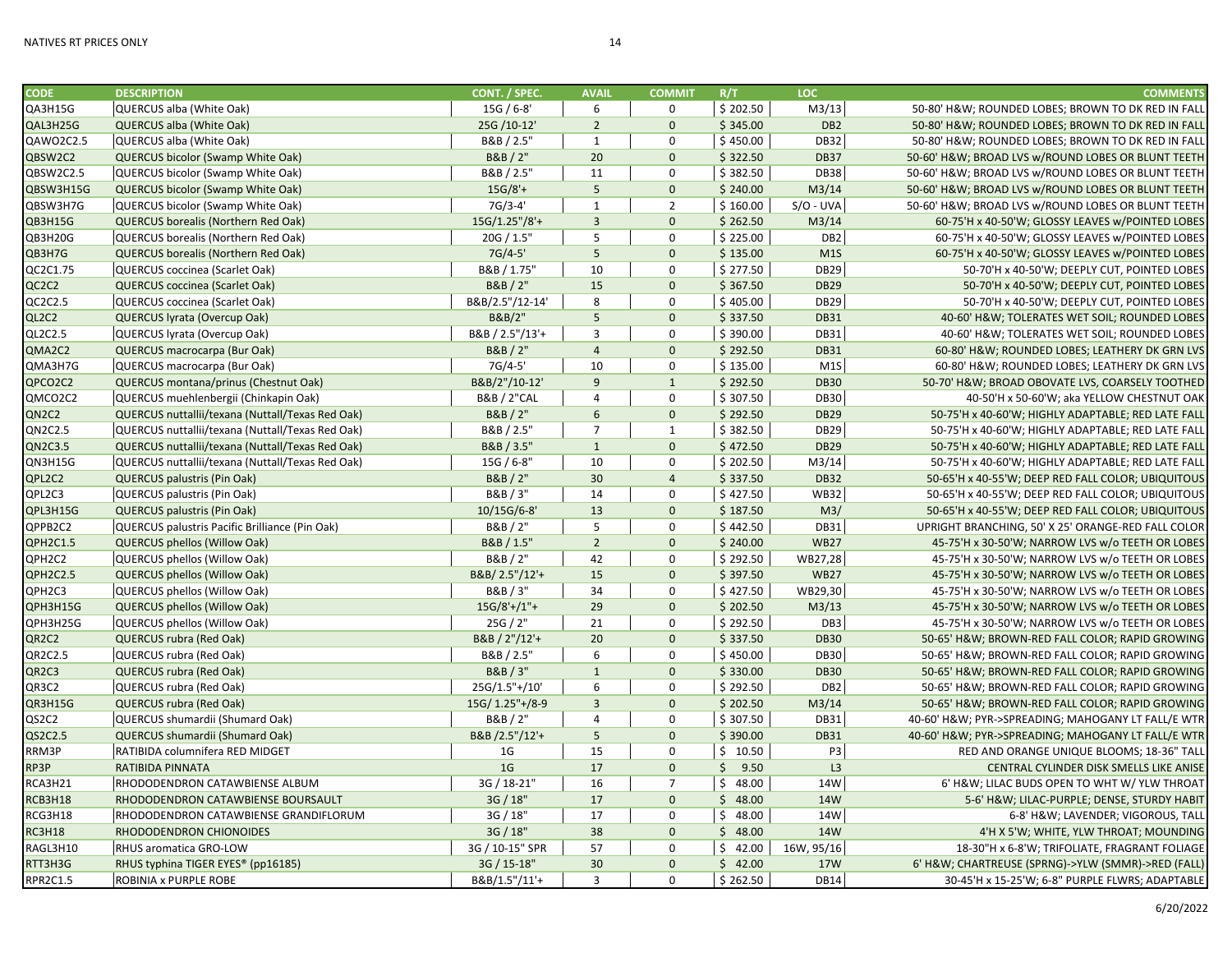| CODE | DESCRIPTION | CONT. / SPEC. | AVAIL | COMMIT | R/T | LOC | COMMENTS |
|---|---|---|---|---|---|---|---|
| QA3H15G | QUERCUS alba (White Oak) | 15G / 6-8' | 6 | 0 | $ 202.50 | M3/13 | 50-80' H&W; ROUNDED LOBES; BROWN TO DK RED IN FALL |
| QAL3H25G | QUERCUS alba (White Oak) | 25G /10-12' | 2 | 0 | $ 345.00 | DB2 | 50-80' H&W; ROUNDED LOBES; BROWN TO DK RED IN FALL |
| QAWO2C2.5 | QUERCUS alba (White Oak) | B&B / 2.5" | 1 | 0 | $ 450.00 | DB32 | 50-80' H&W; ROUNDED LOBES; BROWN TO DK RED IN FALL |
| QBSW2C2 | QUERCUS bicolor (Swamp White Oak) | B&B / 2" | 20 | 0 | $ 322.50 | DB37 | 50-60' H&W; BROAD LVS w/ROUND LOBES OR BLUNT TEETH |
| QBSW2C2.5 | QUERCUS bicolor (Swamp White Oak) | B&B / 2.5" | 11 | 0 | $ 382.50 | DB38 | 50-60' H&W; BROAD LVS w/ROUND LOBES OR BLUNT TEETH |
| QBSW3H15G | QUERCUS bicolor (Swamp White Oak) | 15G/8'+ | 5 | 0 | $ 240.00 | M3/14 | 50-60' H&W; BROAD LVS w/ROUND LOBES OR BLUNT TEETH |
| QBSW3H7G | QUERCUS bicolor (Swamp White Oak) | 7G/3-4' | 1 | 2 | $ 160.00 | S/O - UVA | 50-60' H&W; BROAD LVS w/ROUND LOBES OR BLUNT TEETH |
| QB3H15G | QUERCUS borealis (Northern Red Oak) | 15G/1.25"/8'+ | 3 | 0 | $ 262.50 | M3/14 | 60-75'H x 40-50'W; GLOSSY LEAVES w/POINTED LOBES |
| QB3H20G | QUERCUS borealis (Northern Red Oak) | 20G / 1.5" | 5 | 0 | $ 225.00 | DB2 | 60-75'H x 40-50'W; GLOSSY LEAVES w/POINTED LOBES |
| QB3H7G | QUERCUS borealis (Northern Red Oak) | 7G/4-5' | 5 | 0 | $ 135.00 | M1S | 60-75'H x 40-50'W; GLOSSY LEAVES w/POINTED LOBES |
| QC2C1.75 | QUERCUS coccinea (Scarlet Oak) | B&B / 1.75" | 10 | 0 | $ 277.50 | DB29 | 50-70'H x 40-50'W; DEEPLY CUT, POINTED LOBES |
| QC2C2 | QUERCUS coccinea (Scarlet Oak) | B&B / 2" | 15 | 0 | $ 367.50 | DB29 | 50-70'H x 40-50'W; DEEPLY CUT, POINTED LOBES |
| QC2C2.5 | QUERCUS coccinea (Scarlet Oak) | B&B/2.5"/12-14' | 8 | 0 | $ 405.00 | DB29 | 50-70'H x 40-50'W; DEEPLY CUT, POINTED LOBES |
| QL2C2 | QUERCUS lyrata (Overcup Oak) | B&B/2" | 5 | 0 | $ 337.50 | DB31 | 40-60' H&W; TOLERATES WET SOIL; ROUNDED LOBES |
| QL2C2.5 | QUERCUS lyrata (Overcup Oak) | B&B / 2.5"/13'+ | 3 | 0 | $ 390.00 | DB31 | 40-60' H&W; TOLERATES WET SOIL; ROUNDED LOBES |
| QMA2C2 | QUERCUS macrocarpa (Bur Oak) | B&B / 2" | 4 | 0 | $ 292.50 | DB31 | 60-80' H&W; ROUNDED LOBES; LEATHERY DK GRN LVS |
| QMA3H7G | QUERCUS macrocarpa (Bur Oak) | 7G/4-5' | 10 | 0 | $ 135.00 | M1S | 60-80' H&W; ROUNDED LOBES; LEATHERY DK GRN LVS |
| QPCO2C2 | QUERCUS montana/prinus (Chestnut Oak) | B&B/2"/10-12' | 9 | 1 | $ 292.50 | DB30 | 50-70' H&W; BROAD OBOVATE LVS, COARSELY TOOTHED |
| QMCO2C2 | QUERCUS muehlenbergii (Chinkapin Oak) | B&B / 2"CAL | 4 | 0 | $ 307.50 | DB30 | 40-50'H x 50-60'W; aka YELLOW CHESTNUT OAK |
| QN2C2 | QUERCUS nuttallii/texana (Nuttall/Texas Red Oak) | B&B / 2" | 6 | 0 | $ 292.50 | DB29 | 50-75'H x 40-60'W; HIGHLY ADAPTABLE; RED LATE FALL |
| QN2C2.5 | QUERCUS nuttallii/texana (Nuttall/Texas Red Oak) | B&B / 2.5" | 7 | 1 | $ 382.50 | DB29 | 50-75'H x 40-60'W; HIGHLY ADAPTABLE; RED LATE FALL |
| QN2C3.5 | QUERCUS nuttallii/texana (Nuttall/Texas Red Oak) | B&B / 3.5" | 1 | 0 | $ 472.50 | DB29 | 50-75'H x 40-60'W; HIGHLY ADAPTABLE; RED LATE FALL |
| QN3H15G | QUERCUS nuttallii/texana (Nuttall/Texas Red Oak) | 15G / 6-8" | 10 | 0 | $ 202.50 | M3/14 | 50-75'H x 40-60'W; HIGHLY ADAPTABLE; RED LATE FALL |
| QPL2C2 | QUERCUS palustris (Pin Oak) | B&B / 2" | 30 | 4 | $ 337.50 | DB32 | 50-65'H x 40-55'W; DEEP RED FALL COLOR; UBIQUITOUS |
| QPL2C3 | QUERCUS palustris (Pin Oak) | B&B / 3" | 14 | 0 | $ 427.50 | WB32 | 50-65'H x 40-55'W; DEEP RED FALL COLOR; UBIQUITOUS |
| QPL3H15G | QUERCUS palustris (Pin Oak) | 10/15G/6-8' | 13 | 0 | $ 187.50 | M3/ | 50-65'H x 40-55'W; DEEP RED FALL COLOR; UBIQUITOUS |
| QPPB2C2 | QUERCUS palustris Pacific Brilliance (Pin Oak) | B&B / 2" | 5 | 0 | $ 442.50 | DB31 | UPRIGHT BRANCHING, 50' X 25' ORANGE-RED FALL COLOR |
| QPH2C1.5 | QUERCUS phellos (Willow Oak) | B&B / 1.5" | 2 | 0 | $ 240.00 | WB27 | 45-75'H x 30-50'W; NARROW LVS w/o TEETH OR LOBES |
| QPH2C2 | QUERCUS phellos (Willow Oak) | B&B / 2" | 42 | 0 | $ 292.50 | WB27,28 | 45-75'H x 30-50'W; NARROW LVS w/o TEETH OR LOBES |
| QPH2C2.5 | QUERCUS phellos (Willow Oak) | B&B/ 2.5"/12'+ | 15 | 0 | $ 397.50 | WB27 | 45-75'H x 30-50'W; NARROW LVS w/o TEETH OR LOBES |
| QPH2C3 | QUERCUS phellos (Willow Oak) | B&B / 3" | 34 | 0 | $ 427.50 | WB29,30 | 45-75'H x 30-50'W; NARROW LVS w/o TEETH OR LOBES |
| QPH3H15G | QUERCUS phellos (Willow Oak) | 15G/8'+/1"+ | 29 | 0 | $ 202.50 | M3/13 | 45-75'H x 30-50'W; NARROW LVS w/o TEETH OR LOBES |
| QPH3H25G | QUERCUS phellos (Willow Oak) | 25G / 2" | 21 | 0 | $ 292.50 | DB3 | 45-75'H x 30-50'W; NARROW LVS w/o TEETH OR LOBES |
| QR2C2 | QUERCUS rubra (Red Oak) | B&B / 2"/12'+ | 20 | 0 | $ 337.50 | DB30 | 50-65' H&W; BROWN-RED FALL COLOR; RAPID GROWING |
| QR2C2.5 | QUERCUS rubra (Red Oak) | B&B / 2.5" | 6 | 0 | $ 450.00 | DB30 | 50-65' H&W; BROWN-RED FALL COLOR; RAPID GROWING |
| QR2C3 | QUERCUS rubra (Red Oak) | B&B / 3" | 1 | 0 | $ 330.00 | DB30 | 50-65' H&W; BROWN-RED FALL COLOR; RAPID GROWING |
| QR3C2 | QUERCUS rubra (Red Oak) | 25G/1.5"+/10' | 6 | 0 | $ 292.50 | DB2 | 50-65' H&W; BROWN-RED FALL COLOR; RAPID GROWING |
| QR3H15G | QUERCUS rubra (Red Oak) | 15G/ 1.25"+/8-9 | 3 | 0 | $ 202.50 | M3/14 | 50-65' H&W; BROWN-RED FALL COLOR; RAPID GROWING |
| QS2C2 | QUERCUS shumardii (Shumard Oak) | B&B / 2" | 4 | 0 | $ 307.50 | DB31 | 40-60' H&W; PYR->SPREADING; MAHOGANY LT FALL/E WTR |
| QS2C2.5 | QUERCUS shumardii (Shumard Oak) | B&B /2.5"/12'+ | 5 | 0 | $ 390.00 | DB31 | 40-60' H&W; PYR->SPREADING; MAHOGANY LT FALL/E WTR |
| RRM3P | RATIBIDA columnifera RED MIDGET | 1G | 15 | 0 | $ 10.50 | P3 | RED AND ORANGE UNIQUE BLOOMS; 18-36" TALL |
| RP3P | RATIBIDA PINNATA | 1G | 17 | 0 | $ 9.50 | L3 | CENTRAL CYLINDER DISK SMELLS LIKE ANISE |
| RCA3H21 | RHODODENDRON CATAWBIENSE ALBUM | 3G / 18-21" | 16 | 7 | $ 48.00 | 14W | 6' H&W; LILAC BUDS OPEN TO WHT W/ YLW THROAT |
| RCB3H18 | RHODODENDRON CATAWBIENSE BOURSAULT | 3G / 18" | 17 | 0 | $ 48.00 | 14W | 5-6' H&W; LILAC-PURPLE; DENSE, STURDY HABIT |
| RCG3H18 | RHODODENDRON CATAWBIENSE GRANDIFLORUM | 3G / 18" | 17 | 0 | $ 48.00 | 14W | 6-8' H&W; LAVENDER; VIGOROUS, TALL |
| RC3H18 | RHODODENDRON CHIONOIDES | 3G / 18" | 38 | 0 | $ 48.00 | 14W | 4'H X 5'W; WHITE, YLW THROAT; MOUNDING |
| RAGL3H10 | RHUS aromatica GRO-LOW | 3G / 10-15" SPR | 57 | 0 | $ 42.00 | 16W, 95/16 | 18-30"H x 6-8'W; TRIFOLIATE, FRAGRANT FOLIAGE |
| RTT3H3G | RHUS typhina TIGER EYES® (pp16185) | 3G / 15-18" | 30 | 0 | $ 42.00 | 17W | 6' H&W; CHARTREUSE (SPRNG)->YLW (SMMR)->RED (FALL) |
| RPR2C1.5 | ROBINIA x PURPLE ROBE | B&B/1.5"/11'+ | 3 | 0 | $ 262.50 | DB14 | 30-45'H x 15-25'W; 6-8" PURPLE FLWRS; ADAPTABLE |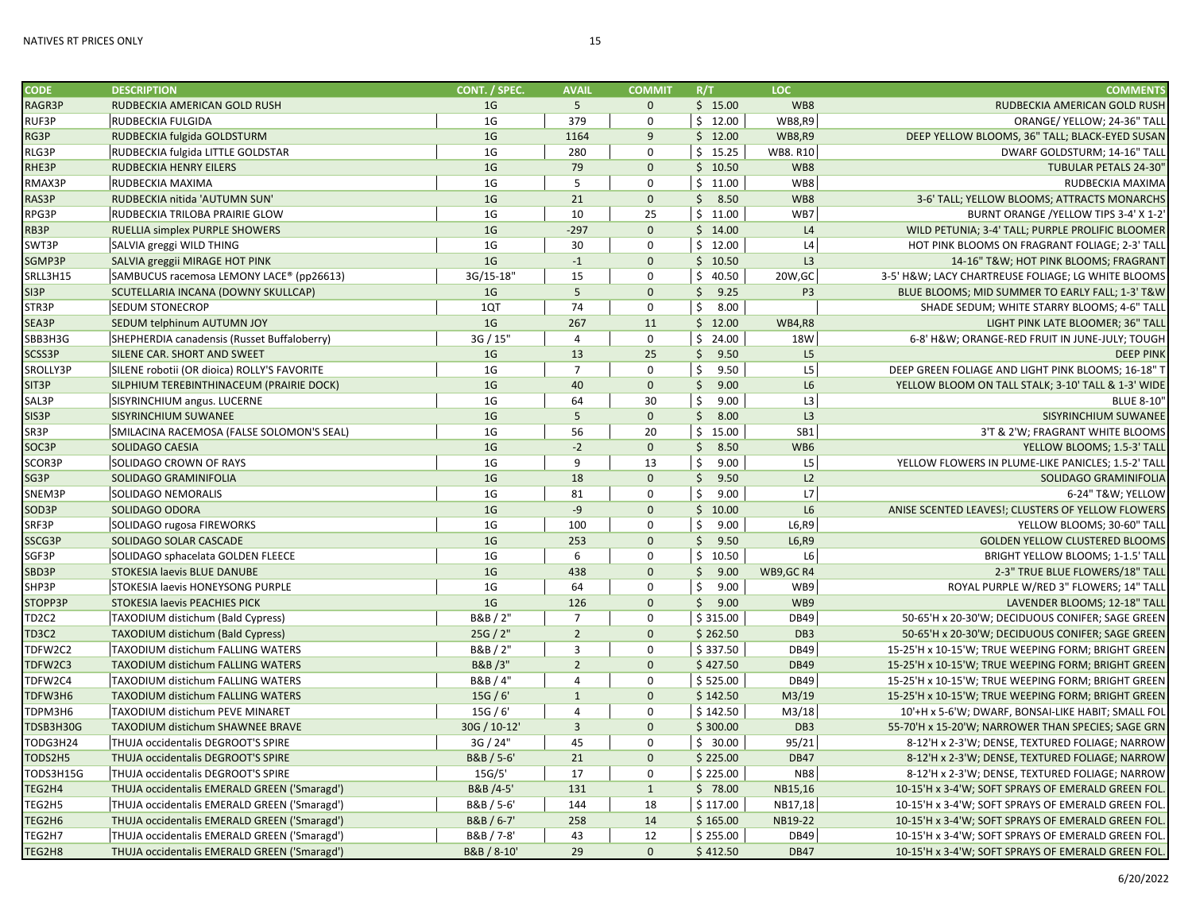| CODE | DESCRIPTION | CONT. / SPEC. | AVAIL | COMMIT | R/T | LOC | COMMENTS |
|---|---|---|---|---|---|---|---|
| RAGR3P | RUDBECKIA AMERICAN GOLD RUSH | 1G | 5 | 0 | $ 15.00 | WB8 | RUDBECKIA AMERICAN GOLD RUSH |
| RUF3P | RUDBECKIA FULGIDA | 1G | 379 | 0 | $ 12.00 | WB8,R9 | ORANGE/ YELLOW; 24-36" TALL |
| RG3P | RUDBECKIA fulgida GOLDSTURM | 1G | 1164 | 9 | $ 12.00 | WB8,R9 | DEEP YELLOW BLOOMS, 36" TALL; BLACK-EYED SUSAN |
| RLG3P | RUDBECKIA fulgida LITTLE GOLDSTAR | 1G | 280 | 0 | $ 15.25 | WB8. R10 | DWARF GOLDSTURM; 14-16" TALL |
| RHE3P | RUDBECKIA HENRY EILERS | 1G | 79 | 0 | $ 10.50 | WB8 | TUBULAR PETALS 24-30" |
| RMAX3P | RUDBECKIA MAXIMA | 1G | 5 | 0 | $ 11.00 | WB8 | RUDBECKIA MAXIMA |
| RAS3P | RUDBECKIA nitida 'AUTUMN SUN' | 1G | 21 | 0 | $ 8.50 | WB8 | 3-6' TALL; YELLOW BLOOMS; ATTRACTS MONARCHS |
| RPG3P | RUDBECKIA TRILOBA PRAIRIE GLOW | 1G | 10 | 25 | $ 11.00 | WB7 | BURNT ORANGE /YELLOW TIPS 3-4' X 1-2' |
| RB3P | RUELLIA simplex PURPLE SHOWERS | 1G | -297 | 0 | $ 14.00 | L4 | WILD PETUNIA; 3-4' TALL; PURPLE PROLIFIC BLOOMER |
| SWT3P | SALVIA greggi WILD THING | 1G | 30 | 0 | $ 12.00 | L4 | HOT PINK BLOOMS ON FRAGRANT FOLIAGE; 2-3' TALL |
| SGMP3P | SALVIA greggii MIRAGE HOT PINK | 1G | -1 | 0 | $ 10.50 | L3 | 14-16" T&W; HOT PINK BLOOMS; FRAGRANT |
| SRLL3H15 | SAMBUCUS racemosa LEMONY LACE® (pp26613) | 3G/15-18" | 15 | 0 | $ 40.50 | 20W,GC | 3-5' H&W; LACY CHARTREUSE FOLIAGE; LG WHITE BLOOMS |
| SI3P | SCUTELLARIA INCANA (DOWNY SKULLCAP) | 1G | 5 | 0 | $ 9.25 | P3 | BLUE BLOOMS; MID SUMMER TO EARLY FALL; 1-3' T&W |
| STR3P | SEDUM STONECROP | 1QT | 74 | 0 | $ 8.00 | | SHADE SEDUM; WHITE STARRY BLOOMS; 4-6" TALL |
| SEA3P | SEDUM telphinum AUTUMN JOY | 1G | 267 | 11 | $ 12.00 | WB4,R8 | LIGHT PINK LATE BLOOMER; 36" TALL |
| SBB3H3G | SHEPHERDIA canadensis (Russet Buffaloberry) | 3G / 15" | 4 | 0 | $ 24.00 | 18W | 6-8' H&W; ORANGE-RED FRUIT IN JUNE-JULY; TOUGH |
| SCSS3P | SILENE CAR. SHORT AND SWEET | 1G | 13 | 25 | $ 9.50 | L5 | DEEP PINK |
| SROLLY3P | SILENE robotii (OR dioica) ROLLY'S FAVORITE | 1G | 7 | 0 | $ 9.50 | L5 | DEEP GREEN FOLIAGE AND LIGHT PINK BLOOMS; 16-18" T |
| SIT3P | SILPHIUM TEREBINTHINACEUM (PRAIRIE DOCK) | 1G | 40 | 0 | $ 9.00 | L6 | YELLOW BLOOM ON TALL STALK; 3-10' TALL & 1-3' WIDE |
| SAL3P | SISYRINCHIUM angus. LUCERNE | 1G | 64 | 30 | $ 9.00 | L3 | BLUE 8-10" |
| SIS3P | SISYRINCHIUM SUWANEE | 1G | 5 | 0 | $ 8.00 | L3 | SISYRINCHIUM SUWANEE |
| SR3P | SMILACINA RACEMOSA (FALSE SOLOMON'S SEAL) | 1G | 56 | 20 | $ 15.00 | SB1 | 3'T & 2'W; FRAGRANT WHITE BLOOMS |
| SOC3P | SOLIDAGO CAESIA | 1G | -2 | 0 | $ 8.50 | WB6 | YELLOW BLOOMS; 1.5-3' TALL |
| SCOR3P | SOLIDAGO CROWN OF RAYS | 1G | 9 | 13 | $ 9.00 | L5 | YELLOW FLOWERS IN PLUME-LIKE PANICLES; 1.5-2' TALL |
| SG3P | SOLIDAGO GRAMINIFOLIA | 1G | 18 | 0 | $ 9.50 | L2 | SOLIDAGO GRAMINIFOLIA |
| SNEM3P | SOLIDAGO NEMORALIS | 1G | 81 | 0 | $ 9.00 | L7 | 6-24" T&W; YELLOW |
| SOD3P | SOLIDAGO ODORA | 1G | -9 | 0 | $ 10.00 | L6 | ANISE SCENTED LEAVES!; CLUSTERS OF YELLOW FLOWERS |
| SRF3P | SOLIDAGO rugosa FIREWORKS | 1G | 100 | 0 | $ 9.00 | L6,R9 | YELLOW BLOOMS; 30-60" TALL |
| SSCG3P | SOLIDAGO SOLAR CASCADE | 1G | 253 | 0 | $ 9.50 | L6,R9 | GOLDEN YELLOW CLUSTERED BLOOMS |
| SGF3P | SOLIDAGO sphacelata GOLDEN FLEECE | 1G | 6 | 0 | $ 10.50 | L6 | BRIGHT YELLOW BLOOMS; 1-1.5' TALL |
| SBD3P | STOKESIA laevis BLUE DANUBE | 1G | 438 | 0 | $ 9.00 | WB9,GC R4 | 2-3" TRUE BLUE FLOWERS/18" TALL |
| SHP3P | STOKESIA laevis HONEYSONG PURPLE | 1G | 64 | 0 | $ 9.00 | WB9 | ROYAL PURPLE W/RED 3" FLOWERS; 14" TALL |
| STOPP3P | STOKESIA laevis PEACHIES PICK | 1G | 126 | 0 | $ 9.00 | WB9 | LAVENDER BLOOMS; 12-18" TALL |
| TD2C2 | TAXODIUM distichum (Bald Cypress) | B&B / 2" | 7 | 0 | $ 315.00 | DB49 | 50-65'H x 20-30'W; DECIDUOUS CONIFER; SAGE GREEN |
| TD3C2 | TAXODIUM distichum (Bald Cypress) | 25G / 2" | 2 | 0 | $ 262.50 | DB3 | 50-65'H x 20-30'W; DECIDUOUS CONIFER; SAGE GREEN |
| TDFW2C2 | TAXODIUM distichum FALLING WATERS | B&B / 2" | 3 | 0 | $ 337.50 | DB49 | 15-25'H x 10-15'W; TRUE WEEPING FORM; BRIGHT GREEN |
| TDFW2C3 | TAXODIUM distichum FALLING WATERS | B&B /3" | 2 | 0 | $ 427.50 | DB49 | 15-25'H x 10-15'W; TRUE WEEPING FORM; BRIGHT GREEN |
| TDFW2C4 | TAXODIUM distichum FALLING WATERS | B&B / 4" | 4 | 0 | $ 525.00 | DB49 | 15-25'H x 10-15'W; TRUE WEEPING FORM; BRIGHT GREEN |
| TDFW3H6 | TAXODIUM distichum FALLING WATERS | 15G / 6' | 1 | 0 | $ 142.50 | M3/19 | 15-25'H x 10-15'W; TRUE WEEPING FORM; BRIGHT GREEN |
| TDPM3H6 | TAXODIUM distichum PEVE MINARET | 15G / 6' | 4 | 0 | $ 142.50 | M3/18 | 10'+H x 5-6'W; DWARF, BONSAI-LIKE HABIT; SMALL FOL |
| TDSB3H30G | TAXODIUM distichum SHAWNEE BRAVE | 30G / 10-12' | 3 | 0 | $ 300.00 | DB3 | 55-70'H x 15-20'W; NARROWER THAN SPECIES; SAGE GRN |
| TODG3H24 | THUJA occidentalis DEGROOT'S SPIRE | 3G / 24" | 45 | 0 | $ 30.00 | 95/21 | 8-12'H x 2-3'W; DENSE, TEXTURED FOLIAGE; NARROW |
| TODS2H5 | THUJA occidentalis DEGROOT'S SPIRE | B&B / 5-6' | 21 | 0 | $ 225.00 | DB47 | 8-12'H x 2-3'W; DENSE, TEXTURED FOLIAGE; NARROW |
| TODS3H15G | THUJA occidentalis DEGROOT'S SPIRE | 15G/5' | 17 | 0 | $ 225.00 | NB8 | 8-12'H x 2-3'W; DENSE, TEXTURED FOLIAGE; NARROW |
| TEG2H4 | THUJA occidentalis EMERALD GREEN ('Smaragd') | B&B /4-5' | 131 | 1 | $ 78.00 | NB15,16 | 10-15'H x 3-4'W; SOFT SPRAYS OF EMERALD GREEN FOL. |
| TEG2H5 | THUJA occidentalis EMERALD GREEN ('Smaragd') | B&B / 5-6' | 144 | 18 | $ 117.00 | NB17,18 | 10-15'H x 3-4'W; SOFT SPRAYS OF EMERALD GREEN FOL. |
| TEG2H6 | THUJA occidentalis EMERALD GREEN ('Smaragd') | B&B / 6-7' | 258 | 14 | $ 165.00 | NB19-22 | 10-15'H x 3-4'W; SOFT SPRAYS OF EMERALD GREEN FOL. |
| TEG2H7 | THUJA occidentalis EMERALD GREEN ('Smaragd') | B&B / 7-8' | 43 | 12 | $ 255.00 | DB49 | 10-15'H x 3-4'W; SOFT SPRAYS OF EMERALD GREEN FOL. |
| TEG2H8 | THUJA occidentalis EMERALD GREEN ('Smaragd') | B&B / 8-10' | 29 | 0 | $ 412.50 | DB47 | 10-15'H x 3-4'W; SOFT SPRAYS OF EMERALD GREEN FOL. |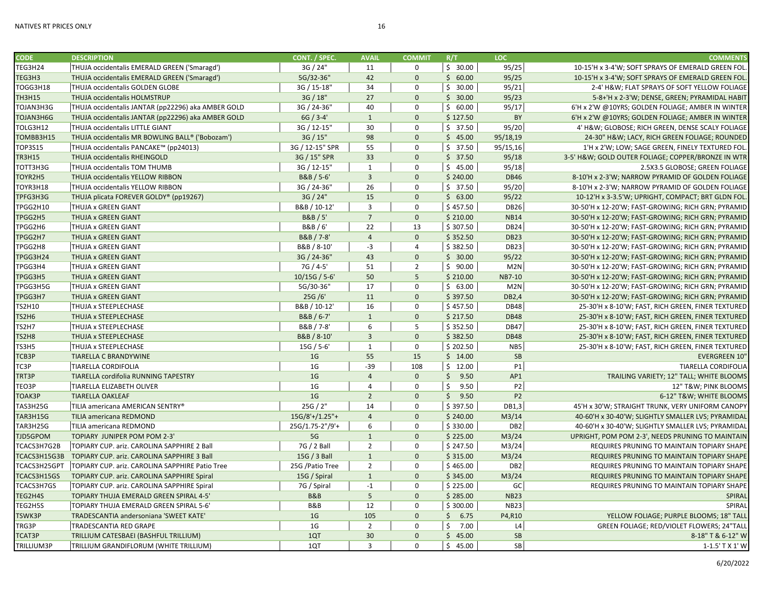| CODE | DESCRIPTION | CONT. / SPEC. | AVAIL | COMMIT | R/T | LOC | COMMENTS |
|---|---|---|---|---|---|---|---|
| TEG3H24 | THUJA occidentalis EMERALD GREEN ('Smaragd') | 3G / 24" | 11 | 0 | $ 30.00 | 95/25 | 10-15'H x 3-4'W; SOFT SPRAYS OF EMERALD GREEN FOL. |
| TEG3H3 | THUJA occidentalis EMERALD GREEN ('Smaragd') | 5G/32-36" | 42 | 0 | $ 60.00 | 95/25 | 10-15'H x 3-4'W; SOFT SPRAYS OF EMERALD GREEN FOL. |
| TOGG3H18 | THUJA occidentalis GOLDEN GLOBE | 3G / 15-18" | 34 | 0 | $ 30.00 | 95/21 | 2-4' H&W; FLAT SPRAYS OF SOFT YELLOW FOLIAGE |
| TH3H15 | THUJA occidentalis HOLMSTRUP | 3G / 18" | 27 | 0 | $ 30.00 | 95/23 | 5-8+'H x 2-3'W; DENSE, GREEN; PYRAMIDAL HABIT |
| TOJAN3H3G | THUJA occidentalis JANTAR (pp22296) aka AMBER GOLD | 3G / 24-36" | 40 | 0 | $ 60.00 | 95/17 | 6'H x 2'W @10YRS; GOLDEN FOLIAGE; AMBER IN WINTER |
| TOJAN3H6G | THUJA occidentalis JANTAR (pp22296) aka AMBER GOLD | 6G / 3-4' | 1 | 0 | $ 127.50 | BY | 6'H x 2'W @10YRS; GOLDEN FOLIAGE; AMBER IN WINTER |
| TOLG3H12 | THUJA occidentalis LITTLE GIANT | 3G / 12-15" | 30 | 0 | $ 37.50 | 95/20 | 4' H&W; GLOBOSE; RICH GREEN, DENSE SCALY FOLIAGE |
| TOMBB3H15 | THUJA occidentalis MR BOWLING BALL® ('Bobozam') | 3G / 15" | 98 | 0 | $ 45.00 | 95/18,19 | 24-30" H&W; LACY, RICH GREEN FOLIAGE; ROUNDED |
| TOP3S15 | THUJA occidentalis PANCAKE™ (pp24013) | 3G / 12-15" SPR | 55 | 0 | $ 37.50 | 95/15,16 | 1'H x 2'W; LOW; SAGE GREEN, FINELY TEXTURED FOL. |
| TR3H15 | THUJA occidentalis RHEINGOLD | 3G / 15" SPR | 33 | 0 | $ 37.50 | 95/18 | 3-5' H&W; GOLD OUTER FOLIAGE; COPPER/BRONZE IN WTR |
| TOTT3H3G | THUJA occidentalis TOM THUMB | 3G / 12-15" | 1 | 0 | $ 45.00 | 95/18 | 2.5X3.5 GLOBOSE; GREEN FOLIAGE |
| TOYR2H5 | THUJA occidentalis YELLOW RIBBON | B&B / 5-6' | 3 | 0 | $ 240.00 | DB46 | 8-10'H x 2-3'W; NARROW PYRAMID OF GOLDEN FOLIAGE |
| TOYR3H18 | THUJA occidentalis YELLOW RIBBON | 3G / 24-36" | 26 | 0 | $ 37.50 | 95/20 | 8-10'H x 2-3'W; NARROW PYRAMID OF GOLDEN FOLIAGE |
| TPFG3H3G | THUJA plicata FOREVER GOLDY® (pp19267) | 3G / 24" | 15 | 0 | $ 63.00 | 95/22 | 10-12'H x 3-3.5'W; UPRIGHT, COMPACT; BRT GLDN FOL. |
| TPGG2H10 | THUJA x GREEN GIANT | B&B / 10-12' | 3 | 0 | $ 457.50 | DB26 | 30-50'H x 12-20'W; FAST-GROWING; RICH GRN; PYRAMID |
| TPGG2H5 | THUJA x GREEN GIANT | B&B / 5' | 7 | 0 | $ 210.00 | NB14 | 30-50'H x 12-20'W; FAST-GROWING; RICH GRN; PYRAMID |
| TPGG2H6 | THUJA x GREEN GIANT | B&B / 6' | 22 | 13 | $ 307.50 | DB24 | 30-50'H x 12-20'W; FAST-GROWING; RICH GRN; PYRAMID |
| TPGG2H7 | THUJA x GREEN GIANT | B&B / 7-8' | 4 | 0 | $ 352.50 | DB23 | 30-50'H x 12-20'W; FAST-GROWING; RICH GRN; PYRAMID |
| TPGG2H8 | THUJA x GREEN GIANT | B&B / 8-10' | -3 | 4 | $ 382.50 | DB23 | 30-50'H x 12-20'W; FAST-GROWING; RICH GRN; PYRAMID |
| TPGG3H24 | THUJA x GREEN GIANT | 3G / 24-36" | 43 | 0 | $ 30.00 | 95/22 | 30-50'H x 12-20'W; FAST-GROWING; RICH GRN; PYRAMID |
| TPGG3H4 | THUJA x GREEN GIANT | 7G / 4-5' | 51 | 2 | $ 90.00 | M2N | 30-50'H x 12-20'W; FAST-GROWING; RICH GRN; PYRAMID |
| TPGG3H5 | THUJA x GREEN GIANT | 10/15G / 5-6' | 50 | 5 | $ 210.00 | NB7-10 | 30-50'H x 12-20'W; FAST-GROWING; RICH GRN; PYRAMID |
| TPGG3H5G | THUJA x GREEN GIANT | 5G/30-36" | 17 | 0 | $ 63.00 | M2N | 30-50'H x 12-20'W; FAST-GROWING; RICH GRN; PYRAMID |
| TPGG3H7 | THUJA x GREEN GIANT | 25G /6' | 11 | 0 | $ 397.50 | DB2,4 | 30-50'H x 12-20'W; FAST-GROWING; RICH GRN; PYRAMID |
| TS2H10 | THUJA x STEEPLECHASE | B&B / 10-12' | 16 | 0 | $ 457.50 | DB48 | 25-30'H x 8-10'W; FAST, RICH GREEN, FINER TEXTURED |
| TS2H6 | THUJA x STEEPLECHASE | B&B / 6-7' | 1 | 0 | $ 217.50 | DB48 | 25-30'H x 8-10'W; FAST, RICH GREEN, FINER TEXTURED |
| TS2H7 | THUJA x STEEPLECHASE | B&B / 7-8' | 6 | 5 | $ 352.50 | DB47 | 25-30'H x 8-10'W; FAST, RICH GREEN, FINER TEXTURED |
| TS2H8 | THUJA x STEEPLECHASE | B&B / 8-10' | 3 | 0 | $ 382.50 | DB48 | 25-30'H x 8-10'W; FAST, RICH GREEN, FINER TEXTURED |
| TS3H5 | THUJA x STEEPLECHASE | 15G / 5-6' | 1 | 0 | $ 202.50 | NB5 | 25-30'H x 8-10'W; FAST, RICH GREEN, FINER TEXTURED |
| TCB3P | TIARELLA C BRANDYWINE | 1G | 55 | 15 | $ 14.00 | SB | EVERGREEN 10" |
| TC3P | TIARELLA CORDIFOLIA | 1G | -39 | 108 | $ 12.00 | P1 | TIARELLA CORDIFOLIA |
| TRT3P | TIARELLA cordifolia RUNNING TAPESTRY | 1G | 4 | 0 | $ 9.50 | AP1 | TRAILING VARIETY; 12" TALL; WHITE BLOOMS |
| TEO3P | TIARELLA ELIZABETH OLIVER | 1G | 4 | 0 | $ 9.50 | P2 | 12" T&W; PINK BLOOMS |
| TOAK3P | TIARELLA OAKLEAF | 1G | 2 | 0 | $ 9.50 | P2 | 6-12" T&W; WHITE BLOOMS |
| TAS3H25G | TILIA americana AMERICAN SENTRY® | 25G / 2" | 14 | 0 | $ 397.50 | DB1,3 | 45'H x 30'W; STRAIGHT TRUNK, VERY UNIFORM CANOPY |
| TAR3H15G | TILIA americana REDMOND | 15G/8'+/1.25"+ | 4 | 0 | $ 240.00 | M3/14 | 40-60'H x 30-40'W; SLIGHTLY SMALLER LVS; PYRAMIDAL |
| TAR3H25G | TILIA americana REDMOND | 25G/1.75-2"/9'+ | 6 | 0 | $ 330.00 | DB2 | 40-60'H x 30-40'W; SLIGHTLY SMALLER LVS; PYRAMIDAL |
| TJD5GPOM | TOPIARY JUNIPER POM POM 2-3' | 5G | 1 | 0 | $ 225.00 | M3/24 | UPRIGHT, POM POM 2-3', NEEDS PRUNING TO MAINTAIN |
| TCACS3H7G2B | TOPIARY CUP. ariz. CAROLINA SAPPHIRE 2 Ball | 7G / 2 Ball | 2 | 0 | $ 247.50 | M3/24 | REQUIRES PRUNING TO MAINTAIN TOPIARY SHAPE |
| TCACS3H15G3B | TOPIARY CUP. ariz. CAROLINA SAPPHIRE 3 Ball | 15G / 3 Ball | 1 | 0 | $ 315.00 | M3/24 | REQUIRES PRUNING TO MAINTAIN TOPIARY SHAPE |
| TCACS3H25GPT | TOPIARY CUP. ariz. CAROLINA SAPPHIRE Patio Tree | 25G /Patio Tree | 2 | 0 | $ 465.00 | DB2 | REQUIRES PRUNING TO MAINTAIN TOPIARY SHAPE |
| TCACS3H15GS | TOPIARY CUP. ariz. CAROLINA SAPPHIRE Spiral | 15G / Spiral | 1 | 0 | $ 345.00 | M3/24 | REQUIRES PRUNING TO MAINTAIN TOPIARY SHAPE |
| TCACS3H7GS | TOPIARY CUP. ariz. CAROLINA SAPPHIRE Spiral | 7G / Spiral | -1 | 0 | $ 225.00 | GC | REQUIRES PRUNING TO MAINTAIN TOPIARY SHAPE |
| TEG2H4S | TOPIARY THUJA EMERALD GREEN SPIRAL 4-5' | B&B | 5 | 0 | $ 285.00 | NB23 | SPIRAL |
| TEG2H5S | TOPIARY THUJA EMERALD GREEN SPIRAL 5-6' | B&B | 12 | 0 | $ 300.00 | NB23 | SPIRAL |
| TSWK3P | TRADESCANTIA andersoniana 'SWEET KATE' | 1G | 105 | 0 | $ 6.75 | P4,R10 | YELLOW FOLIAGE; PURPLE BLOOMS; 18" TALL |
| TRG3P | TRADESCANTIA RED GRAPE | 1G | 2 | 0 | $ 7.00 | L4 | GREEN FOLIAGE; RED/VIOLET FLOWERS; 24"TALL |
| TCAT3P | TRILLIUM CATESBAEI (BASHFUL TRILLIUM) | 1QT | 30 | 0 | $ 45.00 | SB | 8-18" T & 6-12" W |
| TRILLIUM3P | TRILLIUM GRANDIFLORUM (WHITE TRILLIUM) | 1QT | 3 | 0 | $ 45.00 | SB | 1-1.5' T X 1' W |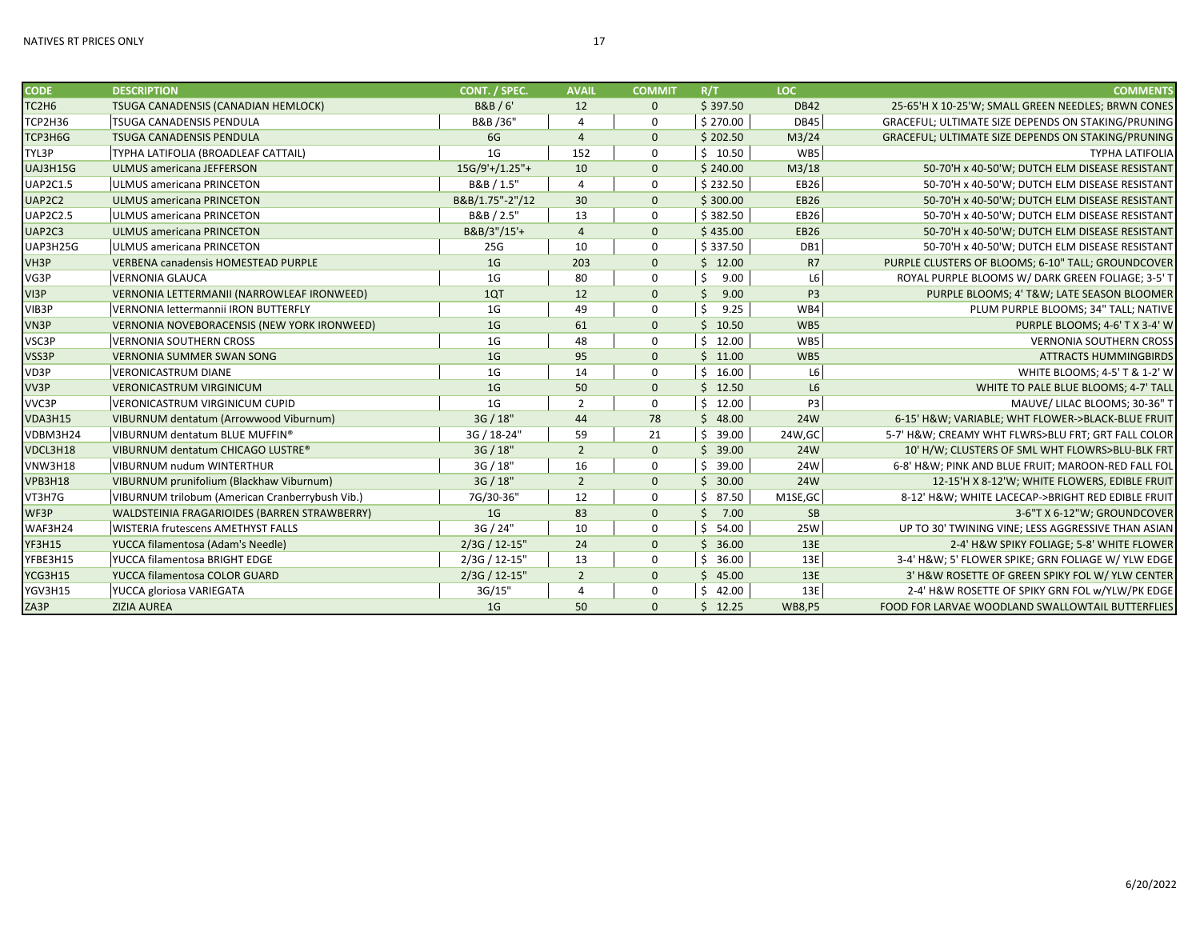| CODE | DESCRIPTION | CONT. / SPEC. | AVAIL | COMMIT | R/T | LOC | COMMENTS |
|---|---|---|---|---|---|---|---|
| TC2H6 | TSUGA CANADENSIS (CANADIAN HEMLOCK) | B&B / 6' | 12 | 0 | $ 397.50 | DB42 | 25-65'H X 10-25'W; SMALL GREEN NEEDLES; BRWN CONES |
| TCP2H36 | TSUGA CANADENSIS PENDULA | B&B /36" | 4 | 0 | $ 270.00 | DB45 | GRACEFUL; ULTIMATE SIZE DEPENDS ON STAKING/PRUNING |
| TCP3H6G | TSUGA CANADENSIS PENDULA | 6G | 4 | 0 | $ 202.50 | M3/24 | GRACEFUL; ULTIMATE SIZE DEPENDS ON STAKING/PRUNING |
| TYL3P | TYPHA LATIFOLIA (BROADLEAF CATTAIL) | 1G | 152 | 0 | $ 10.50 | WB5 | TYPHA LATIFOLIA |
| UAJ3H15G | ULMUS americana JEFFERSON | 15G/9'+/1.25"+ | 10 | 0 | $ 240.00 | M3/18 | 50-70'H x 40-50'W; DUTCH ELM DISEASE RESISTANT |
| UAP2C1.5 | ULMUS americana PRINCETON | B&B / 1.5" | 4 | 0 | $ 232.50 | EB26 | 50-70'H x 40-50'W; DUTCH ELM DISEASE RESISTANT |
| UAP2C2 | ULMUS americana PRINCETON | B&B/1.75"-2"/12 | 30 | 0 | $ 300.00 | EB26 | 50-70'H x 40-50'W; DUTCH ELM DISEASE RESISTANT |
| UAP2C2.5 | ULMUS americana PRINCETON | B&B / 2.5" | 13 | 0 | $ 382.50 | EB26 | 50-70'H x 40-50'W; DUTCH ELM DISEASE RESISTANT |
| UAP2C3 | ULMUS americana PRINCETON | B&B/3"/15'+ | 4 | 0 | $ 435.00 | EB26 | 50-70'H x 40-50'W; DUTCH ELM DISEASE RESISTANT |
| UAP3H25G | ULMUS americana PRINCETON | 25G | 10 | 0 | $ 337.50 | DB1 | 50-70'H x 40-50'W; DUTCH ELM DISEASE RESISTANT |
| VH3P | VERBENA canadensis HOMESTEAD PURPLE | 1G | 203 | 0 | $ 12.00 | R7 | PURPLE CLUSTERS OF BLOOMS; 6-10" TALL; GROUNDCOVER |
| VG3P | VERNONIA GLAUCA | 1G | 80 | 0 | $ 9.00 | L6 | ROYAL PURPLE BLOOMS W/ DARK GREEN FOLIAGE; 3-5' T |
| VI3P | VERNONIA LETTERMANII (NARROWLEAF IRONWEED) | 1QT | 12 | 0 | $ 9.00 | P3 | PURPLE BLOOMS; 4' T&W; LATE SEASON BLOOMER |
| VIB3P | VERNONIA lettermannii IRON BUTTERFLY | 1G | 49 | 0 | $ 9.25 | WB4 | PLUM PURPLE BLOOMS; 34" TALL; NATIVE |
| VN3P | VERNONIA NOVEBORACENSIS (NEW YORK IRONWEED) | 1G | 61 | 0 | $ 10.50 | WB5 | PURPLE BLOOMS; 4-6' T X 3-4' W |
| VSC3P | VERNONIA SOUTHERN CROSS | 1G | 48 | 0 | $ 12.00 | WB5 | VERNONIA SOUTHERN CROSS |
| VSS3P | VERNONIA SUMMER SWAN SONG | 1G | 95 | 0 | $ 11.00 | WB5 | ATTRACTS HUMMINGBIRDS |
| VD3P | VERONICASTRUM DIANE | 1G | 14 | 0 | $ 16.00 | L6 | WHITE BLOOMS; 4-5' T & 1-2' W |
| VV3P | VERONICASTRUM VIRGINICUM | 1G | 50 | 0 | $ 12.50 | L6 | WHITE TO PALE BLUE BLOOMS; 4-7' TALL |
| VVC3P | VERONICASTRUM VIRGINICUM CUPID | 1G | 2 | 0 | $ 12.00 | P3 | MAUVE/ LILAC BLOOMS; 30-36" T |
| VDA3H15 | VIBURNUM dentatum (Arrowwood Viburnum) | 3G / 18" | 44 | 78 | $ 48.00 | 24W | 6-15' H&W; VARIABLE; WHT FLOWER->BLACK-BLUE FRUIT |
| VDBM3H24 | VIBURNUM dentatum BLUE MUFFIN® | 3G / 18-24" | 59 | 21 | $ 39.00 | 24W,GC | 5-7' H&W; CREAMY WHT FLWRS>BLU FRT; GRT FALL COLOR |
| VDCL3H18 | VIBURNUM dentatum CHICAGO LUSTRE® | 3G / 18" | 2 | 0 | $ 39.00 | 24W | 10' H/W; CLUSTERS OF SML WHT FLOWRS>BLU-BLK FRT |
| VNW3H18 | VIBURNUM nudum WINTERTHUR | 3G / 18" | 16 | 0 | $ 39.00 | 24W | 6-8' H&W; PINK AND BLUE FRUIT; MAROON-RED FALL FOL |
| VPB3H18 | VIBURNUM prunifolium (Blackhaw Viburnum) | 3G / 18" | 2 | 0 | $ 30.00 | 24W | 12-15'H X 8-12'W; WHITE FLOWERS, EDIBLE FRUIT |
| VT3H7G | VIBURNUM trilobum (American Cranberrybush Vib.) | 7G/30-36" | 12 | 0 | $ 87.50 | M1SE,GC | 8-12' H&W; WHITE LACECAP->BRIGHT RED EDIBLE FRUIT |
| WF3P | WALDSTEINIA FRAGARIOIDES (BARREN STRAWBERRY) | 1G | 83 | 0 | $ 7.00 | SB | 3-6"T X 6-12"W; GROUNDCOVER |
| WAF3H24 | WISTERIA frutescens AMETHYST FALLS | 3G / 24" | 10 | 0 | $ 54.00 | 25W | UP TO 30' TWINING VINE; LESS AGGRESSIVE THAN ASIAN |
| YF3H15 | YUCCA filamentosa (Adam's Needle) | 2/3G / 12-15" | 24 | 0 | $ 36.00 | 13E | 2-4' H&W SPIKY FOLIAGE; 5-8' WHITE FLOWER |
| YFBE3H15 | YUCCA filamentosa BRIGHT EDGE | 2/3G / 12-15" | 13 | 0 | $ 36.00 | 13E | 3-4' H&W; 5' FLOWER SPIKE; GRN FOLIAGE W/ YLW EDGE |
| YCG3H15 | YUCCA filamentosa COLOR GUARD | 2/3G / 12-15" | 2 | 0 | $ 45.00 | 13E | 3' H&W ROSETTE OF GREEN SPIKY FOL W/ YLW CENTER |
| YGV3H15 | YUCCA gloriosa VARIEGATA | 3G/15" | 4 | 0 | $ 42.00 | 13E | 2-4' H&W ROSETTE OF SPIKY GRN FOL w/YLW/PK EDGE |
| ZA3P | ZIZIA AUREA | 1G | 50 | 0 | $ 12.25 | WB8,P5 | FOOD FOR LARVAE WOODLAND SWALLOWTAIL BUTTERFLIES |